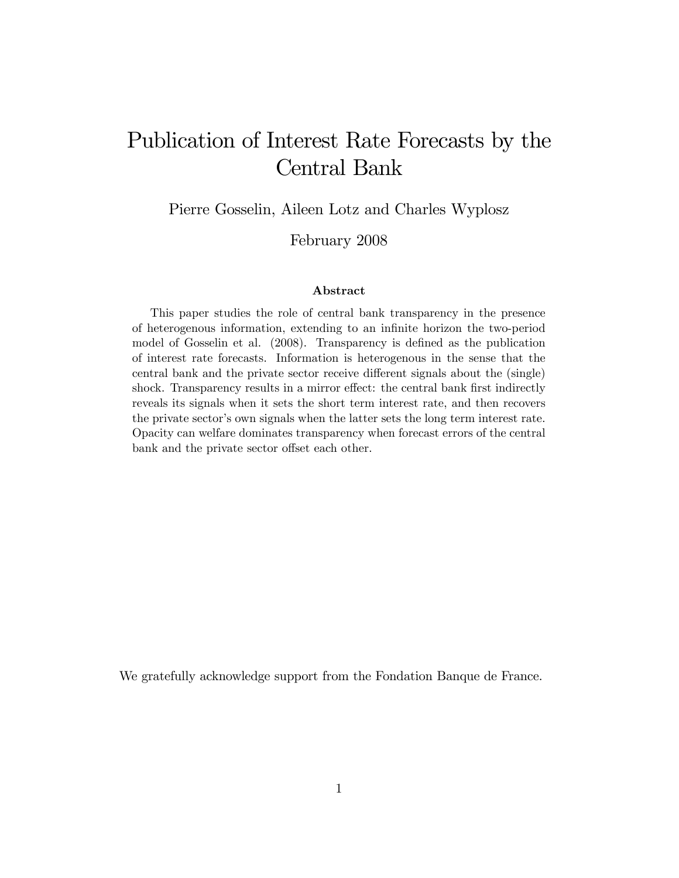# Publication of Interest Rate Forecasts by the Central Bank

Pierre Gosselin, Aileen Lotz and Charles Wyplosz

February 2008

**Abstract**

This paper studies the role of central bank transparency in the presence of heterogenous information, extending to an infinite horizon the two-period model of Gosselin et al. (2008). Transparency is defined as the publication of interest rate forecasts. Information is heterogenous in the sense that the central bank and the private sector receive different signals about the (single) shock. Transparency results in a mirror effect: the central bank first indirectly reveals its signals when it sets the short term interest rate, and then recovers the private sector's own signals when the latter sets the long term interest rate. Opacity can welfare dominates transparency when forecast errors of the central bank and the private sector offset each other.

We gratefully acknowledge support from the Fondation Banque de France.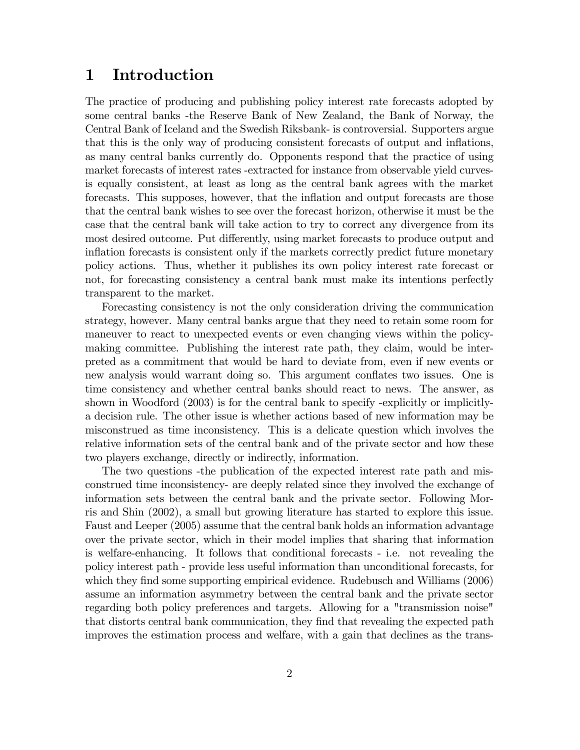# 1 Introduction

The practice of producing and publishing policy interest rate forecasts adopted by some central banks -the Reserve Bank of New Zealand, the Bank of Norway, the Central Bank of Iceland and the Swedish Riksbank- is controversial. Supporters argue that this is the only way of producing consistent forecasts of output and inflations, as many central banks currently do. Opponents respond that the practice of using market forecasts of interest rates -extracted for instance from observable yield curves- is equally consistent, at least as long as the central bank agrees with the market forecasts. This supposes, however, that the inflation and output forecasts are those that the central bank wishes to see over the forecast horizon, otherwise it must be the case that the central bank will take action to try to correct any divergence from its most desired outcome. Put differently, using market forecasts to produce output and inflation forecasts is consistent only if the markets correctly predict future monetary policy actions. Thus, whether it publishes its own policy interest rate forecast or not, for forecasting consistency a central bank must make its intentions perfectly transparent to the market.

Forecasting consistency is not the only consideration driving the communication strategy, however. Many central banks argue that they need to retain some room for maneuver to react to unexpected events or even changing views within the policy-making committee. Publishing the interest rate path, they claim, would be interpreted as a commitment that would be hard to deviate from, even if new events or new analysis would warrant doing so. This argument conflates two issues. One is time consistency and whether central banks should react to news. The answer, as shown in Woodford (2003) is for the central bank to specify -explicitly or implicitly- a decision rule. The other issue is whether actions based of new information may be misconstrued as time inconsistency. This is a delicate question which involves the relative information sets of the central bank and of the private sector and how these two players exchange, directly or indirectly, information.

The two questions -the publication of the expected interest rate path and misconstrued time inconsistency- are deeply related since they involved the exchange of information sets between the central bank and the private sector. Following Morris and Shin (2002), a small but growing literature has started to explore this issue. Faust and Leeper (2005) assume that the central bank holds an information advantage over the private sector, which in their model implies that sharing that information is welfare-enhancing. It follows that conditional forecasts - i.e. not revealing the policy interest path - provide less useful information than unconditional forecasts, for which they find some supporting empirical evidence. Rudebusch and Williams (2006) assume an information asymmetry between the central bank and the private sector regarding both policy preferences and targets. Allowing for a "transmission noise" that distorts central bank communication, they find that revealing the expected path improves the estimation process and welfare, with a gain that declines as the trans-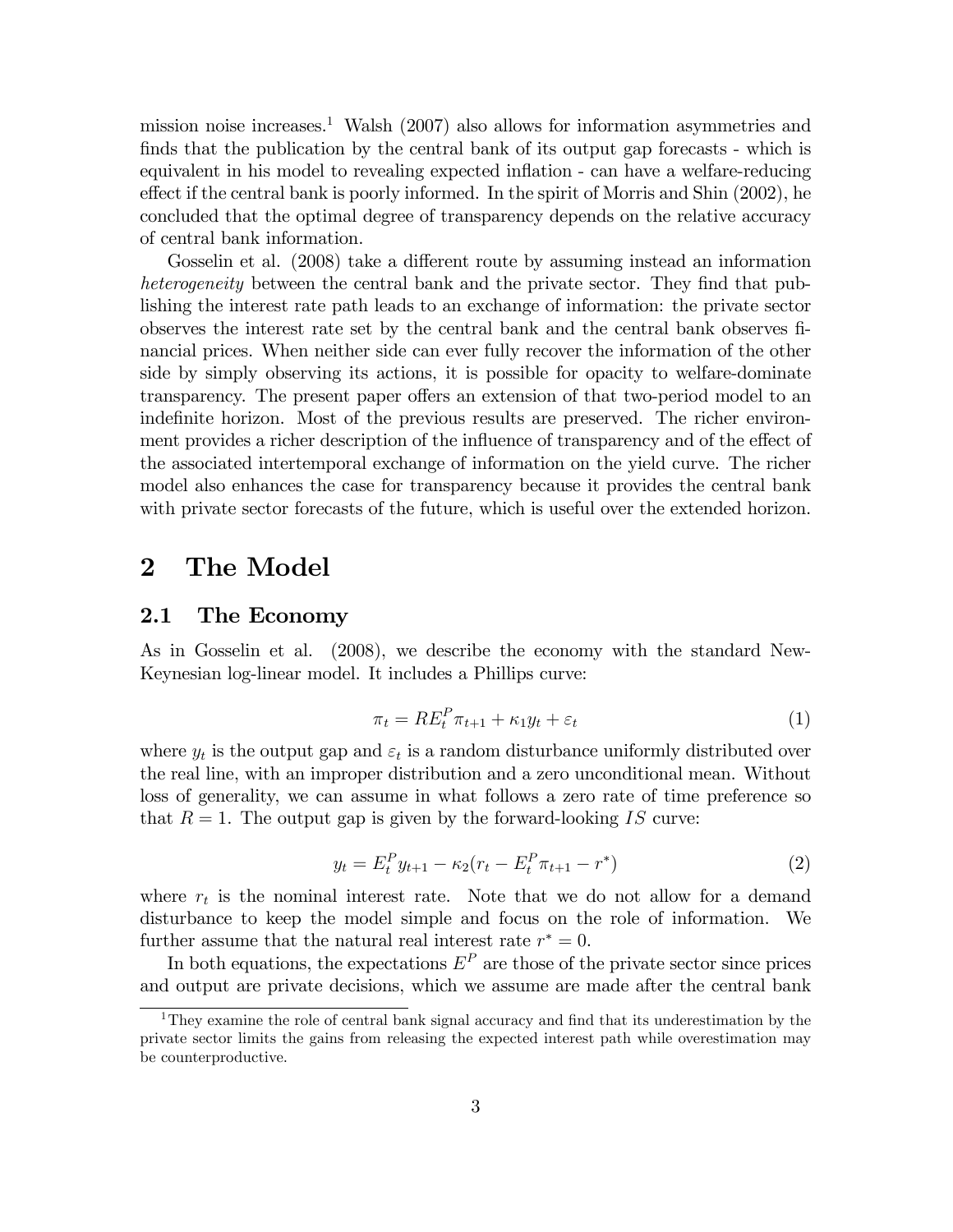mission noise increases.[1] Walsh (2007) also allows for information asymmetries and finds that the publication by the central bank of its output gap forecasts - which is equivalent in his model to revealing expected inflation - can have a welfare-reducing effect if the central bank is poorly informed. In the spirit of Morris and Shin (2002), he concluded that the optimal degree of transparency depends on the relative accuracy of central bank information.

Gosselin et al. (2008) take a different route by assuming instead an information *heterogeneity* between the central bank and the private sector. They find that publishing the interest rate path leads to an exchange of information: the private sector observes the interest rate set by the central bank and the central bank observes financial prices. When neither side can ever fully recover the information of the other side by simply observing its actions, it is possible for opacity to welfare-dominate transparency. The present paper offers an extension of that two-period model to an indefinite horizon. Most of the previous results are preserved. The richer environment provides a richer description of the influence of transparency and of the effect of the associated intertemporal exchange of information on the yield curve. The richer model also enhances the case for transparency because it provides the central bank with private sector forecasts of the future, which is useful over the extended horizon.

# 2 The Model

## 2.1 The Economy

As in Gosselin et al. (2008), we describe the economy with the standard New-Keynesian log-linear model. It includes a Phillips curve:

$$\pi_t = RE_t^P \pi_{t+1} + \kappa_1 y_t + \varepsilon_t \tag{1}$$

where $y_t$ is the output gap and $\varepsilon_t$ is a random disturbance uniformly distributed over the real line, with an improper distribution and a zero unconditional mean. Without loss of generality, we can assume in what follows a zero rate of time preference so that $R = 1$. The output gap is given by the forward-looking $IS$ curve:

$$y_t = E_t^P y_{t+1} - \kappa_2 (r_t - E_t^P \pi_{t+1} - r^*) \tag{2}$$

where $r_t$ is the nominal interest rate. Note that we do not allow for a demand disturbance to keep the model simple and focus on the role of information. We further assume that the natural real interest rate $r^* = 0$.

In both equations, the expectations $E^P$ are those of the private sector since prices and output are private decisions, which we assume are made after the central bank

[1] They examine the role of central bank signal accuracy and find that its underestimation by the private sector limits the gains from releasing the expected interest path while overestimation may be counterproductive.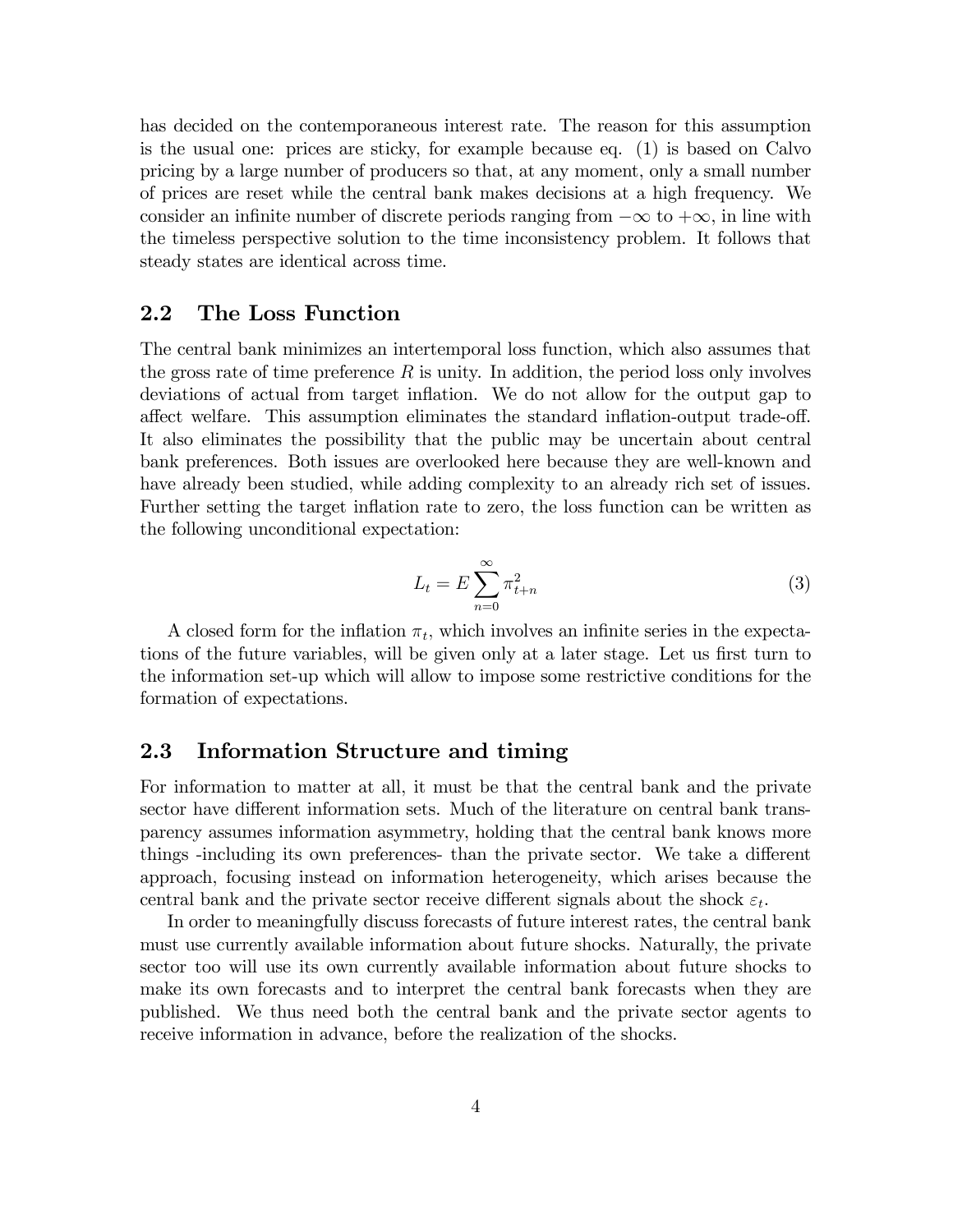has decided on the contemporaneous interest rate. The reason for this assumption is the usual one: prices are sticky, for example because eq. (1) is based on Calvo pricing by a large number of producers so that, at any moment, only a small number of prices are reset while the central bank makes decisions at a high frequency. We consider an infinite number of discrete periods ranging from $-\infty$ to $+\infty$, in line with the timeless perspective solution to the time inconsistency problem. It follows that steady states are identical across time.

## 2.2 The Loss Function

The central bank minimizes an intertemporal loss function, which also assumes that the gross rate of time preference $R$ is unity. In addition, the period loss only involves deviations of actual from target inflation. We do not allow for the output gap to affect welfare. This assumption eliminates the standard inflation-output trade-off. It also eliminates the possibility that the public may be uncertain about central bank preferences. Both issues are overlooked here because they are well-known and have already been studied, while adding complexity to an already rich set of issues. Further setting the target inflation rate to zero, the loss function can be written as the following unconditional expectation:

$$L_t = E \sum_{n=0}^{\infty} \pi_{t+n}^2 \tag{3}$$

A closed form for the inflation $\pi_t$, which involves an infinite series in the expectations of the future variables, will be given only at a later stage. Let us first turn to the information set-up which will allow to impose some restrictive conditions for the formation of expectations.

## 2.3 Information Structure and timing

For information to matter at all, it must be that the central bank and the private sector have different information sets. Much of the literature on central bank transparency assumes information asymmetry, holding that the central bank knows more things -including its own preferences- than the private sector. We take a different approach, focusing instead on information heterogeneity, which arises because the central bank and the private sector receive different signals about the shock $\varepsilon_t$.

In order to meaningfully discuss forecasts of future interest rates, the central bank must use currently available information about future shocks. Naturally, the private sector too will use its own currently available information about future shocks to make its own forecasts and to interpret the central bank forecasts when they are published. We thus need both the central bank and the private sector agents to receive information in advance, before the realization of the shocks.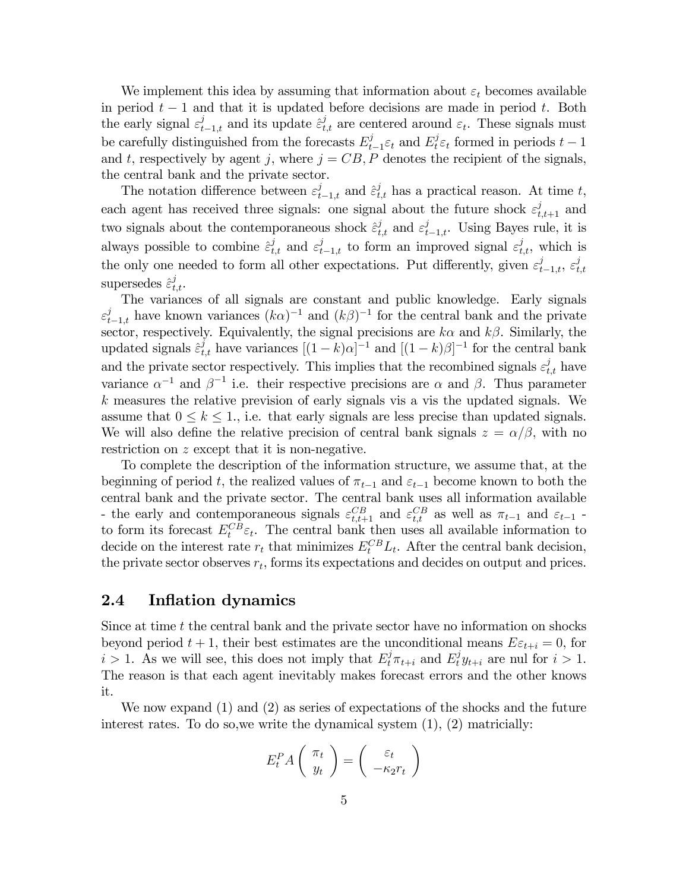We implement this idea by assuming that information about $\varepsilon_t$ becomes available in period $t-1$ and that it is updated before decisions are made in period $t$. Both the early signal $\varepsilon^j_{t-1,t}$ and its update $\hat{\varepsilon}^j_{t,t}$ are centered around $\varepsilon_t$. These signals must be carefully distinguished from the forecasts $E^j_{t-1}\varepsilon_t$ and $E^j_t\varepsilon_t$ formed in periods $t-1$ and $t$, respectively by agent $j$, where $j = CB, P$ denotes the recipient of the signals, the central bank and the private sector.

The notation difference between $\varepsilon^j_{t-1,t}$ and $\hat{\varepsilon}^j_{t,t}$ has a practical reason. At time $t$, each agent has received three signals: one signal about the future shock $\varepsilon^j_{t,t+1}$ and two signals about the contemporaneous shock $\hat{\varepsilon}^j_{t,t}$ and $\varepsilon^j_{t-1,t}$. Using Bayes rule, it is always possible to combine $\hat{\varepsilon}^j_{t,t}$ and $\varepsilon^j_{t-1,t}$ to form an improved signal $\varepsilon^j_{t,t}$, which is the only one needed to form all other expectations. Put differently, given $\varepsilon^j_{t-1,t}$, $\varepsilon^j_{t,t}$ supersedes $\hat{\varepsilon}^j_{t,t}$.

The variances of all signals are constant and public knowledge. Early signals $\varepsilon^j_{t-1,t}$ have known variances $(k\alpha)^{-1}$ and $(k\beta)^{-1}$ for the central bank and the private sector, respectively. Equivalently, the signal precisions are $k\alpha$ and $k\beta$. Similarly, the updated signals $\hat{\varepsilon}^j_{t,t}$ have variances $[(1-k)\alpha]^{-1}$ and $[(1-k)\beta]^{-1}$ for the central bank and the private sector respectively. This implies that the recombined signals $\varepsilon^j_{t,t}$ have variance $\alpha^{-1}$ and $\beta^{-1}$ i.e. their respective precisions are $\alpha$ and $\beta$. Thus parameter $k$ measures the relative prevision of early signals vis a vis the updated signals. We assume that $0 \leq k \leq 1.$, i.e. that early signals are less precise than updated signals. We will also define the relative precision of central bank signals $z = \alpha/\beta$, with no restriction on $z$ except that it is non-negative.

To complete the description of the information structure, we assume that, at the beginning of period $t$, the realized values of $\pi_{t-1}$ and $\varepsilon_{t-1}$ become known to both the central bank and the private sector. The central bank uses all information available - the early and contemporaneous signals $\varepsilon^{CB}_{t,t+1}$ and $\varepsilon^{CB}_{t,t}$ as well as $\pi_{t-1}$ and $\varepsilon_{t-1}$ - to form its forecast $E^{CB}_t\varepsilon_t$. The central bank then uses all available information to decide on the interest rate $r_t$ that minimizes $E^{CB}_t L_t$. After the central bank decision, the private sector observes $r_t$, forms its expectations and decides on output and prices.

## 2.4 Inflation dynamics

Since at time $t$ the central bank and the private sector have no information on shocks beyond period $t+1$, their best estimates are the unconditional means $E\varepsilon_{t+i} = 0$, for $i > 1$. As we will see, this does not imply that $E^j_t\pi_{t+i}$ and $E^j_t y_{t+i}$ are nul for $i > 1$. The reason is that each agent inevitably makes forecast errors and the other knows it.

We now expand (1) and (2) as series of expectations of the shocks and the future interest rates. To do so,we write the dynamical system (1), (2) matricially:

$$E^P_t A \begin{pmatrix} \pi_t \\ y_t \end{pmatrix} = \begin{pmatrix} \varepsilon_t \\ -\kappa_2 r_t \end{pmatrix}$$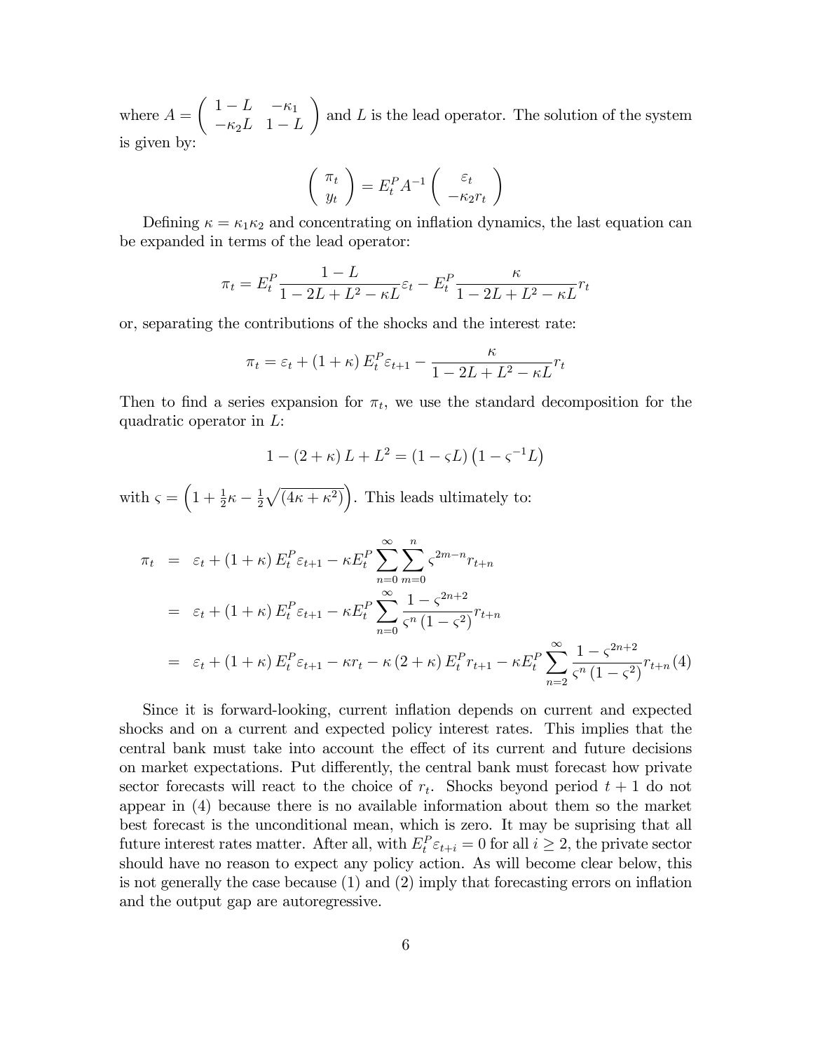where $A = \begin{pmatrix} 1-L & -\kappa_1 \\ -\kappa_2 L & 1-L \end{pmatrix}$ and $L$ is the lead operator. The solution of the system is given by:

$$\begin{pmatrix} \pi_t \\ y_t \end{pmatrix} = E_t^P A^{-1} \begin{pmatrix} \varepsilon_t \\ -\kappa_2 r_t \end{pmatrix}$$

Defining $\kappa = \kappa_1 \kappa_2$ and concentrating on inflation dynamics, the last equation can be expanded in terms of the lead operator:

$$\pi_t = E_t^P \frac{1-L}{1-2L+L^2-\kappa L} \varepsilon_t - E_t^P \frac{\kappa}{1-2L+L^2-\kappa L} r_t$$

or, separating the contributions of the shocks and the interest rate:

$$\pi_t = \varepsilon_t + (1+\kappa) E_t^P \varepsilon_{t+1} - \frac{\kappa}{1-2L+L^2-\kappa L} r_t$$

Then to find a series expansion for $\pi_t$, we use the standard decomposition for the quadratic operator in $L$:

$$1-(2+\kappa)L + L^2 = (1-\varsigma L)\left(1-\varsigma^{-1} L\right)$$

with $\varsigma = \left(1 + \frac{1}{2}\kappa - \frac{1}{2}\sqrt{(4\kappa+\kappa^2)}\right)$. This leads ultimately to:

$$\begin{aligned}
\pi_t &= \varepsilon_t + (1+\kappa) E_t^P \varepsilon_{t+1} - \kappa E_t^P \sum_{n=0}^{\infty} \sum_{m=0}^{n} \varsigma^{2m-n} r_{t+n} \\
&= \varepsilon_t + (1+\kappa) E_t^P \varepsilon_{t+1} - \kappa E_t^P \sum_{n=0}^{\infty} \frac{1-\varsigma^{2n+2}}{\varsigma^n (1-\varsigma^2)} r_{t+n} \\
&= \varepsilon_t + (1+\kappa) E_t^P \varepsilon_{t+1} - \kappa r_t - \kappa (2+\kappa) E_t^P r_{t+1} - \kappa E_t^P \sum_{n=2}^{\infty} \frac{1-\varsigma^{2n+2}}{\varsigma^n (1-\varsigma^2)} r_{t+n} \quad (4)
\end{aligned}$$

Since it is forward-looking, current inflation depends on current and expected shocks and on a current and expected policy interest rates. This implies that the central bank must take into account the effect of its current and future decisions on market expectations. Put differently, the central bank must forecast how private sector forecasts will react to the choice of $r_t$. Shocks beyond period $t+1$ do not appear in (4) because there is no available information about them so the market best forecast is the unconditional mean, which is zero. It may be suprising that all future interest rates matter. After all, with $E_t^P \varepsilon_{t+i} = 0$ for all $i \geq 2$, the private sector should have no reason to expect any policy action. As will become clear below, this is not generally the case because (1) and (2) imply that forecasting errors on inflation and the output gap are autoregressive.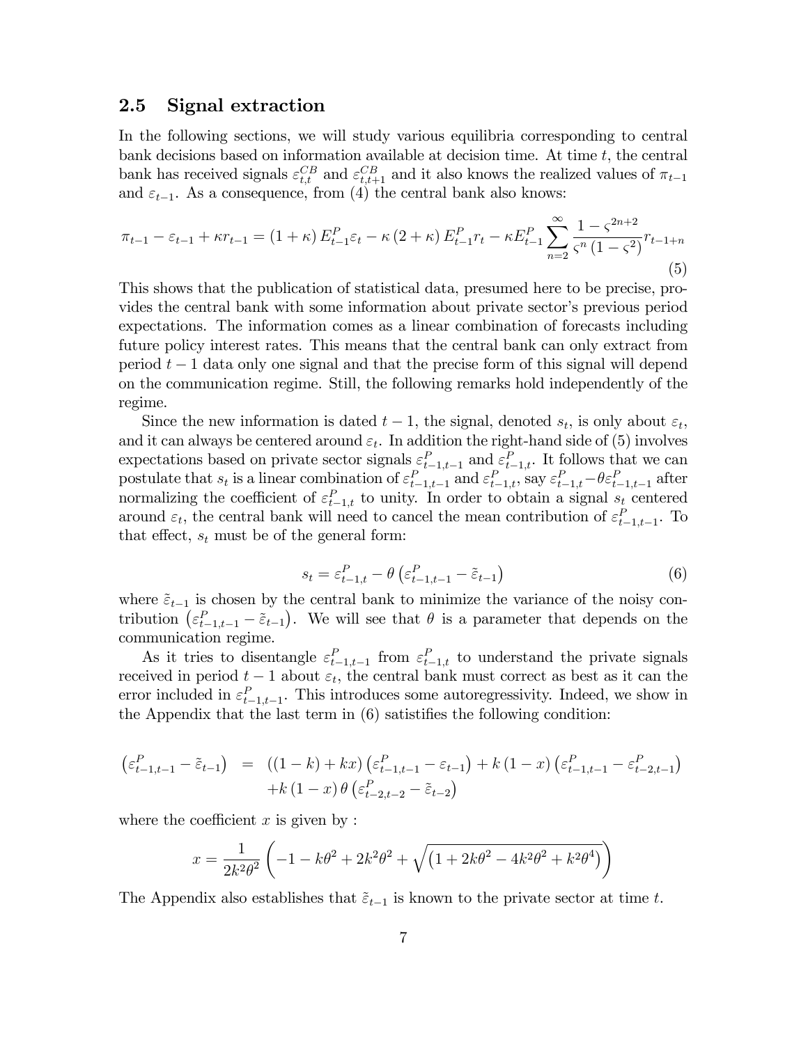## 2.5 Signal extraction

In the following sections, we will study various equilibria corresponding to central bank decisions based on information available at decision time. At time $t$, the central bank has received signals $\varepsilon_{t,t}^{CB}$ and $\varepsilon_{t,t+1}^{CB}$ and it also knows the realized values of $\pi_{t-1}$ and $\varepsilon_{t-1}$. As a consequence, from (4) the central bank also knows:

$$\pi_{t-1} - \varepsilon_{t-1} + \kappa r_{t-1} = (1+\kappa) E_{t-1}^{P} \varepsilon_t - \kappa (2+\kappa) E_{t-1}^{P} r_t - \kappa E_{t-1}^{P} \sum_{n=2}^{\infty} \frac{1-\varsigma^{2n+2}}{\varsigma^n (1-\varsigma^2)} r_{t-1+n} \tag{5}$$

This shows that the publication of statistical data, presumed here to be precise, provides the central bank with some information about private sector's previous period expectations. The information comes as a linear combination of forecasts including future policy interest rates. This means that the central bank can only extract from period $t-1$ data only one signal and that the precise form of this signal will depend on the communication regime. Still, the following remarks hold independently of the regime.

Since the new information is dated $t-1$, the signal, denoted $s_t$, is only about $\varepsilon_t$, and it can always be centered around $\varepsilon_t$. In addition the right-hand side of (5) involves expectations based on private sector signals $\varepsilon_{t-1,t-1}^{P}$ and $\varepsilon_{t-1,t}^{P}$. It follows that we can postulate that $s_t$ is a linear combination of $\varepsilon_{t-1,t-1}^{P}$ and $\varepsilon_{t-1,t}^{P}$, say $\varepsilon_{t-1,t}^{P} - \theta \varepsilon_{t-1,t-1}^{P}$ after normalizing the coefficient of $\varepsilon_{t-1,t}^{P}$ to unity. In order to obtain a signal $s_t$ centered around $\varepsilon_t$, the central bank will need to cancel the mean contribution of $\varepsilon_{t-1,t-1}^{P}$. To that effect, $s_t$ must be of the general form:

$$s_t = \varepsilon_{t-1,t}^{P} - \theta \left( \varepsilon_{t-1,t-1}^{P} - \tilde{\varepsilon}_{t-1} \right) \tag{6}$$

where $\tilde{\varepsilon}_{t-1}$ is chosen by the central bank to minimize the variance of the noisy contribution $\left( \varepsilon_{t-1,t-1}^{P} - \tilde{\varepsilon}_{t-1} \right)$. We will see that $\theta$ is a parameter that depends on the communication regime.

As it tries to disentangle $\varepsilon_{t-1,t-1}^{P}$ from $\varepsilon_{t-1,t}^{P}$ to understand the private signals received in period $t-1$ about $\varepsilon_t$, the central bank must correct as best as it can the error included in $\varepsilon_{t-1,t-1}^{P}$. This introduces some autoregressivity. Indeed, we show in the Appendix that the last term in (6) satistifies the following condition:

$$\begin{aligned} \left( \varepsilon_{t-1,t-1}^{P} - \tilde{\varepsilon}_{t-1} \right) &= \left( (1-k) + kx \right) \left( \varepsilon_{t-1,t-1}^{P} - \varepsilon_{t-1} \right) + k (1-x) \left( \varepsilon_{t-1,t-1}^{P} - \varepsilon_{t-2,t-1}^{P} \right) \\ &\quad + k (1-x) \theta \left( \varepsilon_{t-2,t-2}^{P} - \tilde{\varepsilon}_{t-2} \right) \end{aligned}$$

where the coefficient $x$ is given by :

$$x = \frac{1}{2k^2\theta^2} \left( -1 - k\theta^2 + 2k^2\theta^2 + \sqrt{\left(1 + 2k\theta^2 - 4k^2\theta^2 + k^2\theta^4\right)} \right)$$

The Appendix also establishes that $\tilde{\varepsilon}_{t-1}$ is known to the private sector at time $t$.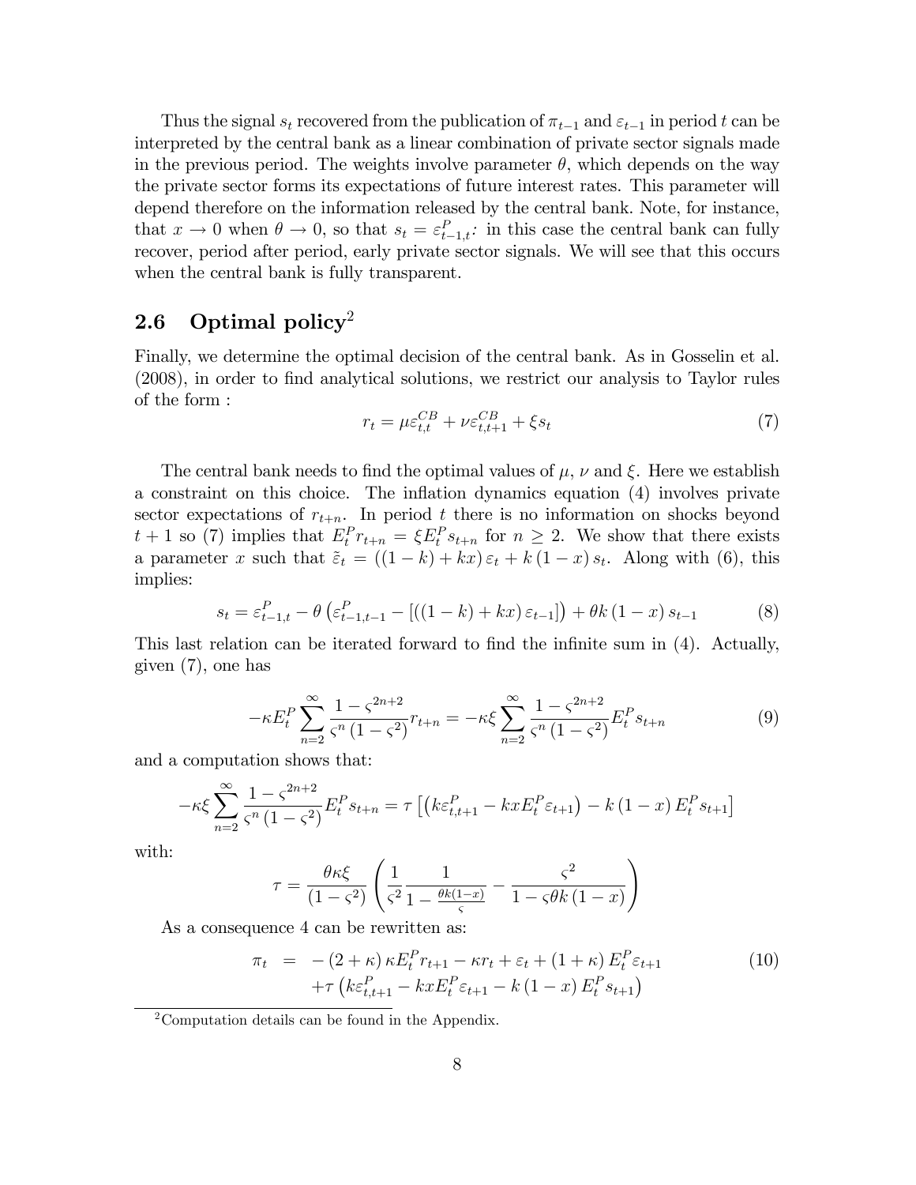Thus the signal $s_t$ recovered from the publication of $\pi_{t-1}$ and $\varepsilon_{t-1}$ in period $t$ can be interpreted by the central bank as a linear combination of private sector signals made in the previous period. The weights involve parameter $\theta$, which depends on the way the private sector forms its expectations of future interest rates. This parameter will depend therefore on the information released by the central bank. Note, for instance, that $x \to 0$ when $\theta \to 0$, so that $s_t = \varepsilon^P_{t-1,t}$: in this case the central bank can fully recover, period after period, early private sector signals. We will see that this occurs when the central bank is fully transparent.

## 2.6 Optimal policy[2]

Finally, we determine the optimal decision of the central bank. As in Gosselin et al. (2008), in order to find analytical solutions, we restrict our analysis to Taylor rules of the form :

$$r_t = \mu \varepsilon^{CB}_{t,t} + \nu \varepsilon^{CB}_{t,t+1} + \xi s_t \tag{7}$$

The central bank needs to find the optimal values of $\mu$, $\nu$ and $\xi$. Here we establish a constraint on this choice. The inflation dynamics equation (4) involves private sector expectations of $r_{t+n}$. In period $t$ there is no information on shocks beyond $t+1$ so (7) implies that $E^P_t r_{t+n} = \xi E^P_t s_{t+n}$ for $n \geq 2$. We show that there exists a parameter $x$ such that $\tilde{\varepsilon}_t = ((1-k) + kx)\varepsilon_t + k(1-x)s_t$. Along with (6), this implies:

$$s_t = \varepsilon^P_{t-1,t} - \theta\left(\varepsilon^P_{t-1,t-1} - [((1-k)+kx)\varepsilon_{t-1}]\right) + \theta k(1-x)s_{t-1} \tag{8}$$

This last relation can be iterated forward to find the infinite sum in (4). Actually, given (7), one has

$$-\kappa E^P_t \sum_{n=2}^{\infty} \frac{1-\varsigma^{2n+2}}{\varsigma^n(1-\varsigma^2)} r_{t+n} = -\kappa\xi \sum_{n=2}^{\infty} \frac{1-\varsigma^{2n+2}}{\varsigma^n(1-\varsigma^2)} E^P_t s_{t+n} \tag{9}$$

and a computation shows that:

$$-\kappa\xi \sum_{n=2}^{\infty} \frac{1-\varsigma^{2n+2}}{\varsigma^n(1-\varsigma^2)} E^P_t s_{t+n} = \tau\left[\left(k\varepsilon^P_{t,t+1} - kxE^P_t\varepsilon_{t+1}\right) - k(1-x)E^P_t s_{t+1}\right]$$

with:

$$\tau = \frac{\theta\kappa\xi}{(1-\varsigma^2)}\left(\frac{1}{\varsigma^2}\frac{1}{1-\frac{\theta k(1-x)}{\varsigma}} - \frac{\varsigma^2}{1-\varsigma\theta k(1-x)}\right)$$

As a consequence 4 can be rewritten as:

$$\begin{aligned}\pi_t \;=\; & -(2+\kappa)\kappa E^P_t r_{t+1} - \kappa r_t + \varepsilon_t + (1+\kappa)E^P_t\varepsilon_{t+1} \\ & + \tau\left(k\varepsilon^P_{t,t+1} - kxE^P_t\varepsilon_{t+1} - k(1-x)E^P_t s_{t+1}\right)\end{aligned} \tag{10}$$

[2] Computation details can be found in the Appendix.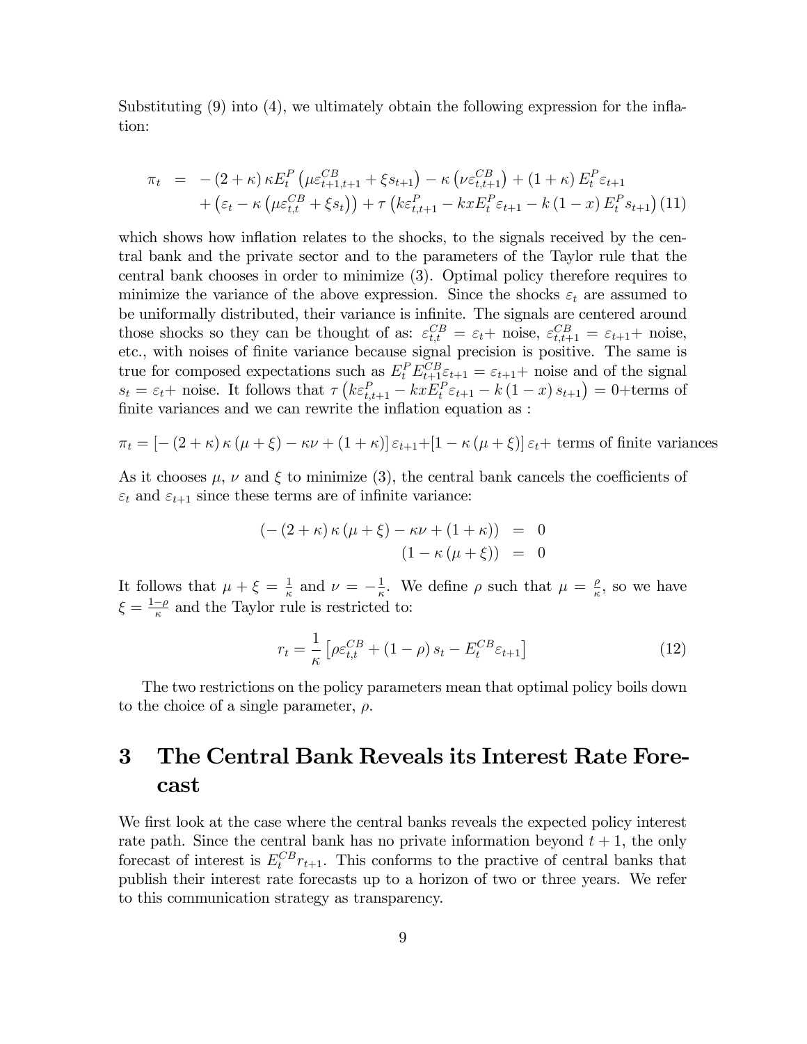Substituting (9) into (4), we ultimately obtain the following expression for the inflation:

$$
\begin{aligned}
\pi_t &= -\left(2+\kappa\right)\kappa E_t^P\left(\mu\varepsilon_{t+1,t+1}^{CB}+\xi s_{t+1}\right)-\kappa\left(\nu\varepsilon_{t,t+1}^{CB}\right)+\left(1+\kappa\right)E_t^P\varepsilon_{t+1} \\
&\quad +\left(\varepsilon_t-\kappa\left(\mu\varepsilon_{t,t}^{CB}+\xi s_t\right)\right)+\tau\left(k\varepsilon_{t,t+1}^{P}-kxE_t^P\varepsilon_{t+1}-k\left(1-x\right)E_t^P s_{t+1}\right) \quad (11)
\end{aligned}
$$

which shows how inflation relates to the shocks, to the signals received by the central bank and the private sector and to the parameters of the Taylor rule that the central bank chooses in order to minimize (3). Optimal policy therefore requires to minimize the variance of the above expression. Since the shocks $\varepsilon_t$ are assumed to be uniformally distributed, their variance is infinite. The signals are centered around those shocks so they can be thought of as: $\varepsilon_{t,t}^{CB}=\varepsilon_t+$ noise, $\varepsilon_{t,t+1}^{CB}=\varepsilon_{t+1}+$ noise, etc., with noises of finite variance because signal precision is positive. The same is true for composed expectations such as $E_t^P E_{t+1}^{CB}\varepsilon_{t+1}=\varepsilon_{t+1}+$ noise and of the signal $s_t=\varepsilon_t+$ noise. It follows that $\tau\left(k\varepsilon_{t,t+1}^{P}-kxE_t^P\varepsilon_{t+1}-k\left(1-x\right)s_{t+1}\right)=0+$terms of finite variances and we can rewrite the inflation equation as :

$$\pi_t=\left[-\left(2+\kappa\right)\kappa\left(\mu+\xi\right)-\kappa\nu+\left(1+\kappa\right)\right]\varepsilon_{t+1}+\left[1-\kappa\left(\mu+\xi\right)\right]\varepsilon_t+\text{ terms of finite variances}$$

As it chooses $\mu$, $\nu$ and $\xi$ to minimize (3), the central bank cancels the coefficients of $\varepsilon_t$ and $\varepsilon_{t+1}$ since these terms are of infinite variance:

$$
\begin{aligned}
\left(-\left(2+\kappa\right)\kappa\left(\mu+\xi\right)-\kappa\nu+\left(1+\kappa\right)\right) &= 0 \\
\left(1-\kappa\left(\mu+\xi\right)\right) &= 0
\end{aligned}
$$

It follows that $\mu+\xi=\frac{1}{\kappa}$ and $\nu=-\frac{1}{\kappa}$. We define $\rho$ such that $\mu=\frac{\rho}{\kappa}$, so we have $\xi=\frac{1-\rho}{\kappa}$ and the Taylor rule is restricted to:

$$r_t=\frac{1}{\kappa}\left[\rho\varepsilon_{t,t}^{CB}+\left(1-\rho\right)s_t-E_t^{CB}\varepsilon_{t+1}\right] \quad (12)$$

The two restrictions on the policy parameters mean that optimal policy boils down to the choice of a single parameter, $\rho$.

# 3 The Central Bank Reveals its Interest Rate Forecast

We first look at the case where the central banks reveals the expected policy interest rate path. Since the central bank has no private information beyond $t+1$, the only forecast of interest is $E_t^{CB}r_{t+1}$. This conforms to the practive of central banks that publish their interest rate forecasts up to a horizon of two or three years. We refer to this communication strategy as transparency.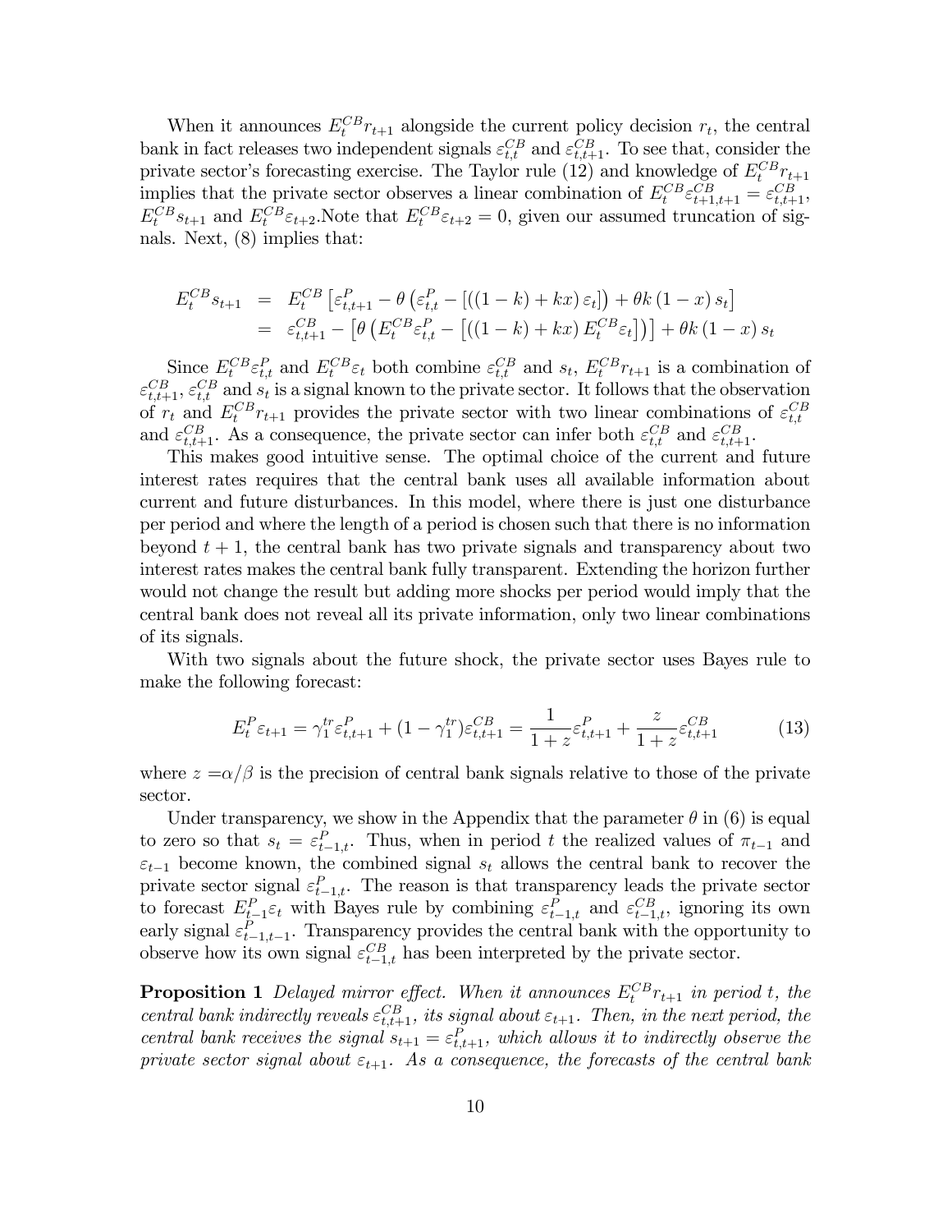When it announces $E_t^{CB} r_{t+1}$ alongside the current policy decision $r_t$, the central bank in fact releases two independent signals $\varepsilon_{t,t}^{CB}$ and $\varepsilon_{t,t+1}^{CB}$. To see that, consider the private sector's forecasting exercise. The Taylor rule (12) and knowledge of $E_t^{CB} r_{t+1}$ implies that the private sector observes a linear combination of $E_t^{CB} \varepsilon_{t+1,t+1}^{CB} = \varepsilon_{t,t+1}^{CB}$, $E_t^{CB} s_{t+1}$ and $E_t^{CB} \varepsilon_{t+2}$.Note that $E_t^{CB} \varepsilon_{t+2} = 0$, given our assumed truncation of signals. Next, (8) implies that:

$$
\begin{aligned}
E_t^{CB} s_{t+1} &= E_t^{CB} \left[ \varepsilon_{t,t+1}^{P} - \theta \left( \varepsilon_{t,t}^{P} - \left[ \left( (1-k) + kx \right) \varepsilon_t \right] \right) + \theta k (1-x) s_t \right] \\
&= \varepsilon_{t,t+1}^{CB} - \left[ \theta \left( E_t^{CB} \varepsilon_{t,t}^{P} - \left[ \left( (1-k) + kx \right) E_t^{CB} \varepsilon_t \right] \right) \right] + \theta k (1-x) s_t
\end{aligned}
$$

Since $E_t^{CB} \varepsilon_{t,t}^{P}$ and $E_t^{CB} \varepsilon_t$ both combine $\varepsilon_{t,t}^{CB}$ and $s_t$, $E_t^{CB} r_{t+1}$ is a combination of $\varepsilon_{t,t+1}^{CB}$, $\varepsilon_{t,t}^{CB}$ and $s_t$ is a signal known to the private sector. It follows that the observation of $r_t$ and $E_t^{CB} r_{t+1}$ provides the private sector with two linear combinations of $\varepsilon_{t,t}^{CB}$ and $\varepsilon_{t,t+1}^{CB}$. As a consequence, the private sector can infer both $\varepsilon_{t,t}^{CB}$ and $\varepsilon_{t,t+1}^{CB}$.

This makes good intuitive sense. The optimal choice of the current and future interest rates requires that the central bank uses all available information about current and future disturbances. In this model, where there is just one disturbance per period and where the length of a period is chosen such that there is no information beyond $t+1$, the central bank has two private signals and transparency about two interest rates makes the central bank fully transparent. Extending the horizon further would not change the result but adding more shocks per period would imply that the central bank does not reveal all its private information, only two linear combinations of its signals.

With two signals about the future shock, the private sector uses Bayes rule to make the following forecast:

$$
E_t^{P} \varepsilon_{t+1} = \gamma_1^{tr} \varepsilon_{t,t+1}^{P} + (1 - \gamma_1^{tr}) \varepsilon_{t,t+1}^{CB} = \frac{1}{1+z} \varepsilon_{t,t+1}^{P} + \frac{z}{1+z} \varepsilon_{t,t+1}^{CB} \tag{13}
$$

where $z = \alpha/\beta$ is the precision of central bank signals relative to those of the private sector.

Under transparency, we show in the Appendix that the parameter $\theta$ in (6) is equal to zero so that $s_t = \varepsilon_{t-1,t}^{P}$. Thus, when in period $t$ the realized values of $\pi_{t-1}$ and $\varepsilon_{t-1}$ become known, the combined signal $s_t$ allows the central bank to recover the private sector signal $\varepsilon_{t-1,t}^{P}$. The reason is that transparency leads the private sector to forecast $E_{t-1}^{P} \varepsilon_t$ with Bayes rule by combining $\varepsilon_{t-1,t}^{P}$ and $\varepsilon_{t-1,t}^{CB}$, ignoring its own early signal $\varepsilon_{t-1,t-1}^{P}$. Transparency provides the central bank with the opportunity to observe how its own signal $\varepsilon_{t-1,t}^{CB}$ has been interpreted by the private sector.

**Proposition 1** *Delayed mirror effect. When it announces $E_t^{CB} r_{t+1}$ in period $t$, the central bank indirectly reveals $\varepsilon_{t,t+1}^{CB}$, its signal about $\varepsilon_{t+1}$. Then, in the next period, the central bank receives the signal $s_{t+1} = \varepsilon_{t,t+1}^{P}$, which allows it to indirectly observe the private sector signal about $\varepsilon_{t+1}$. As a consequence, the forecasts of the central bank*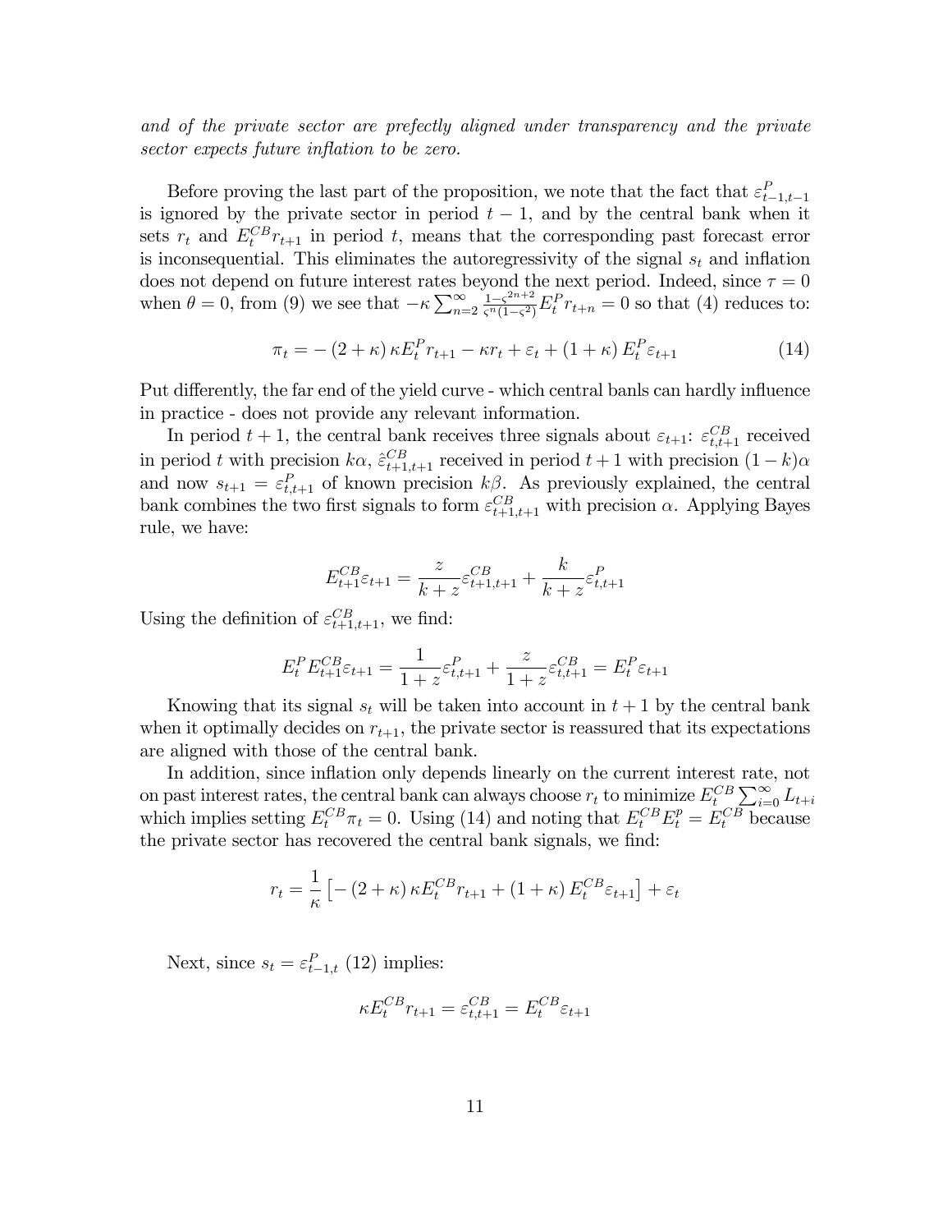*and of the private sector are prefectly aligned under transparency and the private sector expects future inflation to be zero.*

Before proving the last part of the proposition, we note that the fact that $\varepsilon^{P}_{t-1,t-1}$ is ignored by the private sector in period $t-1$, and by the central bank when it sets $r_t$ and $E^{CB}_t r_{t+1}$ in period $t$, means that the corresponding past forecast error is inconsequential. This eliminates the autoregressivity of the signal $s_t$ and inflation does not depend on future interest rates beyond the next period. Indeed, since $\tau = 0$ when $\theta = 0$, from (9) we see that $-\kappa \sum_{n=2}^{\infty} \frac{1-\varsigma^{2n+2}}{\varsigma^{n}(1-\varsigma^{2})} E^{P}_t r_{t+n} = 0$ so that (4) reduces to:

$$\pi_t = -(2+\kappa)\kappa E^{P}_t r_{t+1} - \kappa r_t + \varepsilon_t + (1+\kappa) E^{P}_t \varepsilon_{t+1} \tag{14}$$

Put differently, the far end of the yield curve - which central banls can hardly influence in practice - does not provide any relevant information.

In period $t+1$, the central bank receives three signals about $\varepsilon_{t+1}$: $\varepsilon^{CB}_{t,t+1}$ received in period $t$ with precision $k\alpha$, $\hat{\varepsilon}^{CB}_{t+1,t+1}$ received in period $t+1$ with precision $(1-k)\alpha$ and now $s_{t+1} = \varepsilon^{P}_{t,t+1}$ of known precision $k\beta$. As previously explained, the central bank combines the two first signals to form $\varepsilon^{CB}_{t+1,t+1}$ with precision $\alpha$. Applying Bayes rule, we have:

$$E^{CB}_{t+1}\varepsilon_{t+1} = \frac{z}{k+z}\varepsilon^{CB}_{t+1,t+1} + \frac{k}{k+z}\varepsilon^{P}_{t,t+1}$$

Using the definition of $\varepsilon^{CB}_{t+1,t+1}$, we find:

$$E^{P}_t E^{CB}_{t+1}\varepsilon_{t+1} = \frac{1}{1+z}\varepsilon^{P}_{t,t+1} + \frac{z}{1+z}\varepsilon^{CB}_{t,t+1} = E^{P}_t \varepsilon_{t+1}$$

Knowing that its signal $s_t$ will be taken into account in $t+1$ by the central bank when it optimally decides on $r_{t+1}$, the private sector is reassured that its expectations are aligned with those of the central bank.

In addition, since inflation only depends linearly on the current interest rate, not on past interest rates, the central bank can always choose $r_t$ to minimize $E^{CB}_t \sum_{i=0}^{\infty} L_{t+i}$ which implies setting $E^{CB}_t \pi_t = 0$. Using (14) and noting that $E^{CB}_t E^{p}_t = E^{CB}_t$ because the private sector has recovered the central bank signals, we find:

$$r_t = \frac{1}{\kappa}\left[-(2+\kappa)\kappa E^{CB}_t r_{t+1} + (1+\kappa) E^{CB}_t \varepsilon_{t+1}\right] + \varepsilon_t$$

Next, since $s_t = \varepsilon^{P}_{t-1,t}$ (12) implies:

$$\kappa E^{CB}_t r_{t+1} = \varepsilon^{CB}_{t,t+1} = E^{CB}_t \varepsilon_{t+1}$$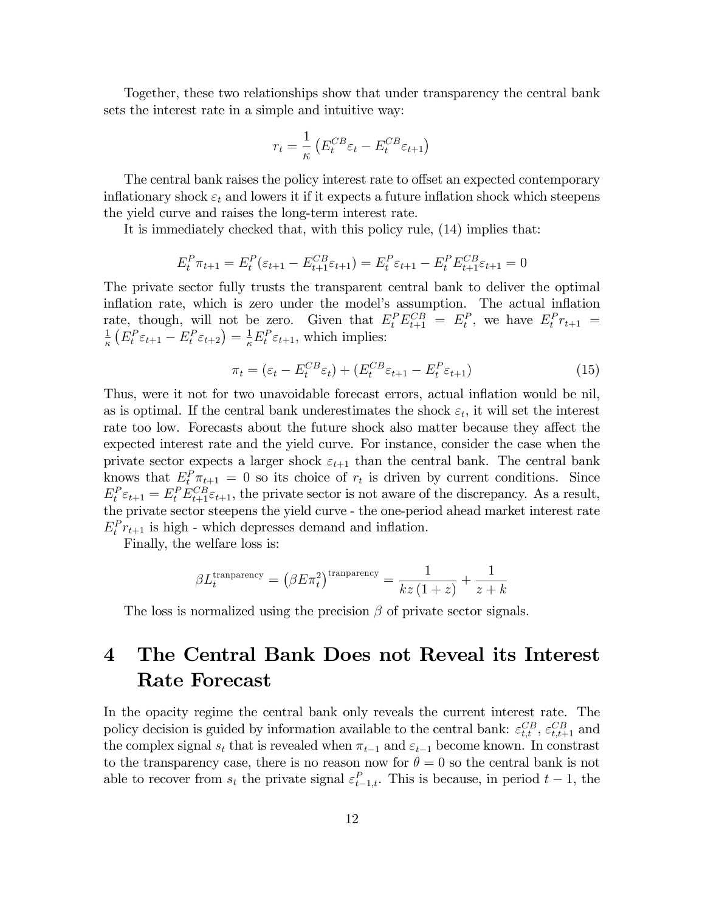Together, these two relationships show that under transparency the central bank sets the interest rate in a simple and intuitive way:

$$r_t = \frac{1}{\kappa}\left(E_t^{CB}\varepsilon_t - E_t^{CB}\varepsilon_{t+1}\right)$$

The central bank raises the policy interest rate to offset an expected contemporary inflationary shock $\varepsilon_t$ and lowers it if it expects a future inflation shock which steepens the yield curve and raises the long-term interest rate.

It is immediately checked that, with this policy rule, (14) implies that:

$$E_t^P \pi_{t+1} = E_t^P(\varepsilon_{t+1} - E_{t+1}^{CB}\varepsilon_{t+1}) = E_t^P \varepsilon_{t+1} - E_t^P E_{t+1}^{CB}\varepsilon_{t+1} = 0$$

The private sector fully trusts the transparent central bank to deliver the optimal inflation rate, which is zero under the model's assumption. The actual inflation rate, though, will not be zero. Given that $E_t^P E_{t+1}^{CB} = E_t^P$, we have $E_t^P r_{t+1} = \frac{1}{\kappa}\left(E_t^P \varepsilon_{t+1} - E_t^P \varepsilon_{t+2}\right) = \frac{1}{\kappa} E_t^P \varepsilon_{t+1}$, which implies:

$$\pi_t = (\varepsilon_t - E_t^{CB}\varepsilon_t) + (E_t^{CB}\varepsilon_{t+1} - E_t^P \varepsilon_{t+1}) \tag{15}$$

Thus, were it not for two unavoidable forecast errors, actual inflation would be nil, as is optimal. If the central bank underestimates the shock $\varepsilon_t$, it will set the interest rate too low. Forecasts about the future shock also matter because they affect the expected interest rate and the yield curve. For instance, consider the case when the private sector expects a larger shock $\varepsilon_{t+1}$ than the central bank. The central bank knows that $E_t^P \pi_{t+1} = 0$ so its choice of $r_t$ is driven by current conditions. Since $E_t^P \varepsilon_{t+1} = E_t^P E_{t+1}^{CB}\varepsilon_{t+1}$, the private sector is not aware of the discrepancy. As a result, the private sector steepens the yield curve - the one-period ahead market interest rate $E_t^P r_{t+1}$ is high - which depresses demand and inflation.

Finally, the welfare loss is:

$$\beta L_t^{\text{tranparency}} = \left(\beta E \pi_t^2\right)^{\text{tranparency}} = \frac{1}{kz\,(1+z)} + \frac{1}{z+k}$$

The loss is normalized using the precision $\beta$ of private sector signals.

# 4 The Central Bank Does not Reveal its Interest Rate Forecast

In the opacity regime the central bank only reveals the current interest rate. The policy decision is guided by information available to the central bank: $\varepsilon_{t,t}^{CB}$, $\varepsilon_{t,t+1}^{CB}$ and the complex signal $s_t$ that is revealed when $\pi_{t-1}$ and $\varepsilon_{t-1}$ become known. In constrast to the transparency case, there is no reason now for $\theta = 0$ so the central bank is not able to recover from $s_t$ the private signal $\varepsilon_{t-1,t}^P$. This is because, in period $t-1$, the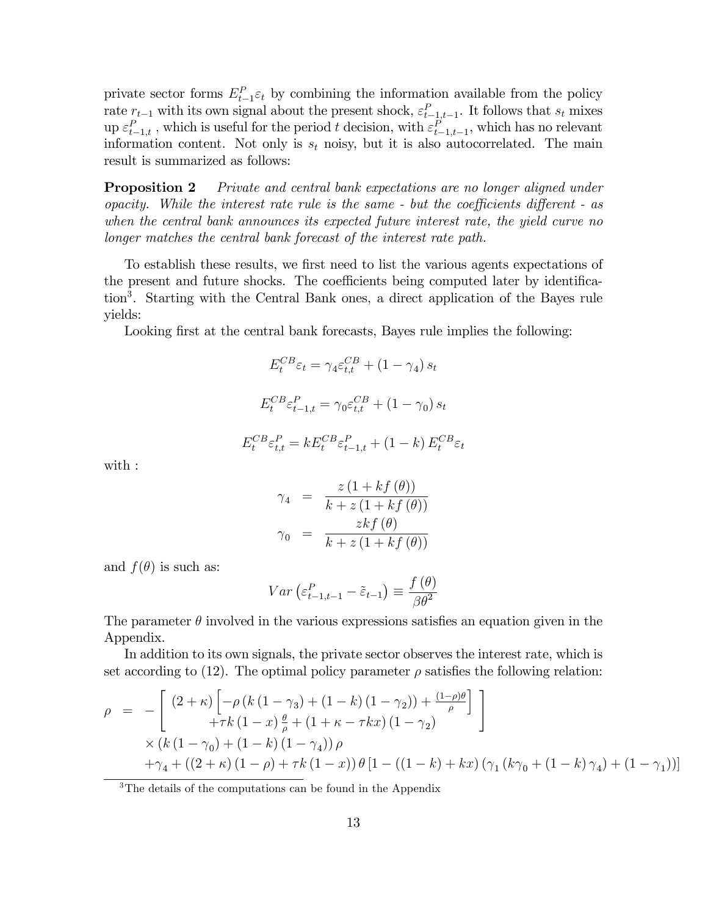private sector forms $E_{t-1}^{P}\varepsilon_t$ by combining the information available from the policy rate $r_{t-1}$ with its own signal about the present shock, $\varepsilon_{t-1,t-1}^{P}$. It follows that $s_t$ mixes up $\varepsilon_{t-1,t}^{P}$ , which is useful for the period $t$ decision, with $\varepsilon_{t-1,t-1}^{P}$, which has no relevant information content. Not only is $s_t$ noisy, but it is also autocorrelated. The main result is summarized as follows:

**Proposition 2** *Private and central bank expectations are no longer aligned under opacity. While the interest rate rule is the same - but the coefficients different - as when the central bank announces its expected future interest rate, the yield curve no longer matches the central bank forecast of the interest rate path.*

To establish these results, we first need to list the various agents expectations of the present and future shocks. The coefficients being computed later by identification[3]. Starting with the Central Bank ones, a direct application of the Bayes rule yields:

Looking first at the central bank forecasts, Bayes rule implies the following:

$$E_t^{CB}\varepsilon_t = \gamma_4 \varepsilon_{t,t}^{CB} + (1-\gamma_4)\, s_t$$

$$E_t^{CB}\varepsilon_{t-1,t}^{P} = \gamma_0 \varepsilon_{t,t}^{CB} + (1-\gamma_0)\, s_t$$

$$E_t^{CB}\varepsilon_{t,t}^{P} = k E_t^{CB}\varepsilon_{t-1,t}^{P} + (1-k)\, E_t^{CB}\varepsilon_t$$

with :

$$\begin{aligned}
\gamma_4 &= \frac{z\left(1+kf(\theta)\right)}{k+z\left(1+kf(\theta)\right)} \\
\gamma_0 &= \frac{zkf(\theta)}{k+z\left(1+kf(\theta)\right)}
\end{aligned}$$

and $f(\theta)$ is such as:

$$Var\left(\varepsilon_{t-1,t-1}^{P} - \tilde{\varepsilon}_{t-1}\right) \equiv \frac{f(\theta)}{\beta\theta^2}$$

The parameter $\theta$ involved in the various expressions satisfies an equation given in the Appendix.

In addition to its own signals, the private sector observes the interest rate, which is set according to (12). The optimal policy parameter $\rho$ satisfies the following relation:

$$\begin{aligned}
\rho \;=\; & -\left[\begin{array}{c} (2+\kappa)\left[-\rho\left(k\left(1-\gamma_3\right)+(1-k)\left(1-\gamma_2\right)\right)+\frac{(1-\rho)\theta}{\rho}\right] \\ +\tau k(1-x)\frac{\theta}{\rho}+(1+\kappa-\tau k x)\left(1-\gamma_2\right) \end{array}\right] \\
& \times\left(k\left(1-\gamma_0\right)+(1-k)\left(1-\gamma_4\right)\right)\rho \\
& +\gamma_4+\left((2+\kappa)(1-\rho)+\tau k(1-x)\right)\theta\left[1-\left((1-k)+kx\right)\left(\gamma_1\left(k\gamma_0+(1-k)\gamma_4\right)+\left(1-\gamma_1\right)\right)\right]
\end{aligned}$$

[3] The details of the computations can be found in the Appendix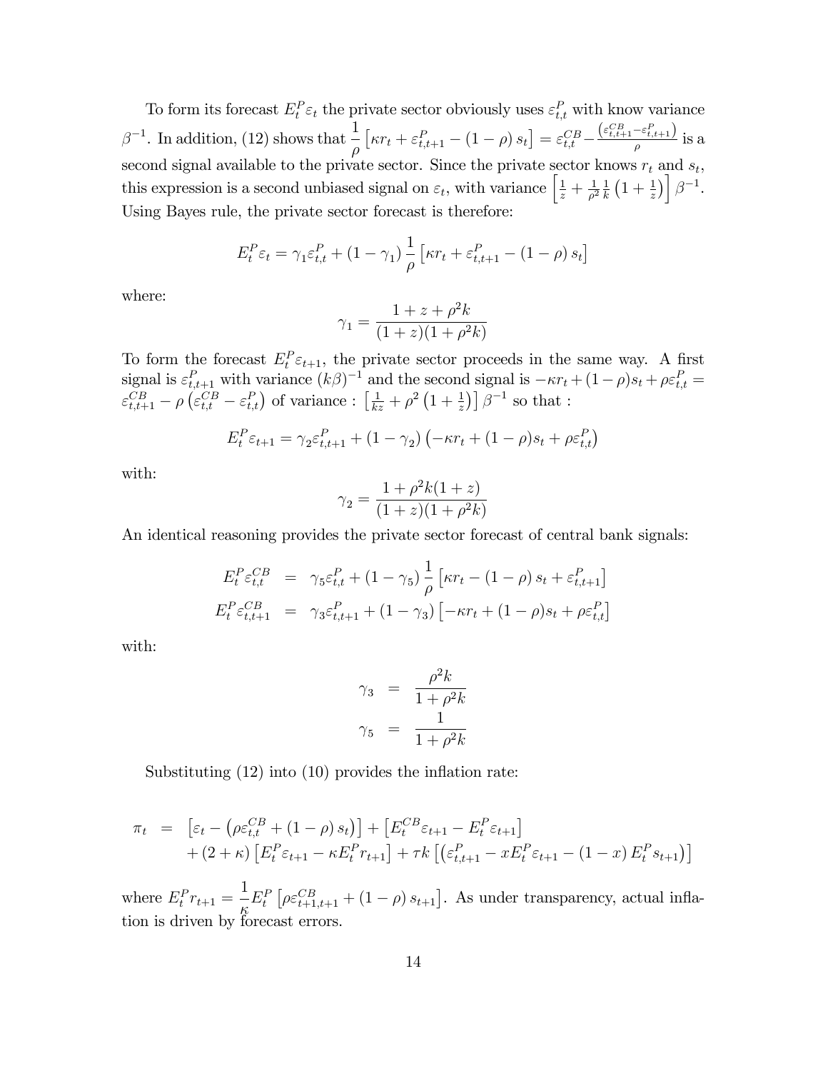To form its forecast $E_t^P \varepsilon_t$ the private sector obviously uses $\varepsilon_{t,t}^P$ with know variance $\beta^{-1}$. In addition, (12) shows that $\frac{1}{\rho}\left[\kappa r_t + \varepsilon_{t,t+1}^P - (1-\rho)\, s_t\right] = \varepsilon_{t,t}^{CB} - \frac{\left(\varepsilon_{t,t+1}^{CB} - \varepsilon_{t,t+1}^P\right)}{\rho}$ is a second signal available to the private sector. Since the private sector knows $r_t$ and $s_t$, this expression is a second unbiased signal on $\varepsilon_t$, with variance $\left[\frac{1}{z} + \frac{1}{\rho^2}\frac{1}{k}\left(1+\frac{1}{z}\right)\right]\beta^{-1}$. Using Bayes rule, the private sector forecast is therefore:

$$E_t^P \varepsilon_t = \gamma_1 \varepsilon_{t,t}^P + (1-\gamma_1)\frac{1}{\rho}\left[\kappa r_t + \varepsilon_{t,t+1}^P - (1-\rho)\, s_t\right]$$

where:

$$\gamma_1 = \frac{1+z+\rho^2 k}{(1+z)(1+\rho^2 k)}$$

To form the forecast $E_t^P \varepsilon_{t+1}$, the private sector proceeds in the same way. A first signal is $\varepsilon_{t,t+1}^P$ with variance $(k\beta)^{-1}$ and the second signal is $-\kappa r_t + (1-\rho)s_t + \rho\varepsilon_{t,t}^P = \varepsilon_{t,t+1}^{CB} - \rho\left(\varepsilon_{t,t}^{CB} - \varepsilon_{t,t}^P\right)$ of variance : $\left[\frac{1}{kz} + \rho^2\left(1+\frac{1}{z}\right)\right]\beta^{-1}$ so that :

$$E_t^P \varepsilon_{t+1} = \gamma_2 \varepsilon_{t,t+1}^P + (1-\gamma_2)\left(-\kappa r_t + (1-\rho)s_t + \rho\varepsilon_{t,t}^P\right)$$

with:

$$\gamma_2 = \frac{1+\rho^2 k(1+z)}{(1+z)(1+\rho^2 k)}$$

An identical reasoning provides the private sector forecast of central bank signals:

$$\begin{aligned}
E_t^P \varepsilon_{t,t}^{CB} &= \gamma_5 \varepsilon_{t,t}^P + (1-\gamma_5)\frac{1}{\rho}\left[\kappa r_t - (1-\rho)\, s_t + \varepsilon_{t,t+1}^P\right] \\
E_t^P \varepsilon_{t,t+1}^{CB} &= \gamma_3 \varepsilon_{t,t+1}^P + (1-\gamma_3)\left[-\kappa r_t + (1-\rho)s_t + \rho\varepsilon_{t,t}^P\right]
\end{aligned}$$

with:

$$\begin{aligned}
\gamma_3 &= \frac{\rho^2 k}{1+\rho^2 k} \\
\gamma_5 &= \frac{1}{1+\rho^2 k}
\end{aligned}$$

Substituting (12) into (10) provides the inflation rate:

$$\begin{aligned}
\pi_t = {} & \left[\varepsilon_t - \left(\rho\varepsilon_{t,t}^{CB} + (1-\rho)\, s_t\right)\right] + \left[E_t^{CB}\varepsilon_{t+1} - E_t^P \varepsilon_{t+1}\right] \\
& + (2+\kappa)\left[E_t^P \varepsilon_{t+1} - \kappa E_t^P r_{t+1}\right] + \tau k\left[\left(\varepsilon_{t,t+1}^P - x E_t^P \varepsilon_{t+1} - (1-x)\, E_t^P s_{t+1}\right)\right]
\end{aligned}$$

where $E_t^P r_{t+1} = \frac{1}{\kappa} E_t^P\left[\rho\varepsilon_{t+1,t+1}^{CB} + (1-\rho)\, s_{t+1}\right]$. As under transparency, actual inflation is driven by forecast errors.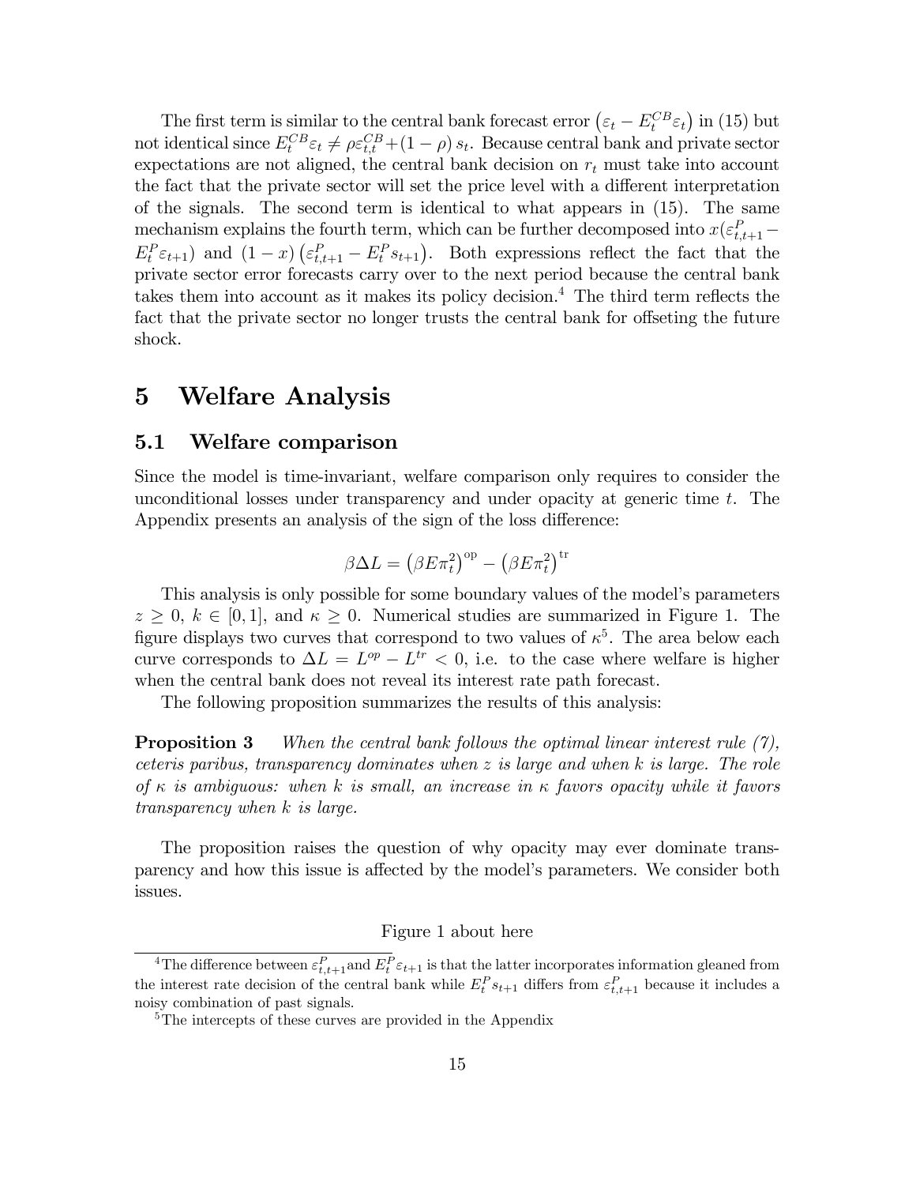The first term is similar to the central bank forecast error $\left(\varepsilon_t - E_t^{CB}\varepsilon_t\right)$ in (15) but not identical since $E_t^{CB}\varepsilon_t \neq \rho\varepsilon_{t,t}^{CB} + (1-\rho)\, s_t$. Because central bank and private sector expectations are not aligned, the central bank decision on $r_t$ must take into account the fact that the private sector will set the price level with a different interpretation of the signals. The second term is identical to what appears in (15). The same mechanism explains the fourth term, which can be further decomposed into $x(\varepsilon_{t,t+1}^{P} - E_t^P\varepsilon_{t+1})$ and $(1-x)\left(\varepsilon_{t,t+1}^{P} - E_t^P s_{t+1}\right)$. Both expressions reflect the fact that the private sector error forecasts carry over to the next period because the central bank takes them into account as it makes its policy decision.[4] The third term reflects the fact that the private sector no longer trusts the central bank for offseting the future shock.

# 5 Welfare Analysis

## 5.1 Welfare comparison

Since the model is time-invariant, welfare comparison only requires to consider the unconditional losses under transparency and under opacity at generic time $t$. The Appendix presents an analysis of the sign of the loss difference:

$$\beta\Delta L = \left(\beta E\pi_t^2\right)^{\mathrm{op}} - \left(\beta E\pi_t^2\right)^{\mathrm{tr}}$$

This analysis is only possible for some boundary values of the model's parameters $z \geq 0$, $k \in [0,1]$, and $\kappa \geq 0$. Numerical studies are summarized in Figure 1. The figure displays two curves that correspond to two values of $\kappa$[5]. The area below each curve corresponds to $\Delta L = L^{op} - L^{tr} < 0$, i.e. to the case where welfare is higher when the central bank does not reveal its interest rate path forecast.

The following proposition summarizes the results of this analysis:

**Proposition 3** *When the central bank follows the optimal linear interest rule (7), ceteris paribus, transparency dominates when $z$ is large and when $k$ is large. The role of $\kappa$ is ambiguous: when $k$ is small, an increase in $\kappa$ favors opacity while it favors transparency when $k$ is large.*

The proposition raises the question of why opacity may ever dominate transparency and how this issue is affected by the model's parameters. We consider both issues.

Figure 1 about here

[4] The difference between $\varepsilon_{t,t+1}^{P}$ and $E_t^P\varepsilon_{t+1}$ is that the latter incorporates information gleaned from the interest rate decision of the central bank while $E_t^P s_{t+1}$ differs from $\varepsilon_{t,t+1}^{P}$ because it includes a noisy combination of past signals.

[5] The intercepts of these curves are provided in the Appendix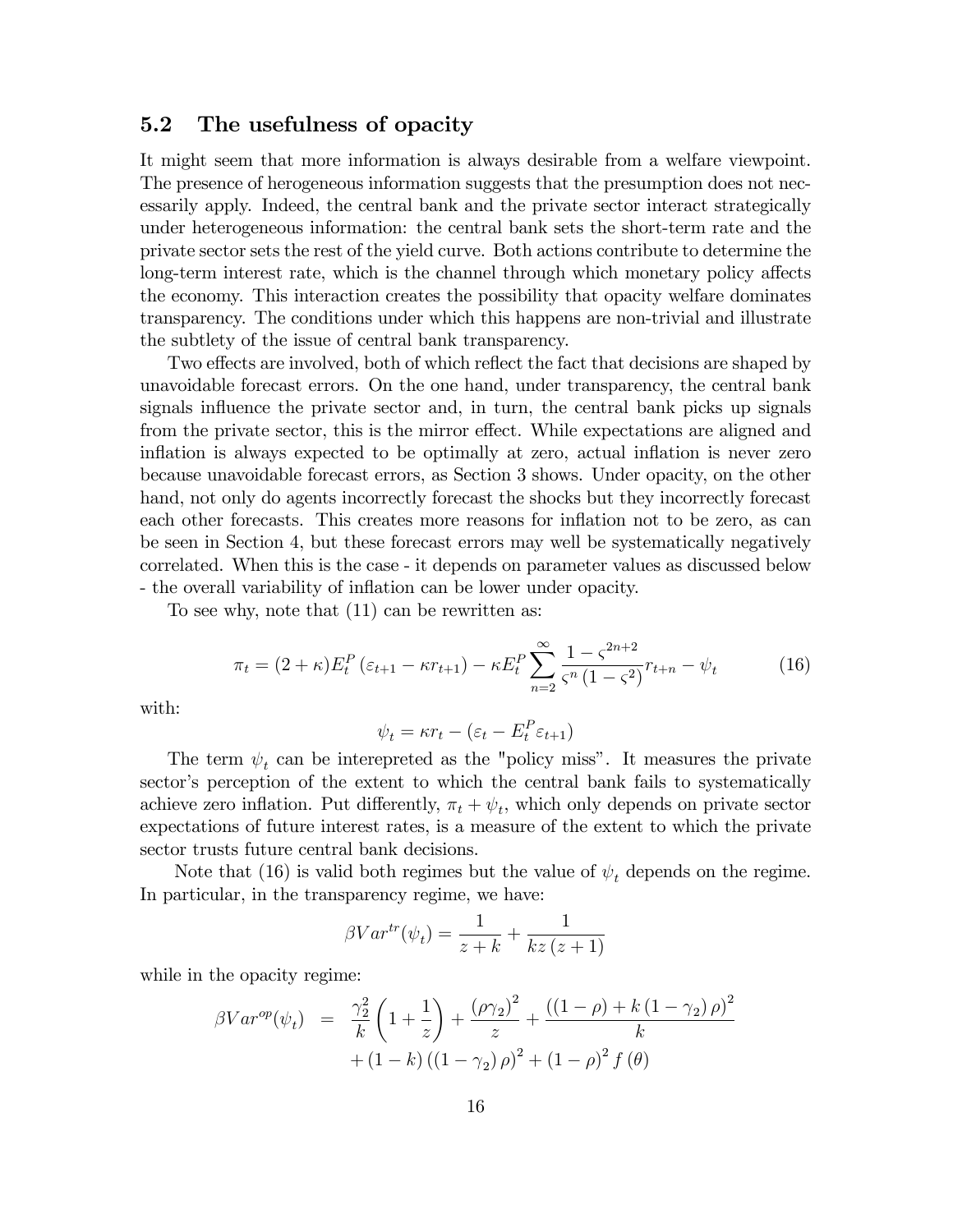## 5.2 The usefulness of opacity

It might seem that more information is always desirable from a welfare viewpoint. The presence of herogeneous information suggests that the presumption does not necessarily apply. Indeed, the central bank and the private sector interact strategically under heterogeneous information: the central bank sets the short-term rate and the private sector sets the rest of the yield curve. Both actions contribute to determine the long-term interest rate, which is the channel through which monetary policy affects the economy. This interaction creates the possibility that opacity welfare dominates transparency. The conditions under which this happens are non-trivial and illustrate the subtlety of the issue of central bank transparency.

Two effects are involved, both of which reflect the fact that decisions are shaped by unavoidable forecast errors. On the one hand, under transparency, the central bank signals influence the private sector and, in turn, the central bank picks up signals from the private sector, this is the mirror effect. While expectations are aligned and inflation is always expected to be optimally at zero, actual inflation is never zero because unavoidable forecast errors, as Section 3 shows. Under opacity, on the other hand, not only do agents incorrectly forecast the shocks but they incorrectly forecast each other forecasts. This creates more reasons for inflation not to be zero, as can be seen in Section 4, but these forecast errors may well be systematically negatively correlated. When this is the case - it depends on parameter values as discussed below - the overall variability of inflation can be lower under opacity.

To see why, note that (11) can be rewritten as:

$$\pi_t = (2+\kappa)E_t^P\left(\varepsilon_{t+1} - \kappa r_{t+1}\right) - \kappa E_t^P \sum_{n=2}^{\infty} \frac{1-\varsigma^{2n+2}}{\varsigma^n\left(1-\varsigma^2\right)} r_{t+n} - \psi_t \tag{16}$$

with:

$$\psi_t = \kappa r_t - \left(\varepsilon_t - E_t^P \varepsilon_{t+1}\right)$$

The term $\psi_t$ can be interepreted as the "policy miss". It measures the private sector's perception of the extent to which the central bank fails to systematically achieve zero inflation. Put differently, $\pi_t + \psi_t$, which only depends on private sector expectations of future interest rates, is a measure of the extent to which the private sector trusts future central bank decisions.

Note that (16) is valid both regimes but the value of $\psi_t$ depends on the regime. In particular, in the transparency regime, we have:

$$\beta Var^{tr}(\psi_t) = \frac{1}{z+k} + \frac{1}{kz\left(z+1\right)}$$

while in the opacity regime:

$$\begin{aligned}\beta Var^{op}(\psi_t) &= \frac{\gamma_2^2}{k}\left(1+\frac{1}{z}\right) + \frac{\left(\rho\gamma_2\right)^2}{z} + \frac{\left(\left(1-\rho\right)+k\left(1-\gamma_2\right)\rho\right)^2}{k} \\ &\quad + \left(1-k\right)\left(\left(1-\gamma_2\right)\rho\right)^2 + \left(1-\rho\right)^2 f\left(\theta\right)\end{aligned}$$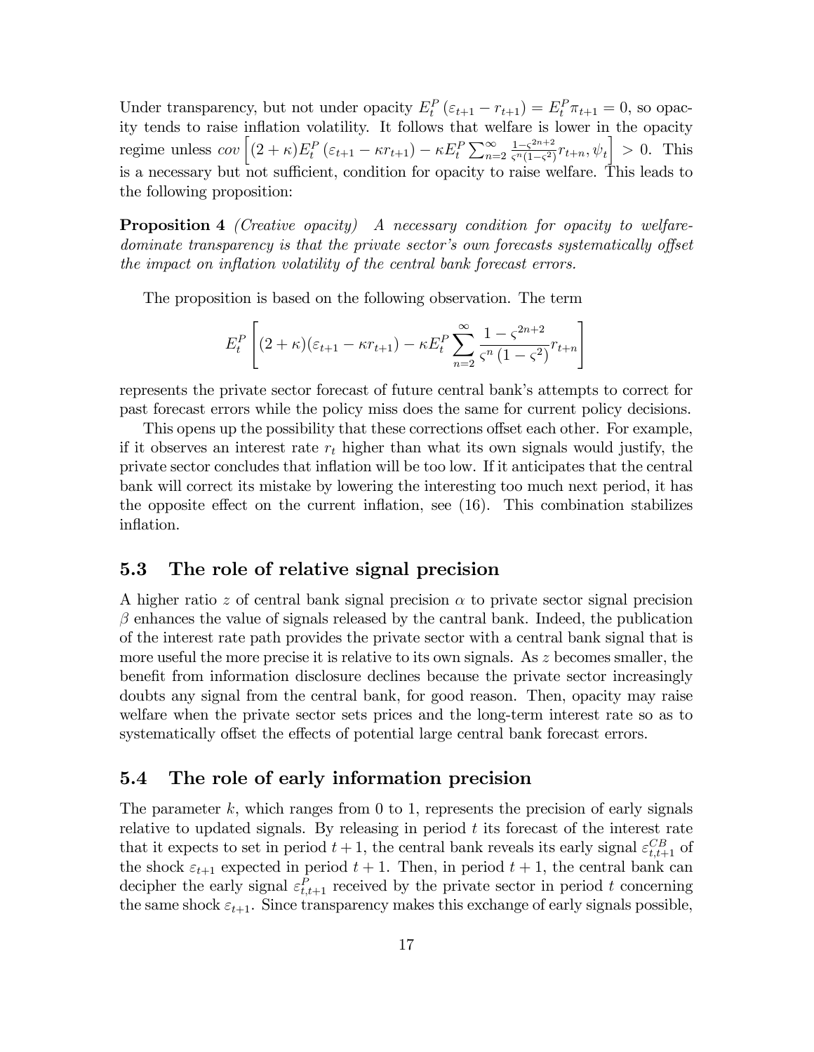Under transparency, but not under opacity $E_t^P(\varepsilon_{t+1} - r_{t+1}) = E_t^P \pi_{t+1} = 0$, so opacity tends to raise inflation volatility. It follows that welfare is lower in the opacity regime unless $cov\left[(2+\kappa)E_t^P(\varepsilon_{t+1} - \kappa r_{t+1}) - \kappa E_t^P \sum_{n=2}^{\infty} \frac{1-\varsigma^{2n+2}}{\varsigma^n(1-\varsigma^2)} r_{t+n}, \psi_t\right] > 0$. This is a necessary but not sufficient, condition for opacity to raise welfare. This leads to the following proposition:

**Proposition 4** *(Creative opacity) A necessary condition for opacity to welfare-dominate transparency is that the private sector's own forecasts systematically offset the impact on inflation volatility of the central bank forecast errors.*

The proposition is based on the following observation. The term

$$E_t^P\left[(2+\kappa)(\varepsilon_{t+1} - \kappa r_{t+1}) - \kappa E_t^P \sum_{n=2}^{\infty} \frac{1-\varsigma^{2n+2}}{\varsigma^n(1-\varsigma^2)} r_{t+n}\right]$$

represents the private sector forecast of future central bank's attempts to correct for past forecast errors while the policy miss does the same for current policy decisions.

This opens up the possibility that these corrections offset each other. For example, if it observes an interest rate $r_t$ higher than what its own signals would justify, the private sector concludes that inflation will be too low. If it anticipates that the central bank will correct its mistake by lowering the interesting too much next period, it has the opposite effect on the current inflation, see (16). This combination stabilizes inflation.

## 5.3 The role of relative signal precision

A higher ratio $z$ of central bank signal precision $\alpha$ to private sector signal precision $\beta$ enhances the value of signals released by the cantral bank. Indeed, the publication of the interest rate path provides the private sector with a central bank signal that is more useful the more precise it is relative to its own signals. As $z$ becomes smaller, the benefit from information disclosure declines because the private sector increasingly doubts any signal from the central bank, for good reason. Then, opacity may raise welfare when the private sector sets prices and the long-term interest rate so as to systematically offset the effects of potential large central bank forecast errors.

## 5.4 The role of early information precision

The parameter $k$, which ranges from 0 to 1, represents the precision of early signals relative to updated signals. By releasing in period $t$ its forecast of the interest rate that it expects to set in period $t+1$, the central bank reveals its early signal $\varepsilon_{t,t+1}^{CB}$ of the shock $\varepsilon_{t+1}$ expected in period $t+1$. Then, in period $t+1$, the central bank can decipher the early signal $\varepsilon_{t,t+1}^{P}$ received by the private sector in period $t$ concerning the same shock $\varepsilon_{t+1}$. Since transparency makes this exchange of early signals possible,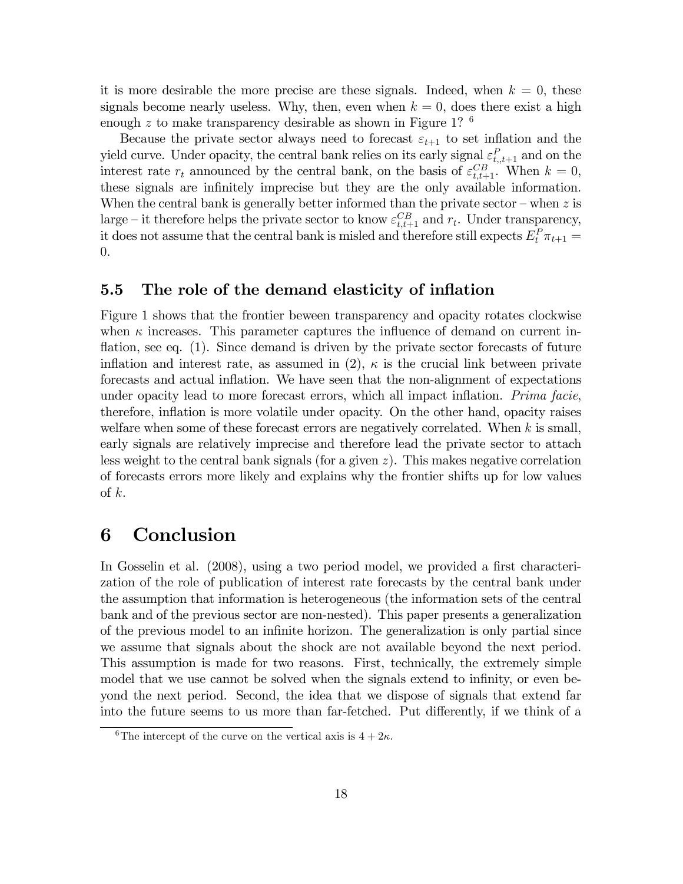it is more desirable the more precise are these signals. Indeed, when $k = 0$, these signals become nearly useless. Why, then, even when $k = 0$, does there exist a high enough $z$ to make transparency desirable as shown in Figure 1? [6]

Because the private sector always need to forecast $\varepsilon_{t+1}$ to set inflation and the yield curve. Under opacity, the central bank relies on its early signal $\varepsilon^{P}_{t,,t+1}$ and on the interest rate $r_t$ announced by the central bank, on the basis of $\varepsilon^{CB}_{t,t+1}$. When $k = 0$, these signals are infinitely imprecise but they are the only available information. When the central bank is generally better informed than the private sector – when $z$ is large – it therefore helps the private sector to know $\varepsilon^{CB}_{t,t+1}$ and $r_t$. Under transparency, it does not assume that the central bank is misled and therefore still expects $E^{P}_{t}\pi_{t+1} = 0$.

### 5.5 The role of the demand elasticity of inflation

Figure 1 shows that the frontier beween transparency and opacity rotates clockwise when $\kappa$ increases. This parameter captures the influence of demand on current inflation, see eq. (1). Since demand is driven by the private sector forecasts of future inflation and interest rate, as assumed in (2), $\kappa$ is the crucial link between private forecasts and actual inflation. We have seen that the non-alignment of expectations under opacity lead to more forecast errors, which all impact inflation. *Prima facie*, therefore, inflation is more volatile under opacity. On the other hand, opacity raises welfare when some of these forecast errors are negatively correlated. When $k$ is small, early signals are relatively imprecise and therefore lead the private sector to attach less weight to the central bank signals (for a given $z$). This makes negative correlation of forecasts errors more likely and explains why the frontier shifts up for low values of $k$.

## 6 Conclusion

In Gosselin et al. (2008), using a two period model, we provided a first characterization of the role of publication of interest rate forecasts by the central bank under the assumption that information is heterogeneous (the information sets of the central bank and of the previous sector are non-nested). This paper presents a generalization of the previous model to an infinite horizon. The generalization is only partial since we assume that signals about the shock are not available beyond the next period. This assumption is made for two reasons. First, technically, the extremely simple model that we use cannot be solved when the signals extend to infinity, or even beyond the next period. Second, the idea that we dispose of signals that extend far into the future seems to us more than far-fetched. Put differently, if we think of a

[6] The intercept of the curve on the vertical axis is $4 + 2\kappa$.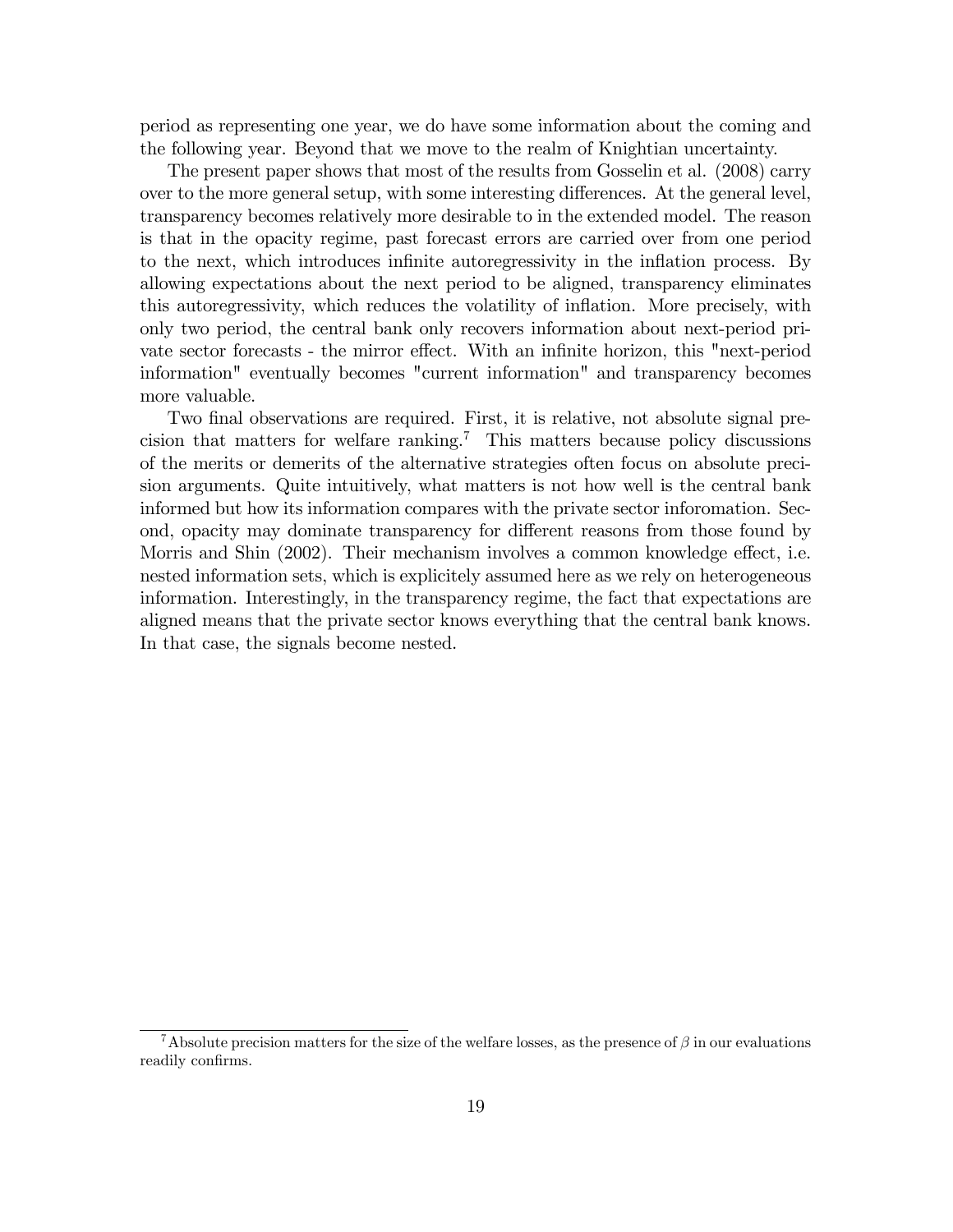period as representing one year, we do have some information about the coming and the following year. Beyond that we move to the realm of Knightian uncertainty.

The present paper shows that most of the results from Gosselin et al. (2008) carry over to the more general setup, with some interesting differences. At the general level, transparency becomes relatively more desirable to in the extended model. The reason is that in the opacity regime, past forecast errors are carried over from one period to the next, which introduces infinite autoregressivity in the inflation process. By allowing expectations about the next period to be aligned, transparency eliminates this autoregressivity, which reduces the volatility of inflation. More precisely, with only two period, the central bank only recovers information about next-period private sector forecasts - the mirror effect. With an infinite horizon, this "next-period information" eventually becomes "current information" and transparency becomes more valuable.

Two final observations are required. First, it is relative, not absolute signal precision that matters for welfare ranking.[7] This matters because policy discussions of the merits or demerits of the alternative strategies often focus on absolute precision arguments. Quite intuitively, what matters is not how well is the central bank informed but how its information compares with the private sector inforomation. Second, opacity may dominate transparency for different reasons from those found by Morris and Shin (2002). Their mechanism involves a common knowledge effect, i.e. nested information sets, which is explicitely assumed here as we rely on heterogeneous information. Interestingly, in the transparency regime, the fact that expectations are aligned means that the private sector knows everything that the central bank knows. In that case, the signals become nested.

[7] Absolute precision matters for the size of the welfare losses, as the presence of $\beta$ in our evaluations readily confirms.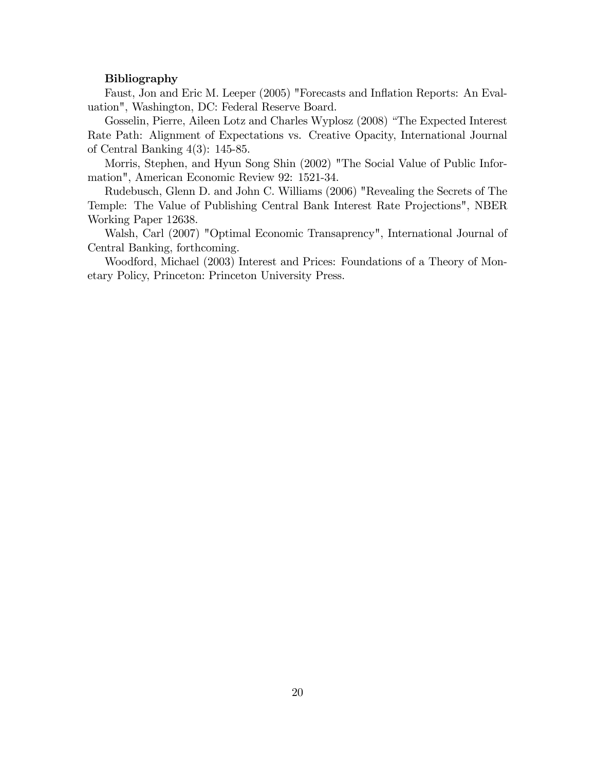**Bibliography**

Faust, Jon and Eric M. Leeper (2005) "Forecasts and Inflation Reports: An Evaluation", Washington, DC: Federal Reserve Board.

Gosselin, Pierre, Aileen Lotz and Charles Wyplosz (2008) "The Expected Interest Rate Path: Alignment of Expectations vs. Creative Opacity, International Journal of Central Banking 4(3): 145-85.

Morris, Stephen, and Hyun Song Shin (2002) "The Social Value of Public Information", American Economic Review 92: 1521-34.

Rudebusch, Glenn D. and John C. Williams (2006) "Revealing the Secrets of The Temple: The Value of Publishing Central Bank Interest Rate Projections", NBER Working Paper 12638.

Walsh, Carl (2007) "Optimal Economic Transaprency", International Journal of Central Banking, forthcoming.

Woodford, Michael (2003) Interest and Prices: Foundations of a Theory of Monetary Policy, Princeton: Princeton University Press.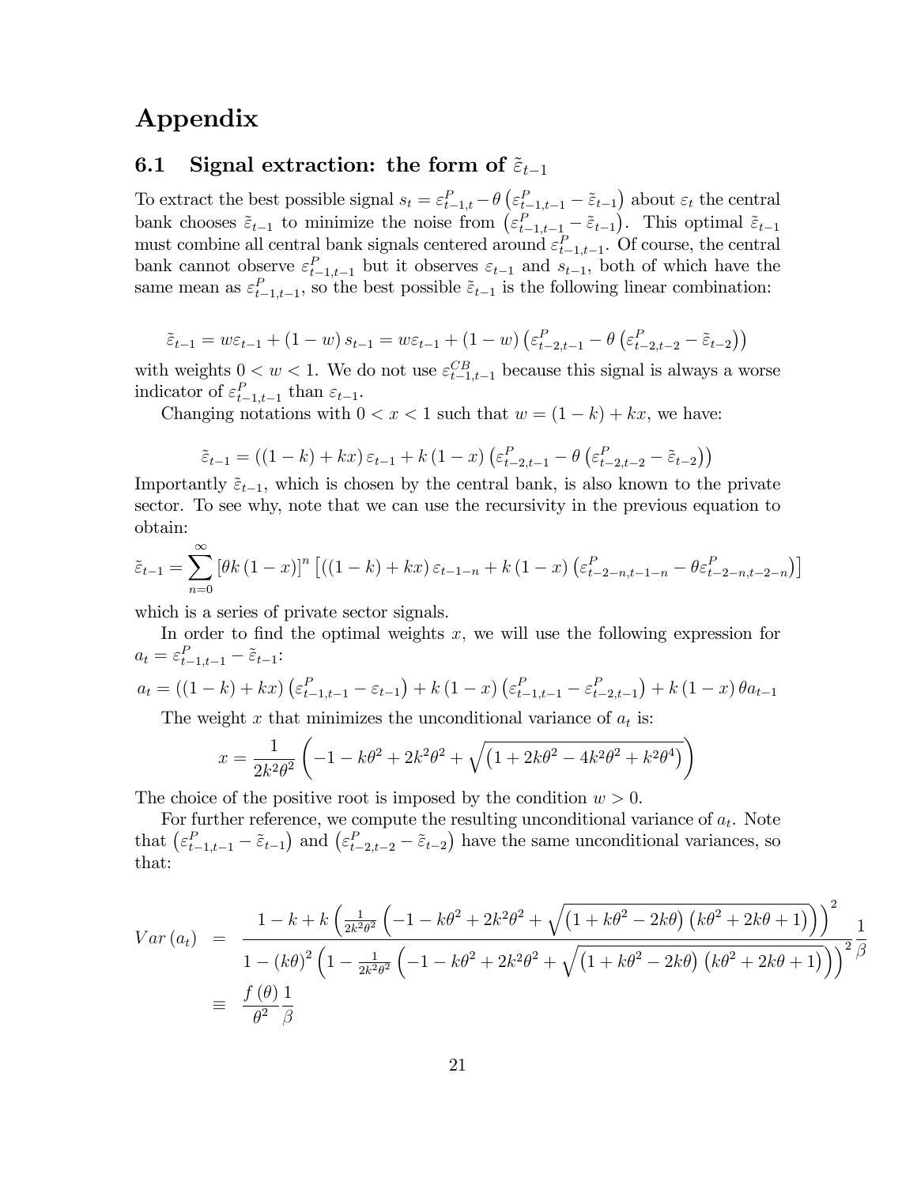# Appendix

## 6.1 Signal extraction: the form of $\tilde{\varepsilon}_{t-1}$

To extract the best possible signal $s_t = \varepsilon^P_{t-1,t} - \theta\left(\varepsilon^P_{t-1,t-1} - \tilde{\varepsilon}_{t-1}\right)$ about $\varepsilon_t$ the central bank chooses $\tilde{\varepsilon}_{t-1}$ to minimize the noise from $\left(\varepsilon^P_{t-1,t-1} - \tilde{\varepsilon}_{t-1}\right)$. This optimal $\tilde{\varepsilon}_{t-1}$ must combine all central bank signals centered around $\varepsilon^P_{t-1,t-1}$. Of course, the central bank cannot observe $\varepsilon^P_{t-1,t-1}$ but it observes $\varepsilon_{t-1}$ and $s_{t-1}$, both of which have the same mean as $\varepsilon^P_{t-1,t-1}$, so the best possible $\tilde{\varepsilon}_{t-1}$ is the following linear combination:

$$\tilde{\varepsilon}_{t-1} = w\varepsilon_{t-1} + (1-w)\, s_{t-1} = w\varepsilon_{t-1} + (1-w)\left(\varepsilon^P_{t-2,t-1} - \theta\left(\varepsilon^P_{t-2,t-2} - \tilde{\varepsilon}_{t-2}\right)\right)$$

with weights $0 < w < 1$. We do not use $\varepsilon^{CB}_{t-1,t-1}$ because this signal is always a worse indicator of $\varepsilon^P_{t-1,t-1}$ than $\varepsilon_{t-1}$.

Changing notations with $0 < x < 1$ such that $w = (1-k) + kx$, we have:

$$\tilde{\varepsilon}_{t-1} = \left((1-k) + kx\right)\varepsilon_{t-1} + k\left(1-x\right)\left(\varepsilon^P_{t-2,t-1} - \theta\left(\varepsilon^P_{t-2,t-2} - \tilde{\varepsilon}_{t-2}\right)\right)$$

Importantly $\tilde{\varepsilon}_{t-1}$, which is chosen by the central bank, is also known to the private sector. To see why, note that we can use the recursivity in the previous equation to obtain:

$$\tilde{\varepsilon}_{t-1} = \sum_{n=0}^{\infty}\left[\theta k\left(1-x\right)\right]^n\left[\left((1-k) + kx\right)\varepsilon_{t-1-n} + k\left(1-x\right)\left(\varepsilon^P_{t-2-n,t-1-n} - \theta\varepsilon^P_{t-2-n,t-2-n}\right)\right]$$

which is a series of private sector signals.

In order to find the optimal weights $x$, we will use the following expression for $a_t = \varepsilon^P_{t-1,t-1} - \tilde{\varepsilon}_{t-1}$:

$$a_t = \left((1-k) + kx\right)\left(\varepsilon^P_{t-1,t-1} - \varepsilon_{t-1}\right) + k\left(1-x\right)\left(\varepsilon^P_{t-1,t-1} - \varepsilon^P_{t-2,t-1}\right) + k\left(1-x\right)\theta a_{t-1}$$

The weight $x$ that minimizes the unconditional variance of $a_t$ is:

$$x = \frac{1}{2k^2\theta^2}\left(-1 - k\theta^2 + 2k^2\theta^2 + \sqrt{\left(1 + 2k\theta^2 - 4k^2\theta^2 + k^2\theta^4\right)}\right)$$

The choice of the positive root is imposed by the condition $w > 0$.

For further reference, we compute the resulting unconditional variance of $a_t$. Note that $\left(\varepsilon^P_{t-1,t-1} - \tilde{\varepsilon}_{t-1}\right)$ and $\left(\varepsilon^P_{t-2,t-2} - \tilde{\varepsilon}_{t-2}\right)$ have the same unconditional variances, so that:

$$\begin{aligned}
Var\left(a_t\right) &= \frac{1 - k + k\left(\frac{1}{2k^2\theta^2}\left(-1 - k\theta^2 + 2k^2\theta^2 + \sqrt{\left(1 + k\theta^2 - 2k\theta\right)\left(k\theta^2 + 2k\theta + 1\right)}\right)\right)^2}{1 - \left(k\theta\right)^2\left(1 - \frac{1}{2k^2\theta^2}\left(-1 - k\theta^2 + 2k^2\theta^2 + \sqrt{\left(1 + k\theta^2 - 2k\theta\right)\left(k\theta^2 + 2k\theta + 1\right)}\right)\right)^2}\frac{1}{\beta} \\
&\equiv \frac{f\left(\theta\right)}{\theta^2}\frac{1}{\beta}
\end{aligned}$$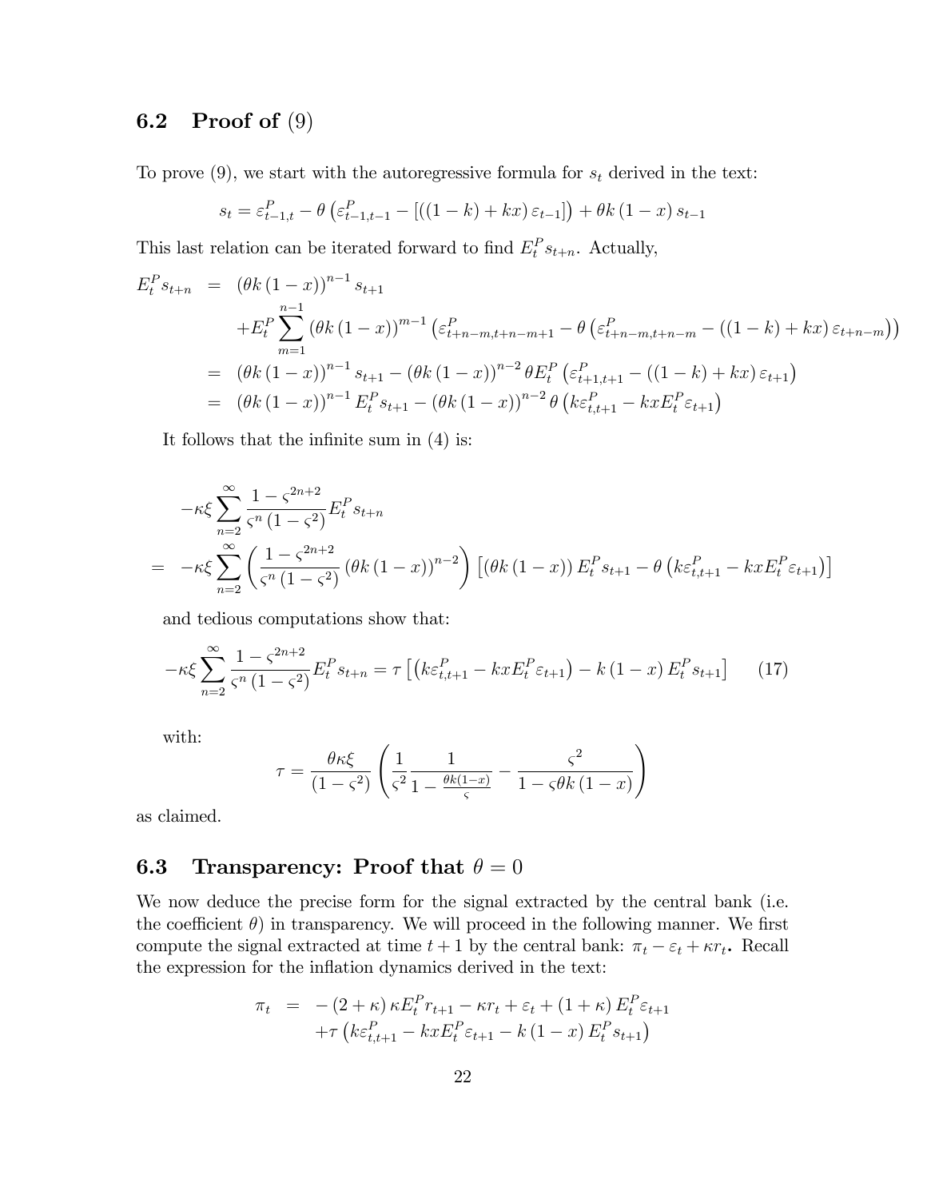### 6.2 Proof of (9)

To prove (9), we start with the autoregressive formula for $s_t$ derived in the text:

$$s_t = \varepsilon^P_{t-1,t} - \theta\left(\varepsilon^P_{t-1,t-1} - \left[\left((1-k)+kx\right)\varepsilon_{t-1}\right]\right) + \theta k\left(1-x\right)s_{t-1}$$

This last relation can be iterated forward to find $E^P_t s_{t+n}$. Actually,

$$\begin{aligned}
E^P_t s_{t+n} &= \left(\theta k\left(1-x\right)\right)^{n-1} s_{t+1} \\
&\quad + E^P_t \sum_{m=1}^{n-1}\left(\theta k\left(1-x\right)\right)^{m-1}\left(\varepsilon^P_{t+n-m,t+n-m+1} - \theta\left(\varepsilon^P_{t+n-m,t+n-m} - \left((1-k)+kx\right)\varepsilon_{t+n-m}\right)\right) \\
&= \left(\theta k\left(1-x\right)\right)^{n-1} s_{t+1} - \left(\theta k\left(1-x\right)\right)^{n-2}\theta E^P_t\left(\varepsilon^P_{t+1,t+1} - \left((1-k)+kx\right)\varepsilon_{t+1}\right) \\
&= \left(\theta k\left(1-x\right)\right)^{n-1} E^P_t s_{t+1} - \left(\theta k\left(1-x\right)\right)^{n-2}\theta\left(k\varepsilon^P_{t,t+1} - kxE^P_t\varepsilon_{t+1}\right)
\end{aligned}$$

It follows that the infinite sum in (4) is:

$$\begin{aligned}
&-\kappa\xi\sum_{n=2}^{\infty}\frac{1-\varsigma^{2n+2}}{\varsigma^n\left(1-\varsigma^2\right)}E^P_t s_{t+n} \\
=&\; -\kappa\xi\sum_{n=2}^{\infty}\left(\frac{1-\varsigma^{2n+2}}{\varsigma^n\left(1-\varsigma^2\right)}\left(\theta k\left(1-x\right)\right)^{n-2}\right)\left[\left(\theta k\left(1-x\right)\right)E^P_t s_{t+1} - \theta\left(k\varepsilon^P_{t,t+1} - kxE^P_t\varepsilon_{t+1}\right)\right]
\end{aligned}$$

and tedious computations show that:

$$-\kappa\xi\sum_{n=2}^{\infty}\frac{1-\varsigma^{2n+2}}{\varsigma^n\left(1-\varsigma^2\right)}E^P_t s_{t+n} = \tau\left[\left(k\varepsilon^P_{t,t+1} - kxE^P_t\varepsilon_{t+1}\right) - k\left(1-x\right)E^P_t s_{t+1}\right] \tag{17}$$

with:

$$\tau = \frac{\theta\kappa\xi}{\left(1-\varsigma^2\right)}\left(\frac{1}{\varsigma^2}\frac{1}{1-\frac{\theta k(1-x)}{\varsigma}} - \frac{\varsigma^2}{1-\varsigma\theta k\left(1-x\right)}\right)$$

as claimed.

### 6.3 Transparency: Proof that $\theta = 0$

We now deduce the precise form for the signal extracted by the central bank (i.e. the coefficient $\theta$) in transparency. We will proceed in the following manner. We first compute the signal extracted at time $t+1$ by the central bank: $\pi_t - \varepsilon_t + \kappa r_t$. Recall the expression for the inflation dynamics derived in the text:

$$\begin{aligned}
\pi_t &= -\left(2+\kappa\right)\kappa E^P_t r_{t+1} - \kappa r_t + \varepsilon_t + \left(1+\kappa\right)E^P_t\varepsilon_{t+1} \\
&\quad + \tau\left(k\varepsilon^P_{t,t+1} - kxE^P_t\varepsilon_{t+1} - k\left(1-x\right)E^P_t s_{t+1}\right)
\end{aligned}$$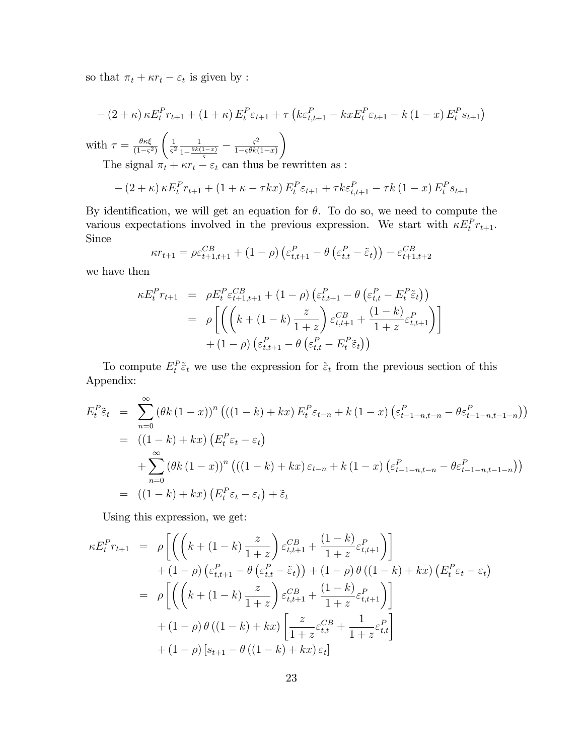so that $\pi_t + \kappa r_t - \varepsilon_t$ is given by :

$$-\left(2+\kappa\right)\kappa E_t^P r_{t+1} + \left(1+\kappa\right) E_t^P \varepsilon_{t+1} + \tau\left(k\varepsilon_{t,t+1}^P - kxE_t^P\varepsilon_{t+1} - k\left(1-x\right)E_t^P s_{t+1}\right)$$

with $\tau = \frac{\theta\kappa\xi}{(1-\varsigma^2)}\left(\frac{1}{\varsigma^2}\frac{1}{1-\frac{\theta k(1-x)}{\varsigma}} - \frac{\varsigma^2}{1-\varsigma\theta k(1-x)}\right)$

The signal $\pi_t + \kappa r_t - \varepsilon_t$ can thus be rewritten as :

$$-\left(2+\kappa\right)\kappa E_t^P r_{t+1} + \left(1+\kappa-\tau kx\right) E_t^P \varepsilon_{t+1} + \tau k\varepsilon_{t,t+1}^P - \tau k\left(1-x\right)E_t^P s_{t+1}$$

By identification, we will get an equation for $\theta$. To do so, we need to compute the various expectations involved in the previous expression. We start with $\kappa E_t^P r_{t+1}$. Since

$$\kappa r_{t+1} = \rho\varepsilon_{t+1,t+1}^{CB} + \left(1-\rho\right)\left(\varepsilon_{t,t+1}^P - \theta\left(\varepsilon_{t,t}^P - \tilde{\varepsilon}_t\right)\right) - \varepsilon_{t+1,t+2}^{CB}$$

we have then

$$\begin{aligned}
\kappa E_t^P r_{t+1} &= \rho E_t^P\varepsilon_{t+1,t+1}^{CB} + \left(1-\rho\right)\left(\varepsilon_{t,t+1}^P - \theta\left(\varepsilon_{t,t}^P - E_t^P\tilde{\varepsilon}_t\right)\right) \\
&= \rho\left[\left(\left(k + \left(1-k\right)\frac{z}{1+z}\right)\varepsilon_{t,t+1}^{CB} + \frac{(1-k)}{1+z}\varepsilon_{t,t+1}^P\right)\right] \\
&\quad + \left(1-\rho\right)\left(\varepsilon_{t,t+1}^P - \theta\left(\varepsilon_{t,t}^P - E_t^P\tilde{\varepsilon}_t\right)\right)
\end{aligned}$$

To compute $E_t^P\tilde{\varepsilon}_t$ we use the expression for $\tilde{\varepsilon}_t$ from the previous section of this Appendix:

$$\begin{aligned}
E_t^P\tilde{\varepsilon}_t &= \sum_{n=0}^{\infty}\left(\theta k\left(1-x\right)\right)^n\left(\left(\left(1-k\right)+kx\right)E_t^P\varepsilon_{t-n} + k\left(1-x\right)\left(\varepsilon_{t-1-n,t-n}^P - \theta\varepsilon_{t-1-n,t-1-n}^P\right)\right) \\
&= \left(\left(1-k\right)+kx\right)\left(E_t^P\varepsilon_t - \varepsilon_t\right) \\
&\quad + \sum_{n=0}^{\infty}\left(\theta k\left(1-x\right)\right)^n\left(\left(\left(1-k\right)+kx\right)\varepsilon_{t-n} + k\left(1-x\right)\left(\varepsilon_{t-1-n,t-n}^P - \theta\varepsilon_{t-1-n,t-1-n}^P\right)\right) \\
&= \left(\left(1-k\right)+kx\right)\left(E_t^P\varepsilon_t - \varepsilon_t\right) + \tilde{\varepsilon}_t
\end{aligned}$$

Using this expression, we get:

$$\begin{aligned}
\kappa E_t^P r_{t+1} &= \rho\left[\left(\left(k + \left(1-k\right)\frac{z}{1+z}\right)\varepsilon_{t,t+1}^{CB} + \frac{(1-k)}{1+z}\varepsilon_{t,t+1}^P\right)\right] \\
&\quad + \left(1-\rho\right)\left(\varepsilon_{t,t+1}^P - \theta\left(\varepsilon_{t,t}^P - \tilde{\varepsilon}_t\right)\right) + \left(1-\rho\right)\theta\left(\left(1-k\right)+kx\right)\left(E_t^P\varepsilon_t - \varepsilon_t\right) \\
&= \rho\left[\left(\left(k + \left(1-k\right)\frac{z}{1+z}\right)\varepsilon_{t,t+1}^{CB} + \frac{(1-k)}{1+z}\varepsilon_{t,t+1}^P\right)\right] \\
&\quad + \left(1-\rho\right)\theta\left(\left(1-k\right)+kx\right)\left[\frac{z}{1+z}\varepsilon_{t,t}^{CB} + \frac{1}{1+z}\varepsilon_{t,t}^P\right] \\
&\quad + \left(1-\rho\right)\left[s_{t+1} - \theta\left(\left(1-k\right)+kx\right)\varepsilon_t\right]
\end{aligned}$$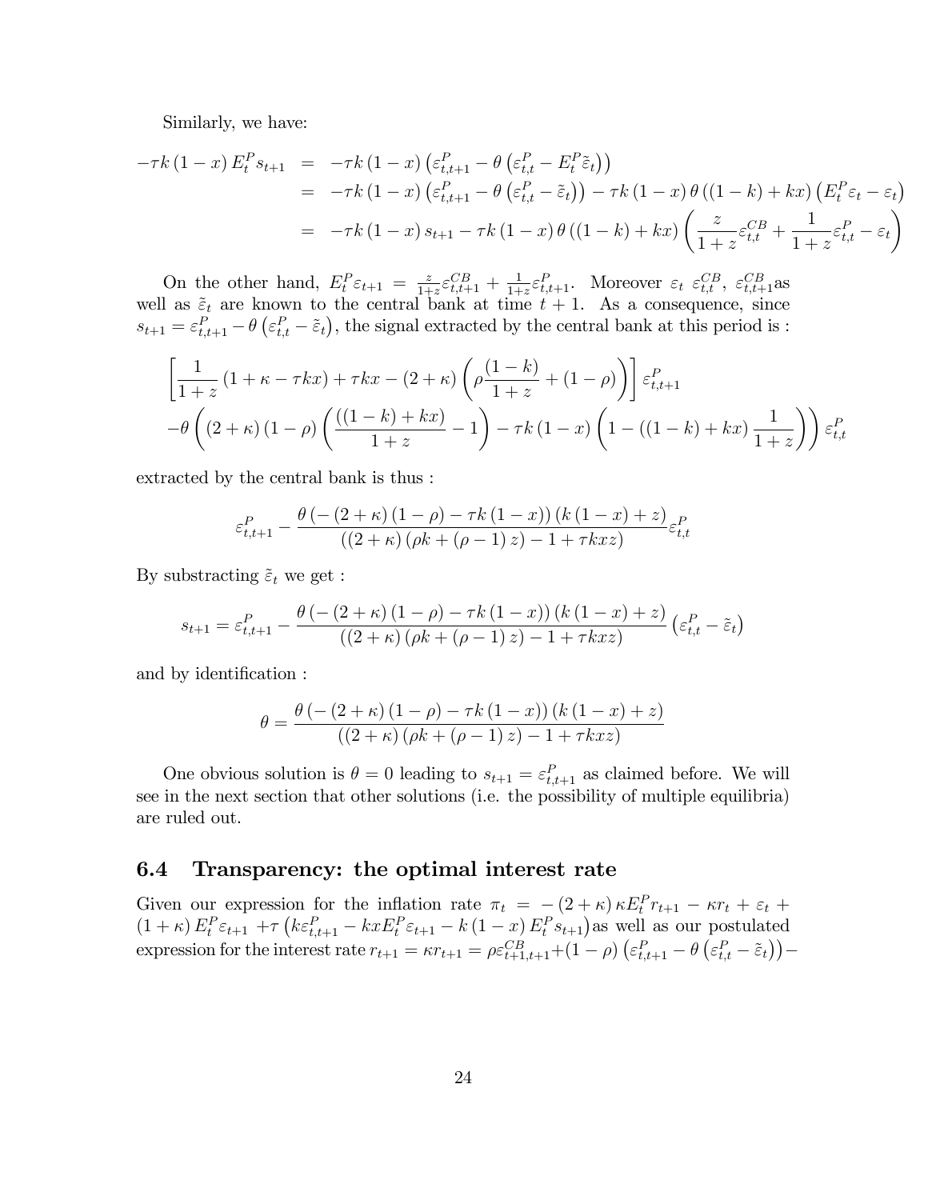Similarly, we have:

$$
\begin{aligned}
-\tau k (1-x) E_t^P s_{t+1} &= -\tau k (1-x) \left(\varepsilon_{t,t+1}^P - \theta \left(\varepsilon_{t,t}^P - E_t^P \tilde{\varepsilon}_t\right)\right) \\
&= -\tau k (1-x) \left(\varepsilon_{t,t+1}^P - \theta \left(\varepsilon_{t,t}^P - \tilde{\varepsilon}_t\right)\right) - \tau k (1-x) \theta \left((1-k) + kx\right) \left(E_t^P \varepsilon_t - \varepsilon_t\right) \\
&= -\tau k (1-x) s_{t+1} - \tau k (1-x) \theta \left((1-k) + kx\right) \left(\frac{z}{1+z} \varepsilon_{t,t}^{CB} + \frac{1}{1+z} \varepsilon_{t,t}^P - \varepsilon_t\right)
\end{aligned}
$$

On the other hand, $E_t^P \varepsilon_{t+1} = \frac{z}{1+z} \varepsilon_{t,t+1}^{CB} + \frac{1}{1+z} \varepsilon_{t,t+1}^P$. Moreover $\varepsilon_t$ $\varepsilon_{t,t}^{CB}$, $\varepsilon_{t,t+1}^{CB}$as well as $\tilde{\varepsilon}_t$ are known to the central bank at time $t+1$. As a consequence, since $s_{t+1} = \varepsilon_{t,t+1}^P - \theta \left(\varepsilon_{t,t}^P - \tilde{\varepsilon}_t\right)$, the signal extracted by the central bank at this period is :

$$
\begin{aligned}
&\left[\frac{1}{1+z}\left(1+\kappa-\tau kx\right) + \tau kx - (2+\kappa)\left(\rho \frac{(1-k)}{1+z} + (1-\rho)\right)\right] \varepsilon_{t,t+1}^P \\
&-\theta \left((2+\kappa)(1-\rho)\left(\frac{((1-k)+kx)}{1+z} - 1\right) - \tau k (1-x) \left(1 - ((1-k)+kx)\frac{1}{1+z}\right)\right) \varepsilon_{t,t}^P
\end{aligned}
$$

extracted by the central bank is thus :

$$
\varepsilon_{t,t+1}^P - \frac{\theta \left(-(2+\kappa)(1-\rho) - \tau k (1-x)\right)\left(k(1-x)+z\right)}{\left((2+\kappa)(\rho k + (\rho-1) z) - 1 + \tau kxz\right)} \varepsilon_{t,t}^P
$$

By substracting $\tilde{\varepsilon}_t$ we get :

$$
s_{t+1} = \varepsilon_{t,t+1}^P - \frac{\theta \left(-(2+\kappa)(1-\rho) - \tau k (1-x)\right)\left(k(1-x)+z\right)}{\left((2+\kappa)(\rho k + (\rho-1) z) - 1 + \tau kxz\right)} \left(\varepsilon_{t,t}^P - \tilde{\varepsilon}_t\right)
$$

and by identification :

$$
\theta = \frac{\theta \left(-(2+\kappa)(1-\rho) - \tau k (1-x)\right)\left(k(1-x)+z\right)}{\left((2+\kappa)(\rho k + (\rho-1) z) - 1 + \tau kxz\right)}
$$

One obvious solution is $\theta = 0$ leading to $s_{t+1} = \varepsilon_{t,t+1}^P$ as claimed before. We will see in the next section that other solutions (i.e. the possibility of multiple equilibria) are ruled out.

## 6.4 Transparency: the optimal interest rate

Given our expression for the inflation rate $\pi_t = -(2+\kappa)\kappa E_t^P r_{t+1} - \kappa r_t + \varepsilon_t + (1+\kappa) E_t^P \varepsilon_{t+1} + \tau \left(k \varepsilon_{t,t+1}^P - kx E_t^P \varepsilon_{t+1} - k(1-x) E_t^P s_{t+1}\right)$as well as our postulated expression for the interest rate $r_{t+1} = \kappa r_{t+1} = \rho \varepsilon_{t+1,t+1}^{CB} + (1-\rho)\left(\varepsilon_{t,t+1}^P - \theta\left(\varepsilon_{t,t}^P - \tilde{\varepsilon}_t\right)\right) -$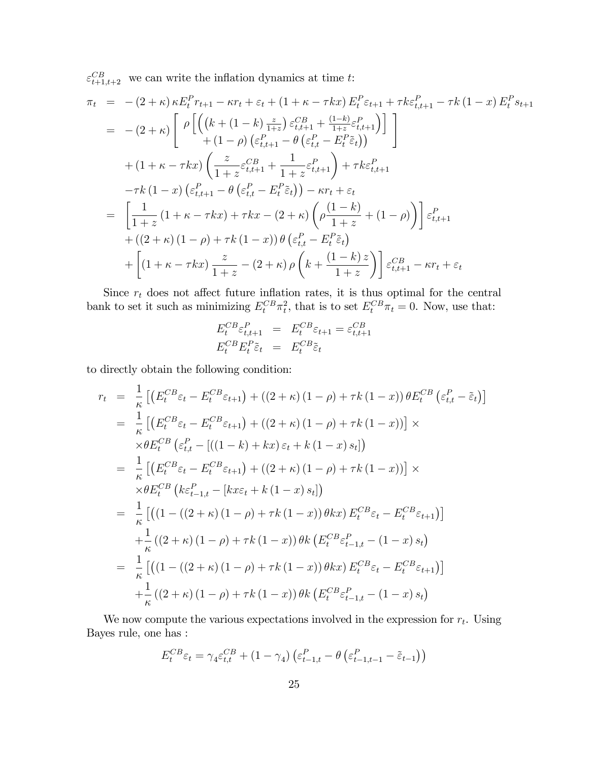$\varepsilon^{CB}_{t+1,t+2}$ we can write the inflation dynamics at time $t$:

$$
\begin{aligned}
\pi_t &= -(2+\kappa)\kappa E^P_t r_{t+1} - \kappa r_t + \varepsilon_t + (1+\kappa-\tau kx) E^P_t \varepsilon_{t+1} + \tau k \varepsilon^P_{t,t+1} - \tau k(1-x) E^P_t s_{t+1} \\
&= -(2+\kappa)\left[\begin{array}{c} \rho\left[\left(\left(k+(1-k)\frac{z}{1+z}\right)\varepsilon^{CB}_{t,t+1} + \frac{(1-k)}{1+z}\varepsilon^P_{t,t+1}\right)\right] \\ +(1-\rho)\left(\varepsilon^P_{t,t+1} - \theta\left(\varepsilon^P_{t,t} - E^P_t\tilde{\varepsilon}_t\right)\right)\end{array}\right] \\
&\quad + (1+\kappa-\tau kx)\left(\frac{z}{1+z}\varepsilon^{CB}_{t,t+1} + \frac{1}{1+z}\varepsilon^P_{t,t+1}\right) + \tau k \varepsilon^P_{t,t+1} \\
&\quad - \tau k(1-x)\left(\varepsilon^P_{t,t+1} - \theta\left(\varepsilon^P_{t,t} - E^P_t\tilde{\varepsilon}_t\right)\right) - \kappa r_t + \varepsilon_t \\
&= \left[\frac{1}{1+z}(1+\kappa-\tau kx) + \tau kx - (2+\kappa)\left(\rho\frac{(1-k)}{1+z} + (1-\rho)\right)\right]\varepsilon^P_{t,t+1} \\
&\quad + ((2+\kappa)(1-\rho) + \tau k(1-x))\theta\left(\varepsilon^P_{t,t} - E^P_t\tilde{\varepsilon}_t\right) \\
&\quad + \left[(1+\kappa-\tau kx)\frac{z}{1+z} - (2+\kappa)\rho\left(k + \frac{(1-k)z}{1+z}\right)\right]\varepsilon^{CB}_{t,t+1} - \kappa r_t + \varepsilon_t
\end{aligned}
$$

Since $r_t$ does not affect future inflation rates, it is thus optimal for the central bank to set it such as minimizing $E^{CB}_t \pi^2_t$, that is to set $E^{CB}_t \pi_t = 0$. Now, use that:

$$
\begin{aligned}
E^{CB}_t \varepsilon^P_{t,t+1} &= E^{CB}_t \varepsilon_{t+1} = \varepsilon^{CB}_{t,t+1} \\
E^{CB}_t E^P_t \tilde{\varepsilon}_t &= E^{CB}_t \tilde{\varepsilon}_t
\end{aligned}
$$

to directly obtain the following condition:

$$
\begin{aligned}
r_t &= \frac{1}{\kappa}\left[\left(E^{CB}_t\varepsilon_t - E^{CB}_t\varepsilon_{t+1}\right) + ((2+\kappa)(1-\rho) + \tau k(1-x))\theta E^{CB}_t\left(\varepsilon^P_{t,t} - \tilde{\varepsilon}_t\right)\right] \\
&= \frac{1}{\kappa}\left[\left(E^{CB}_t\varepsilon_t - E^{CB}_t\varepsilon_{t+1}\right) + ((2+\kappa)(1-\rho) + \tau k(1-x))\right] \times \\
&\quad \times \theta E^{CB}_t\left(\varepsilon^P_{t,t} - \left[((1-k)+kx)\varepsilon_t + k(1-x)s_t\right]\right) \\
&= \frac{1}{\kappa}\left[\left(E^{CB}_t\varepsilon_t - E^{CB}_t\varepsilon_{t+1}\right) + ((2+\kappa)(1-\rho) + \tau k(1-x))\right] \times \\
&\quad \times \theta E^{CB}_t\left(k\varepsilon^P_{t-1,t} - \left[kx\varepsilon_t + k(1-x)s_t\right]\right) \\
&= \frac{1}{\kappa}\left[\left((1 - ((2+\kappa)(1-\rho) + \tau k(1-x))\theta kx\right)E^{CB}_t\varepsilon_t - E^{CB}_t\varepsilon_{t+1}\right)\right] \\
&\quad + \frac{1}{\kappa}((2+\kappa)(1-\rho) + \tau k(1-x))\theta k\left(E^{CB}_t\varepsilon^P_{t-1,t} - (1-x)s_t\right) \\
&= \frac{1}{\kappa}\left[\left((1 - ((2+\kappa)(1-\rho) + \tau k(1-x))\theta kx\right)E^{CB}_t\varepsilon_t - E^{CB}_t\varepsilon_{t+1}\right)\right] \\
&\quad + \frac{1}{\kappa}((2+\kappa)(1-\rho) + \tau k(1-x))\theta k\left(E^{CB}_t\varepsilon^P_{t-1,t} - (1-x)s_t\right)
\end{aligned}
$$

We now compute the various expectations involved in the expression for $r_t$. Using Bayes rule, one has :

$$
E^{CB}_t\varepsilon_t = \gamma_4\varepsilon^{CB}_{t,t} + (1-\gamma_4)\left(\varepsilon^P_{t-1,t} - \theta\left(\varepsilon^P_{t-1,t-1} - \tilde{\varepsilon}_{t-1}\right)\right)
$$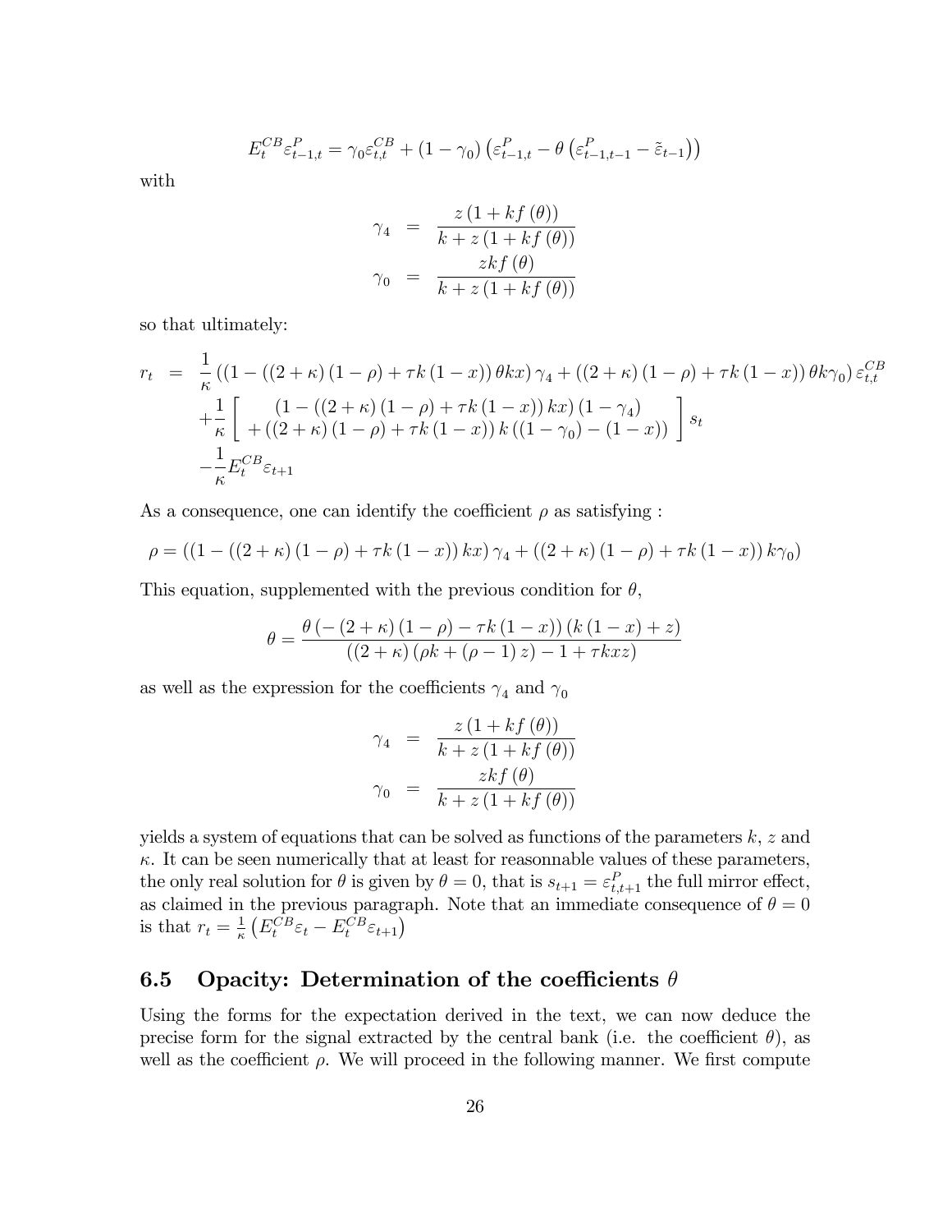$$E_t^{CB}\varepsilon_{t-1,t}^{P} = \gamma_0 \varepsilon_{t,t}^{CB} + (1-\gamma_0)\left(\varepsilon_{t-1,t}^{P} - \theta\left(\varepsilon_{t-1,t-1}^{P} - \tilde{\varepsilon}_{t-1}\right)\right)$$

with

$$\begin{aligned}
\gamma_4 &= \frac{z\left(1+kf\left(\theta\right)\right)}{k+z\left(1+kf\left(\theta\right)\right)} \\
\gamma_0 &= \frac{zkf\left(\theta\right)}{k+z\left(1+kf\left(\theta\right)\right)}
\end{aligned}$$

so that ultimately:

$$\begin{aligned}
r_t &= \frac{1}{\kappa}\left(\left(1-\left(\left(2+\kappa\right)\left(1-\rho\right)+\tau k\left(1-x\right)\right)\theta kx\right)\gamma_4 + \left(\left(2+\kappa\right)\left(1-\rho\right)+\tau k\left(1-x\right)\right)\theta k\gamma_0\right)\varepsilon_{t,t}^{CB} \\
&\quad +\frac{1}{\kappa}\left[\begin{array}{c}\left(1-\left(\left(2+\kappa\right)\left(1-\rho\right)+\tau k\left(1-x\right)\right)kx\right)\left(1-\gamma_4\right) \\ +\left(\left(2+\kappa\right)\left(1-\rho\right)+\tau k\left(1-x\right)\right)k\left(\left(1-\gamma_0\right)-\left(1-x\right)\right)\end{array}\right]s_t \\
&\quad -\frac{1}{\kappa}E_t^{CB}\varepsilon_{t+1}
\end{aligned}$$

As a consequence, one can identify the coefficient $\rho$ as satisfying :

$$\rho = \left(\left(1-\left(\left(2+\kappa\right)\left(1-\rho\right)+\tau k\left(1-x\right)\right)kx\right)\gamma_4 + \left(\left(2+\kappa\right)\left(1-\rho\right)+\tau k\left(1-x\right)\right)k\gamma_0\right)$$

This equation, supplemented with the previous condition for $\theta$,

$$\theta = \frac{\theta\left(-\left(2+\kappa\right)\left(1-\rho\right)-\tau k\left(1-x\right)\right)\left(k\left(1-x\right)+z\right)}{\left(\left(2+\kappa\right)\left(\rho k+\left(\rho-1\right)z\right)-1+\tau kxz\right)}$$

as well as the expression for the coefficients $\gamma_4$ and $\gamma_0$

$$\begin{aligned}
\gamma_4 &= \frac{z\left(1+kf\left(\theta\right)\right)}{k+z\left(1+kf\left(\theta\right)\right)} \\
\gamma_0 &= \frac{zkf\left(\theta\right)}{k+z\left(1+kf\left(\theta\right)\right)}
\end{aligned}$$

yields a system of equations that can be solved as functions of the parameters $k$, $z$ and $\kappa$. It can be seen numerically that at least for reasonnable values of these parameters, the only real solution for $\theta$ is given by $\theta = 0$, that is $s_{t+1} = \varepsilon_{t,t+1}^{P}$ the full mirror effect, as claimed in the previous paragraph. Note that an immediate consequence of $\theta = 0$ is that $r_t = \frac{1}{\kappa}\left(E_t^{CB}\varepsilon_t - E_t^{CB}\varepsilon_{t+1}\right)$

## 6.5 Opacity: Determination of the coefficients $\theta$

Using the forms for the expectation derived in the text, we can now deduce the precise form for the signal extracted by the central bank (i.e. the coefficient $\theta$), as well as the coefficient $\rho$. We will proceed in the following manner. We first compute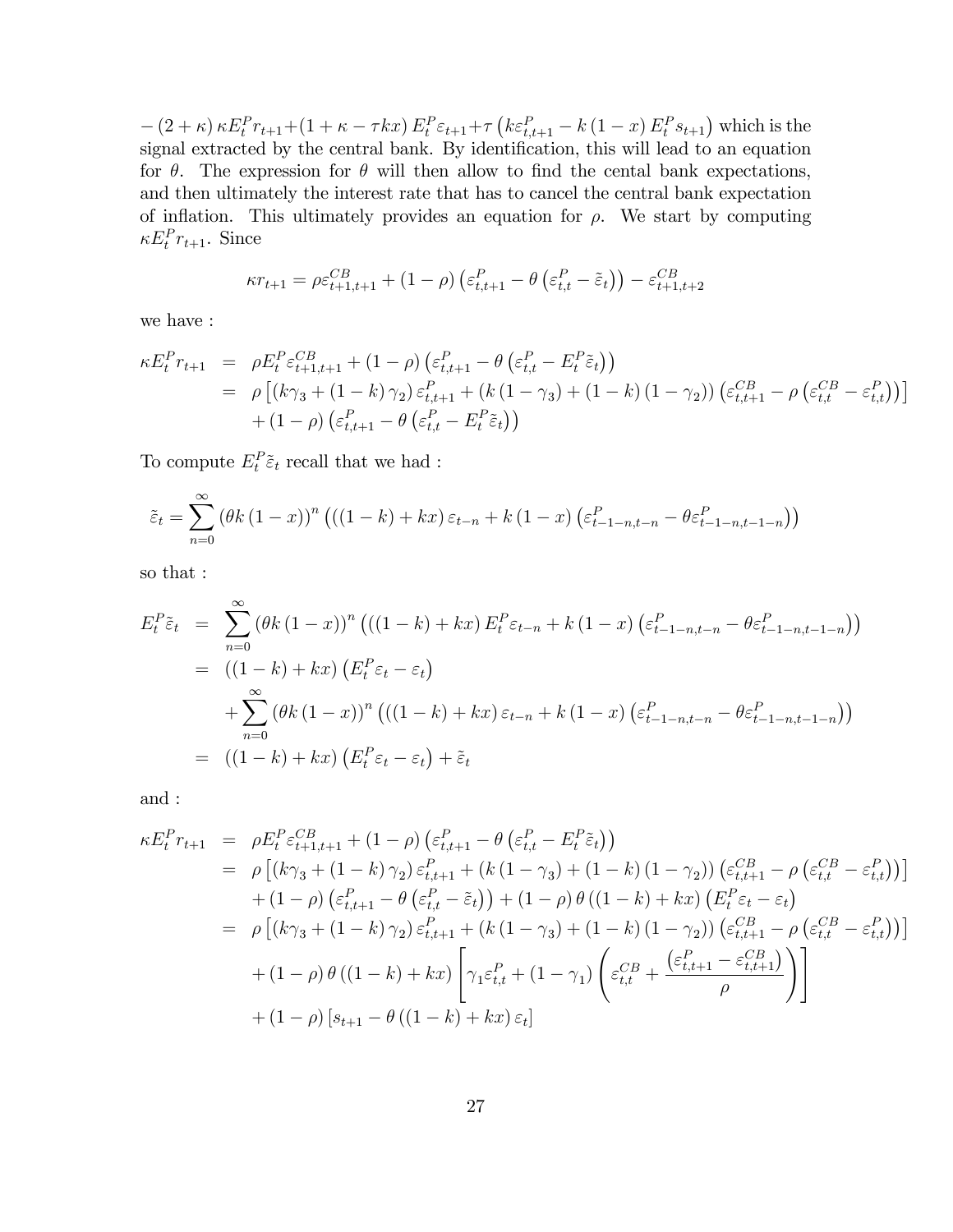$-\left(2+\kappa\right)\kappa E_t^P r_{t+1}+\left(1+\kappa-\tau kx\right)E_t^P\varepsilon_{t+1}+\tau\left(k\varepsilon_{t,t+1}^P-k\left(1-x\right)E_t^P s_{t+1}\right)$ which is the signal extracted by the central bank. By identification, this will lead to an equation for $\theta$. The expression for $\theta$ will then allow to find the cental bank expectations, and then ultimately the interest rate that has to cancel the central bank expectation of inflation. This ultimately provides an equation for $\rho$. We start by computing $\kappa E_t^P r_{t+1}$. Since

$$\kappa r_{t+1}=\rho\varepsilon_{t+1,t+1}^{CB}+\left(1-\rho\right)\left(\varepsilon_{t,t+1}^P-\theta\left(\varepsilon_{t,t}^P-\tilde{\varepsilon}_t\right)\right)-\varepsilon_{t+1,t+2}^{CB}$$

we have :

$$\begin{aligned}
\kappa E_t^P r_{t+1} &= \rho E_t^P\varepsilon_{t+1,t+1}^{CB}+\left(1-\rho\right)\left(\varepsilon_{t,t+1}^P-\theta\left(\varepsilon_{t,t}^P-E_t^P\tilde{\varepsilon}_t\right)\right)\\
&= \rho\left[\left(k\gamma_3+\left(1-k\right)\gamma_2\right)\varepsilon_{t,t+1}^P+\left(k\left(1-\gamma_3\right)+\left(1-k\right)\left(1-\gamma_2\right)\right)\left(\varepsilon_{t,t+1}^{CB}-\rho\left(\varepsilon_{t,t}^{CB}-\varepsilon_{t,t}^P\right)\right)\right]\\
&\quad+\left(1-\rho\right)\left(\varepsilon_{t,t+1}^P-\theta\left(\varepsilon_{t,t}^P-E_t^P\tilde{\varepsilon}_t\right)\right)
\end{aligned}$$

To compute $E_t^P\tilde{\varepsilon}_t$ recall that we had :

$$\tilde{\varepsilon}_t=\sum_{n=0}^{\infty}\left(\theta k\left(1-x\right)\right)^n\left(\left(\left(1-k\right)+kx\right)\varepsilon_{t-n}+k\left(1-x\right)\left(\varepsilon_{t-1-n,t-n}^P-\theta\varepsilon_{t-1-n,t-1-n}^P\right)\right)$$

so that :

$$\begin{aligned}
E_t^P\tilde{\varepsilon}_t &= \sum_{n=0}^{\infty}\left(\theta k\left(1-x\right)\right)^n\left(\left(\left(1-k\right)+kx\right)E_t^P\varepsilon_{t-n}+k\left(1-x\right)\left(\varepsilon_{t-1-n,t-n}^P-\theta\varepsilon_{t-1-n,t-1-n}^P\right)\right)\\
&= \left(\left(1-k\right)+kx\right)\left(E_t^P\varepsilon_t-\varepsilon_t\right)\\
&\quad+\sum_{n=0}^{\infty}\left(\theta k\left(1-x\right)\right)^n\left(\left(\left(1-k\right)+kx\right)\varepsilon_{t-n}+k\left(1-x\right)\left(\varepsilon_{t-1-n,t-n}^P-\theta\varepsilon_{t-1-n,t-1-n}^P\right)\right)\\
&= \left(\left(1-k\right)+kx\right)\left(E_t^P\varepsilon_t-\varepsilon_t\right)+\tilde{\varepsilon}_t
\end{aligned}$$

and :

$$\begin{aligned}
\kappa E_t^P r_{t+1} &= \rho E_t^P\varepsilon_{t+1,t+1}^{CB}+\left(1-\rho\right)\left(\varepsilon_{t,t+1}^P-\theta\left(\varepsilon_{t,t}^P-E_t^P\tilde{\varepsilon}_t\right)\right)\\
&= \rho\left[\left(k\gamma_3+\left(1-k\right)\gamma_2\right)\varepsilon_{t,t+1}^P+\left(k\left(1-\gamma_3\right)+\left(1-k\right)\left(1-\gamma_2\right)\right)\left(\varepsilon_{t,t+1}^{CB}-\rho\left(\varepsilon_{t,t}^{CB}-\varepsilon_{t,t}^P\right)\right)\right]\\
&\quad+\left(1-\rho\right)\left(\varepsilon_{t,t+1}^P-\theta\left(\varepsilon_{t,t}^P-\tilde{\varepsilon}_t\right)\right)+\left(1-\rho\right)\theta\left(\left(1-k\right)+kx\right)\left(E_t^P\varepsilon_t-\varepsilon_t\right)\\
&= \rho\left[\left(k\gamma_3+\left(1-k\right)\gamma_2\right)\varepsilon_{t,t+1}^P+\left(k\left(1-\gamma_3\right)+\left(1-k\right)\left(1-\gamma_2\right)\right)\left(\varepsilon_{t,t+1}^{CB}-\rho\left(\varepsilon_{t,t}^{CB}-\varepsilon_{t,t}^P\right)\right)\right]\\
&\quad+\left(1-\rho\right)\theta\left(\left(1-k\right)+kx\right)\left[\gamma_1\varepsilon_{t,t}^P+\left(1-\gamma_1\right)\left(\varepsilon_{t,t}^{CB}+\frac{\left(\varepsilon_{t,t+1}^P-\varepsilon_{t,t+1}^{CB}\right)}{\rho}\right)\right]\\
&\quad+\left(1-\rho\right)\left[s_{t+1}-\theta\left(\left(1-k\right)+kx\right)\varepsilon_t\right]
\end{aligned}$$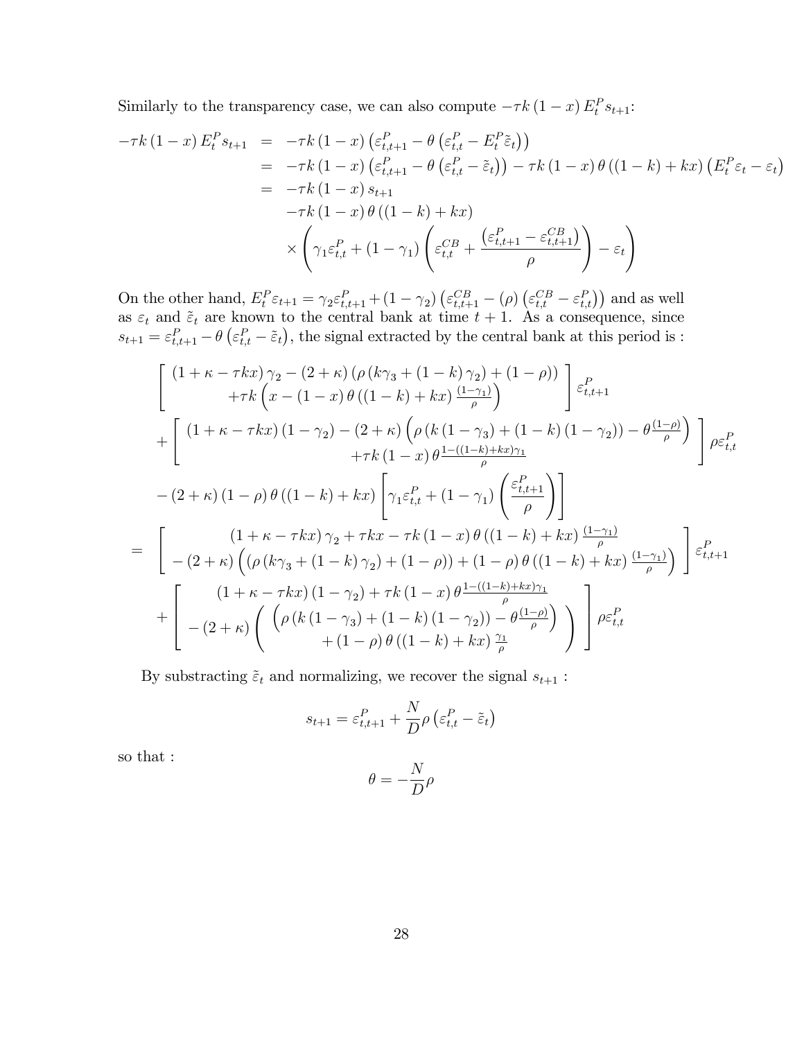Similarly to the transparency case, we can also compute $-\tau k(1-x) E_t^P s_{t+1}$:

$$
\begin{aligned}
-\tau k(1-x) E_t^P s_{t+1} &= -\tau k(1-x)\left(\varepsilon_{t,t+1}^P - \theta\left(\varepsilon_{t,t}^P - E_t^P \tilde{\varepsilon}_t\right)\right) \\
&= -\tau k(1-x)\left(\varepsilon_{t,t+1}^P - \theta\left(\varepsilon_{t,t}^P - \tilde{\varepsilon}_t\right)\right) - \tau k(1-x)\theta((1-k)+kx)\left(E_t^P \varepsilon_t - \varepsilon_t\right) \\
&= -\tau k(1-x) s_{t+1} \\
&\quad -\tau k(1-x)\theta((1-k)+kx) \\
&\quad \times \left(\gamma_1 \varepsilon_{t,t}^P + (1-\gamma_1)\left(\varepsilon_{t,t}^{CB} + \frac{\left(\varepsilon_{t,t+1}^P - \varepsilon_{t,t+1}^{CB}\right)}{\rho}\right) - \varepsilon_t\right)
\end{aligned}
$$

On the other hand, $E_t^P \varepsilon_{t+1} = \gamma_2 \varepsilon_{t,t+1}^P + (1-\gamma_2)\left(\varepsilon_{t,t+1}^{CB} - (\rho)\left(\varepsilon_{t,t}^{CB} - \varepsilon_{t,t}^P\right)\right)$ and as well as $\varepsilon_t$ and $\tilde{\varepsilon}_t$ are known to the central bank at time $t+1$. As a consequence, since $s_{t+1} = \varepsilon_{t,t+1}^P - \theta\left(\varepsilon_{t,t}^P - \tilde{\varepsilon}_t\right)$, the signal extracted by the central bank at this period is :

$$
\begin{aligned}
&\left[\begin{array}{c}
(1+\kappa-\tau kx)\gamma_2 - (2+\kappa)(\rho(k\gamma_3 + (1-k)\gamma_2) + (1-\rho)) \\
+\tau k\left(x - (1-x)\theta((1-k)+kx)\frac{(1-\gamma_1)}{\rho}\right)
\end{array}\right]\varepsilon_{t,t+1}^P \\
&+\left[\begin{array}{c}
(1+\kappa-\tau kx)(1-\gamma_2) - (2+\kappa)\left(\rho(k(1-\gamma_3) + (1-k)(1-\gamma_2)) - \theta\frac{(1-\rho)}{\rho}\right) \\
+\tau k(1-x)\theta\frac{1-((1-k)+kx)\gamma_1}{\rho}
\end{array}\right]\rho\varepsilon_{t,t}^P \\
&-(2+\kappa)(1-\rho)\theta((1-k)+kx)\left[\gamma_1\varepsilon_{t,t}^P + (1-\gamma_1)\left(\frac{\varepsilon_{t,t+1}^P}{\rho}\right)\right] \\
=&\left[\begin{array}{c}
(1+\kappa-\tau kx)\gamma_2 + \tau kx - \tau k(1-x)\theta((1-k)+kx)\frac{(1-\gamma_1)}{\rho} \\
-(2+\kappa)\left((\rho(k\gamma_3 + (1-k)\gamma_2) + (1-\rho)) + (1-\rho)\theta((1-k)+kx)\frac{(1-\gamma_1)}{\rho}\right)
\end{array}\right]\varepsilon_{t,t+1}^P \\
&+\left[\begin{array}{c}
(1+\kappa-\tau kx)(1-\gamma_2) + \tau k(1-x)\theta\frac{1-((1-k)+kx)\gamma_1}{\rho} \\
-(2+\kappa)\left(\begin{array}{c}
\left(\rho(k(1-\gamma_3) + (1-k)(1-\gamma_2)) - \theta\frac{(1-\rho)}{\rho}\right) \\
+(1-\rho)\theta((1-k)+kx)\frac{\gamma_1}{\rho}
\end{array}\right)
\end{array}\right]\rho\varepsilon_{t,t}^P
\end{aligned}
$$

By substracting $\tilde{\varepsilon}_t$ and normalizing, we recover the signal $s_{t+1}$ :

$$
s_{t+1} = \varepsilon_{t,t+1}^P + \frac{N}{D}\rho\left(\varepsilon_{t,t}^P - \tilde{\varepsilon}_t\right)
$$

so that :

$$
\theta = -\frac{N}{D}\rho
$$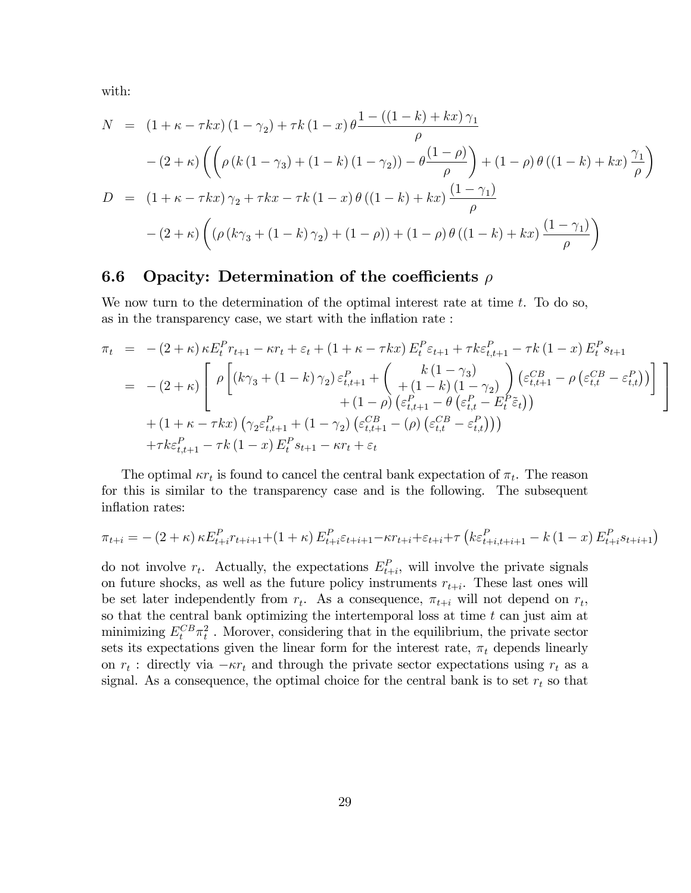with:

$$
\begin{aligned}
N &= (1+\kappa-\tau kx)(1-\gamma_2)+\tau k(1-x)\theta\frac{1-((1-k)+kx)\gamma_1}{\rho} \\
&\quad -(2+\kappa)\left(\left(\rho\left(k(1-\gamma_3)+(1-k)(1-\gamma_2)\right)-\theta\frac{(1-\rho)}{\rho}\right)+(1-\rho)\theta((1-k)+kx)\frac{\gamma_1}{\rho}\right) \\
D &= (1+\kappa-\tau kx)\gamma_2+\tau kx-\tau k(1-x)\theta((1-k)+kx)\frac{(1-\gamma_1)}{\rho} \\
&\quad -(2+\kappa)\left(\left(\rho\left(k\gamma_3+(1-k)\gamma_2\right)+(1-\rho)\right)+(1-\rho)\theta((1-k)+kx)\frac{(1-\gamma_1)}{\rho}\right)
\end{aligned}
$$

## 6.6 Opacity: Determination of the coefficients $\rho$

We now turn to the determination of the optimal interest rate at time $t$. To do so, as in the transparency case, we start with the inflation rate :

$$
\begin{aligned}
\pi_t &= -(2+\kappa)\kappa E_t^P r_{t+1}-\kappa r_t+\varepsilon_t+(1+\kappa-\tau kx)E_t^P\varepsilon_{t+1}+\tau k\varepsilon_{t,t+1}^P-\tau k(1-x)E_t^P s_{t+1} \\
&= -(2+\kappa)\left[\begin{array}{c}\rho\left[(k\gamma_3+(1-k)\gamma_2)\varepsilon_{t,t+1}^P+\left(\begin{array}{c}k(1-\gamma_3)\\+(1-k)(1-\gamma_2)\end{array}\right)\left(\varepsilon_{t,t+1}^{CB}-\rho\left(\varepsilon_{t,t}^{CB}-\varepsilon_{t,t}^P\right)\right)\right]\\+(1-\rho)\left(\varepsilon_{t,t+1}^P-\theta\left(\varepsilon_{t,t}^P-E_t^P\tilde{\varepsilon}_t\right)\right)\end{array}\right] \\
&\quad +(1+\kappa-\tau kx)\left(\gamma_2\varepsilon_{t,t+1}^P+(1-\gamma_2)\left(\varepsilon_{t,t+1}^{CB}-(\rho)\left(\varepsilon_{t,t}^{CB}-\varepsilon_{t,t}^P\right)\right)\right) \\
&\quad +\tau k\varepsilon_{t,t+1}^P-\tau k(1-x)E_t^P s_{t+1}-\kappa r_t+\varepsilon_t
\end{aligned}
$$

The optimal $\kappa r_t$ is found to cancel the central bank expectation of $\pi_t$. The reason for this is similar to the transparency case and is the following. The subsequent inflation rates:

$$
\pi_{t+i}=-(2+\kappa)\kappa E_{t+i}^P r_{t+i+1}+(1+\kappa)E_{t+i}^P\varepsilon_{t+i+1}-\kappa r_{t+i}+\varepsilon_{t+i}+\tau\left(k\varepsilon_{t+i,t+i+1}^P-k(1-x)E_{t+i}^P s_{t+i+1}\right)
$$

do not involve $r_t$. Actually, the expectations $E_{t+i}^P$, will involve the private signals on future shocks, as well as the future policy instruments $r_{t+i}$. These last ones will be set later independently from $r_t$. As a consequence, $\pi_{t+i}$ will not depend on $r_t$, so that the central bank optimizing the intertemporal loss at time $t$ can just aim at minimizing $E_t^{CB}\pi_t^2$ . Morover, considering that in the equilibrium, the private sector sets its expectations given the linear form for the interest rate, $\pi_t$ depends linearly on $r_t$ : directly via $-\kappa r_t$ and through the private sector expectations using $r_t$ as a signal. As a consequence, the optimal choice for the central bank is to set $r_t$ so that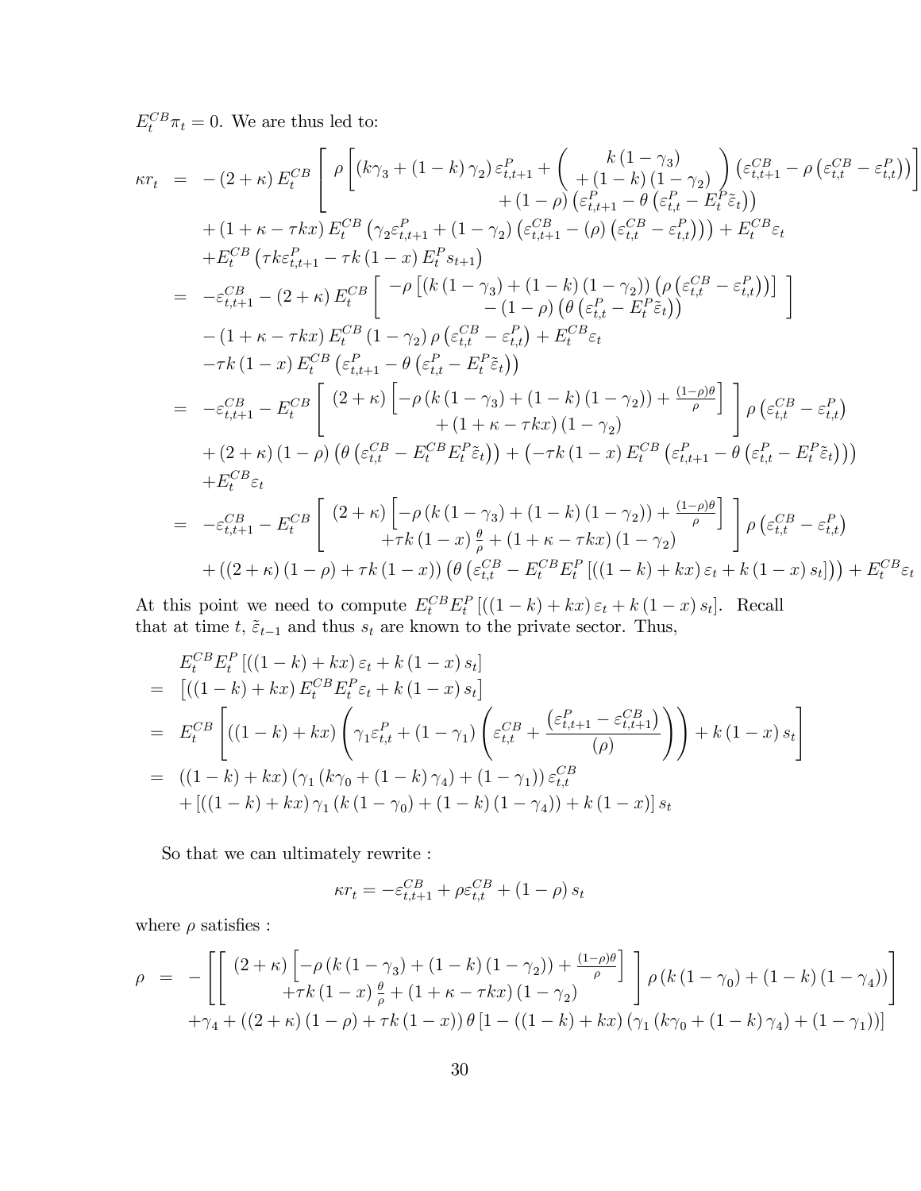$E_t^{CB}\pi_t = 0$. We are thus led to:

$$
\begin{aligned}
\kappa r_t &= -(2+\kappa) E_t^{CB}\left[\begin{array}{c} \rho\left[(k\gamma_3+(1-k)\gamma_2)\varepsilon_{t,t+1}^P+\left(\begin{array}{c} k(1-\gamma_3) \\ +(1-k)(1-\gamma_2)\end{array}\right)\left(\varepsilon_{t,t+1}^{CB}-\rho\left(\varepsilon_{t,t}^{CB}-\varepsilon_{t,t}^P\right)\right)\right] \\ +(1-\rho)\left(\varepsilon_{t,t+1}^P-\theta\left(\varepsilon_{t,t}^P-E_t^P\tilde{\varepsilon}_t\right)\right)\end{array}\right] \\
&\quad +(1+\kappa-\tau k x) E_t^{CB}\left(\gamma_2\varepsilon_{t,t+1}^P+(1-\gamma_2)\left(\varepsilon_{t,t+1}^{CB}-(\rho)\left(\varepsilon_{t,t}^{CB}-\varepsilon_{t,t}^P\right)\right)\right)+E_t^{CB}\varepsilon_t \\
&\quad +E_t^{CB}\left(\tau k\varepsilon_{t,t+1}^P-\tau k(1-x)E_t^P s_{t+1}\right) \\
&= -\varepsilon_{t,t+1}^{CB}-(2+\kappa)E_t^{CB}\left[\begin{array}{c} -\rho\left[(k(1-\gamma_3)+(1-k)(1-\gamma_2))\left(\rho\left(\varepsilon_{t,t}^{CB}-\varepsilon_{t,t}^P\right)\right)\right] \\ -(1-\rho)\left(\theta\left(\varepsilon_{t,t}^P-E_t^P\tilde{\varepsilon}_t\right)\right)\end{array}\right] \\
&\quad -(1+\kappa-\tau k x)E_t^{CB}(1-\gamma_2)\rho\left(\varepsilon_{t,t}^{CB}-\varepsilon_{t,t}^P\right)+E_t^{CB}\varepsilon_t \\
&\quad -\tau k(1-x)E_t^{CB}\left(\varepsilon_{t,t+1}^P-\theta\left(\varepsilon_{t,t}^P-E_t^P\tilde{\varepsilon}_t\right)\right) \\
&= -\varepsilon_{t,t+1}^{CB}-E_t^{CB}\left[\begin{array}{c}(2+\kappa)\left[-\rho\left(k(1-\gamma_3)+(1-k)(1-\gamma_2)\right)+\frac{(1-\rho)\theta}{\rho}\right] \\ +(1+\kappa-\tau k x)(1-\gamma_2)\end{array}\right]\rho\left(\varepsilon_{t,t}^{CB}-\varepsilon_{t,t}^P\right) \\
&\quad +(2+\kappa)(1-\rho)\left(\theta\left(\varepsilon_{t,t}^{CB}-E_t^{CB}E_t^P\tilde{\varepsilon}_t\right)\right)+\left(-\tau k(1-x)E_t^{CB}\left(\varepsilon_{t,t+1}^P-\theta\left(\varepsilon_{t,t}^P-E_t^P\tilde{\varepsilon}_t\right)\right)\right) \\
&\quad +E_t^{CB}\varepsilon_t \\
&= -\varepsilon_{t,t+1}^{CB}-E_t^{CB}\left[\begin{array}{c}(2+\kappa)\left[-\rho\left(k(1-\gamma_3)+(1-k)(1-\gamma_2)\right)+\frac{(1-\rho)\theta}{\rho}\right] \\ +\tau k(1-x)\frac{\theta}{\rho}+(1+\kappa-\tau k x)(1-\gamma_2)\end{array}\right]\rho\left(\varepsilon_{t,t}^{CB}-\varepsilon_{t,t}^P\right) \\
&\quad +\left((2+\kappa)(1-\rho)+\tau k(1-x)\right)\left(\theta\left(\varepsilon_{t,t}^{CB}-E_t^{CB}E_t^P\left[((1-k)+kx)\varepsilon_t+k(1-x)s_t\right]\right)\right)+E_t^{CB}\varepsilon_t
\end{aligned}
$$

At this point we need to compute $E_t^{CB}E_t^P\left[((1-k)+kx)\varepsilon_t+k(1-x)s_t\right]$. Recall that at time $t$, $\tilde{\varepsilon}_{t-1}$ and thus $s_t$ are known to the private sector. Thus,

$$
\begin{aligned}
& E_t^{CB}E_t^P\left[((1-k)+kx)\varepsilon_t+k(1-x)s_t\right] \\
=& \left[((1-k)+kx)E_t^{CB}E_t^P\varepsilon_t+k(1-x)s_t\right] \\
=& E_t^{CB}\left[((1-k)+kx)\left(\gamma_1\varepsilon_{t,t}^P+(1-\gamma_1)\left(\varepsilon_{t,t}^{CB}+\frac{\left(\varepsilon_{t,t+1}^P-\varepsilon_{t,t+1}^{CB}\right)}{(\rho)}\right)\right)+k(1-x)s_t\right] \\
=& ((1-k)+kx)\left(\gamma_1\left(k\gamma_0+(1-k)\gamma_4\right)+(1-\gamma_1)\right)\varepsilon_{t,t}^{CB} \\
& +\left[((1-k)+kx)\gamma_1\left(k(1-\gamma_0)+(1-k)(1-\gamma_4)\right)+k(1-x)\right]s_t
\end{aligned}
$$

So that we can ultimately rewrite :

$$
\kappa r_t = -\varepsilon_{t,t+1}^{CB}+\rho\varepsilon_{t,t}^{CB}+(1-\rho)s_t
$$

where $\rho$ satisfies :

$$
\begin{aligned}
\rho &= -\left[\left[\begin{array}{c}(2+\kappa)\left[-\rho\left(k(1-\gamma_3)+(1-k)(1-\gamma_2)\right)+\frac{(1-\rho)\theta}{\rho}\right] \\ +\tau k(1-x)\frac{\theta}{\rho}+(1+\kappa-\tau k x)(1-\gamma_2)\end{array}\right]\rho\left(k(1-\gamma_0)+(1-k)(1-\gamma_4)\right)\right] \\
&\quad +\gamma_4+\left((2+\kappa)(1-\rho)+\tau k(1-x)\right)\theta\left[1-((1-k)+kx)\left(\gamma_1\left(k\gamma_0+(1-k)\gamma_4\right)+(1-\gamma_1)\right)\right]
\end{aligned}
$$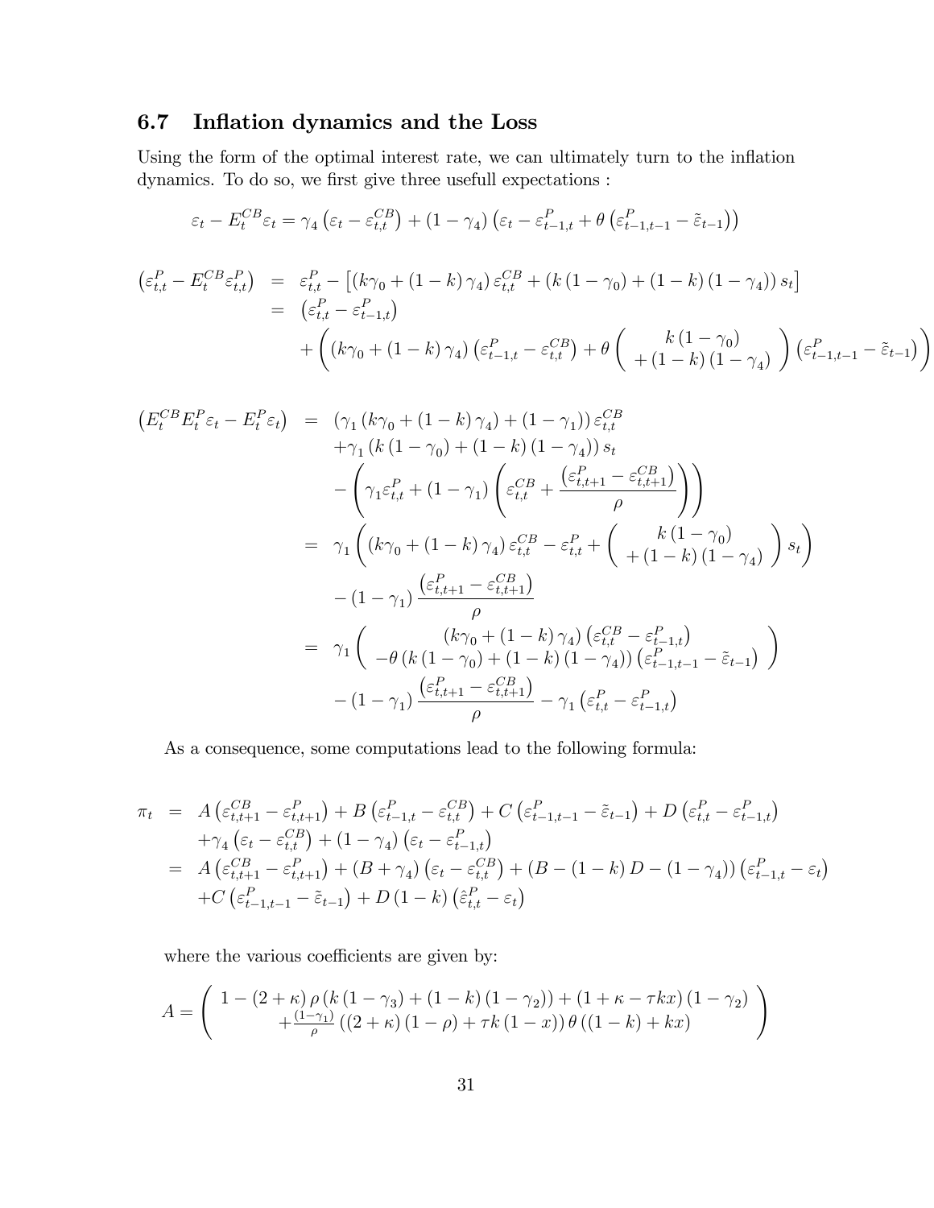### 6.7 Inflation dynamics and the Loss

Using the form of the optimal interest rate, we can ultimately turn to the inflation dynamics. To do so, we first give three usefull expectations :

$$\varepsilon_t - E_t^{CB}\varepsilon_t = \gamma_4\left(\varepsilon_t - \varepsilon_{t,t}^{CB}\right) + \left(1-\gamma_4\right)\left(\varepsilon_t - \varepsilon_{t-1,t}^{P} + \theta\left(\varepsilon_{t-1,t-1}^{P} - \tilde{\varepsilon}_{t-1}\right)\right)$$

$$\begin{aligned}
\left(\varepsilon_{t,t}^{P} - E_t^{CB}\varepsilon_{t,t}^{P}\right) &= \varepsilon_{t,t}^{P} - \left[\left(k\gamma_0 + \left(1-k\right)\gamma_4\right)\varepsilon_{t,t}^{CB} + \left(k\left(1-\gamma_0\right) + \left(1-k\right)\left(1-\gamma_4\right)\right)s_t\right] \\
&= \left(\varepsilon_{t,t}^{P} - \varepsilon_{t-1,t}^{P}\right) \\
&\quad + \left(\left(k\gamma_0 + \left(1-k\right)\gamma_4\right)\left(\varepsilon_{t-1,t}^{P} - \varepsilon_{t,t}^{CB}\right) + \theta\left(\begin{array}{c} k\left(1-\gamma_0\right) \\ +\left(1-k\right)\left(1-\gamma_4\right)\end{array}\right)\left(\varepsilon_{t-1,t-1}^{P} - \tilde{\varepsilon}_{t-1}\right)\right)
\end{aligned}$$

$$\begin{aligned}
\left(E_t^{CB}E_t^{P}\varepsilon_t - E_t^{P}\varepsilon_t\right) &= \left(\gamma_1\left(k\gamma_0 + \left(1-k\right)\gamma_4\right) + \left(1-\gamma_1\right)\right)\varepsilon_{t,t}^{CB} \\
&\quad + \gamma_1\left(k\left(1-\gamma_0\right) + \left(1-k\right)\left(1-\gamma_4\right)\right)s_t \\
&\quad - \left(\gamma_1\varepsilon_{t,t}^{P} + \left(1-\gamma_1\right)\left(\varepsilon_{t,t}^{CB} + \frac{\left(\varepsilon_{t,t+1}^{P} - \varepsilon_{t,t+1}^{CB}\right)}{\rho}\right)\right) \\
&= \gamma_1\left(\left(k\gamma_0 + \left(1-k\right)\gamma_4\right)\varepsilon_{t,t}^{CB} - \varepsilon_{t,t}^{P} + \left(\begin{array}{c} k\left(1-\gamma_0\right) \\ +\left(1-k\right)\left(1-\gamma_4\right)\end{array}\right)s_t\right) \\
&\quad - \left(1-\gamma_1\right)\frac{\left(\varepsilon_{t,t+1}^{P} - \varepsilon_{t,t+1}^{CB}\right)}{\rho} \\
&= \gamma_1\left(\begin{array}{c} \left(k\gamma_0 + \left(1-k\right)\gamma_4\right)\left(\varepsilon_{t,t}^{CB} - \varepsilon_{t-1,t}^{P}\right) \\ -\theta\left(k\left(1-\gamma_0\right) + \left(1-k\right)\left(1-\gamma_4\right)\right)\left(\varepsilon_{t-1,t-1}^{P} - \tilde{\varepsilon}_{t-1}\right)\end{array}\right) \\
&\quad - \left(1-\gamma_1\right)\frac{\left(\varepsilon_{t,t+1}^{P} - \varepsilon_{t,t+1}^{CB}\right)}{\rho} - \gamma_1\left(\varepsilon_{t,t}^{P} - \varepsilon_{t-1,t}^{P}\right)
\end{aligned}$$

As a consequence, some computations lead to the following formula:

$$\begin{aligned}
\pi_t &= A\left(\varepsilon_{t,t+1}^{CB} - \varepsilon_{t,t+1}^{P}\right) + B\left(\varepsilon_{t-1,t}^{P} - \varepsilon_{t,t}^{CB}\right) + C\left(\varepsilon_{t-1,t-1}^{P} - \tilde{\varepsilon}_{t-1}\right) + D\left(\varepsilon_{t,t}^{P} - \varepsilon_{t-1,t}^{P}\right) \\
&\quad + \gamma_4\left(\varepsilon_t - \varepsilon_{t,t}^{CB}\right) + \left(1-\gamma_4\right)\left(\varepsilon_t - \varepsilon_{t-1,t}^{P}\right) \\
&= A\left(\varepsilon_{t,t+1}^{CB} - \varepsilon_{t,t+1}^{P}\right) + \left(B + \gamma_4\right)\left(\varepsilon_t - \varepsilon_{t,t}^{CB}\right) + \left(B - \left(1-k\right)D - \left(1-\gamma_4\right)\right)\left(\varepsilon_{t-1,t}^{P} - \varepsilon_t\right) \\
&\quad + C\left(\varepsilon_{t-1,t-1}^{P} - \tilde{\varepsilon}_{t-1}\right) + D\left(1-k\right)\left(\hat{\varepsilon}_{t,t}^{P} - \varepsilon_t\right)
\end{aligned}$$

where the various coefficients are given by:

$$A = \left(\begin{array}{c} 1 - \left(2+\kappa\right)\rho\left(k\left(1-\gamma_3\right) + \left(1-k\right)\left(1-\gamma_2\right)\right) + \left(1+\kappa-\tau kx\right)\left(1-\gamma_2\right) \\ +\frac{\left(1-\gamma_1\right)}{\rho}\left(\left(2+\kappa\right)\left(1-\rho\right) + \tau k\left(1-x\right)\right)\theta\left(\left(1-k\right) + kx\right)\end{array}\right)$$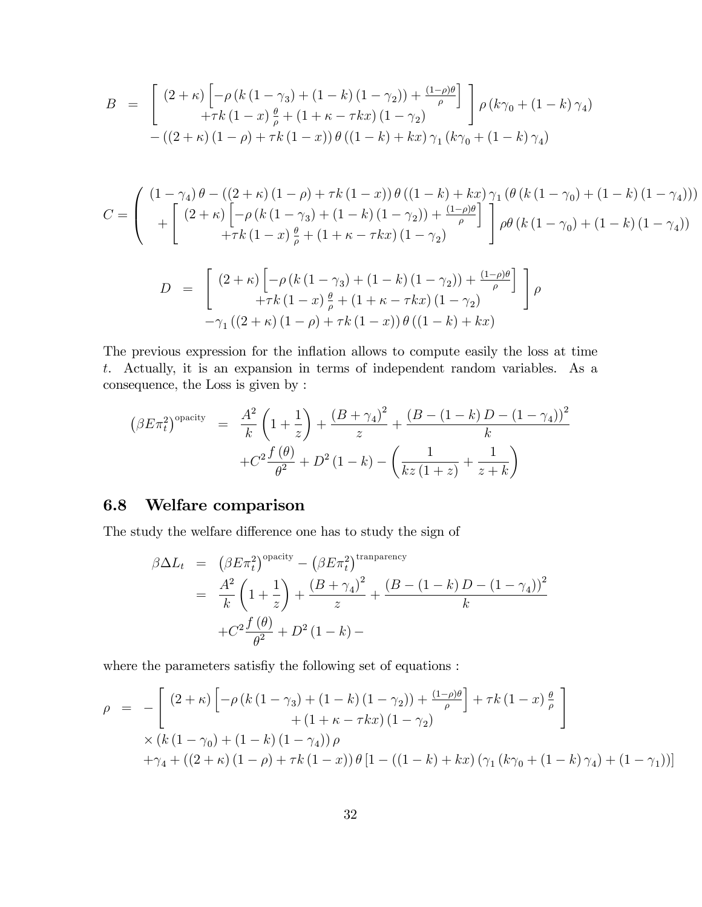$$
\begin{aligned}
B &= \left[ \begin{array}{c} (2+\kappa)\left[-\rho\left(k\left(1-\gamma_3\right)+\left(1-k\right)\left(1-\gamma_2\right)\right)+\frac{(1-\rho)\theta}{\rho}\right] \\ +\tau k\left(1-x\right)\frac{\theta}{\rho}+\left(1+\kappa-\tau k x\right)\left(1-\gamma_2\right) \end{array} \right] \rho\left(k\gamma_0+\left(1-k\right)\gamma_4\right) \\
&\quad -\left(\left(2+\kappa\right)\left(1-\rho\right)+\tau k\left(1-x\right)\right)\theta\left(\left(1-k\right)+kx\right)\gamma_1\left(k\gamma_0+\left(1-k\right)\gamma_4\right)
\end{aligned}
$$

$$
C = \left( \begin{array}{c} \left(1-\gamma_4\right)\theta-\left(\left(2+\kappa\right)\left(1-\rho\right)+\tau k\left(1-x\right)\right)\theta\left(\left(1-k\right)+kx\right)\gamma_1\left(\theta\left(k\left(1-\gamma_0\right)+\left(1-k\right)\left(1-\gamma_4\right)\right)\right) \\ +\left[ \begin{array}{c} (2+\kappa)\left[-\rho\left(k\left(1-\gamma_3\right)+\left(1-k\right)\left(1-\gamma_2\right)\right)+\frac{(1-\rho)\theta}{\rho}\right] \\ +\tau k\left(1-x\right)\frac{\theta}{\rho}+\left(1+\kappa-\tau k x\right)\left(1-\gamma_2\right) \end{array} \right] \rho\theta\left(k\left(1-\gamma_0\right)+\left(1-k\right)\left(1-\gamma_4\right)\right) \end{array} \right)
$$

$$
\begin{aligned}
D &= \left[ \begin{array}{c} (2+\kappa)\left[-\rho\left(k\left(1-\gamma_3\right)+\left(1-k\right)\left(1-\gamma_2\right)\right)+\frac{(1-\rho)\theta}{\rho}\right] \\ +\tau k\left(1-x\right)\frac{\theta}{\rho}+\left(1+\kappa-\tau k x\right)\left(1-\gamma_2\right) \end{array} \right] \rho \\
&\quad -\gamma_1\left(\left(2+\kappa\right)\left(1-\rho\right)+\tau k\left(1-x\right)\right)\theta\left(\left(1-k\right)+kx\right)
\end{aligned}
$$

The previous expression for the inflation allows to compute easily the loss at time $t$. Actually, it is an expansion in terms of independent random variables. As a consequence, the Loss is given by :

$$
\begin{aligned}
\left(\beta E\pi_t^2\right)^{\text{opacity}} &= \frac{A^2}{k}\left(1+\frac{1}{z}\right)+\frac{\left(B+\gamma_4\right)^2}{z}+\frac{\left(B-\left(1-k\right)D-\left(1-\gamma_4\right)\right)^2}{k} \\
&\quad +C^2\frac{f\left(\theta\right)}{\theta^2}+D^2\left(1-k\right)-\left(\frac{1}{kz\left(1+z\right)}+\frac{1}{z+k}\right)
\end{aligned}
$$

## 6.8 Welfare comparison

The study the welfare difference one has to study the sign of

$$
\begin{aligned}
\beta\Delta L_t &= \left(\beta E\pi_t^2\right)^{\text{opacity}}-\left(\beta E\pi_t^2\right)^{\text{tranparency}} \\
&= \frac{A^2}{k}\left(1+\frac{1}{z}\right)+\frac{\left(B+\gamma_4\right)^2}{z}+\frac{\left(B-\left(1-k\right)D-\left(1-\gamma_4\right)\right)^2}{k} \\
&\quad +C^2\frac{f\left(\theta\right)}{\theta^2}+D^2\left(1-k\right)-
\end{aligned}
$$

where the parameters satisfiy the following set of equations :

$$
\begin{aligned}
\rho &= -\left[ \begin{array}{c} (2+\kappa)\left[-\rho\left(k\left(1-\gamma_3\right)+\left(1-k\right)\left(1-\gamma_2\right)\right)+\frac{(1-\rho)\theta}{\rho}\right]+\tau k\left(1-x\right)\frac{\theta}{\rho} \\ +\left(1+\kappa-\tau k x\right)\left(1-\gamma_2\right) \end{array} \right] \\
&\quad \times\left(k\left(1-\gamma_0\right)+\left(1-k\right)\left(1-\gamma_4\right)\right)\rho \\
&\quad +\gamma_4+\left(\left(2+\kappa\right)\left(1-\rho\right)+\tau k\left(1-x\right)\right)\theta\left[1-\left(\left(1-k\right)+kx\right)\left(\gamma_1\left(k\gamma_0+\left(1-k\right)\gamma_4\right)+\left(1-\gamma_1\right)\right)\right]
\end{aligned}
$$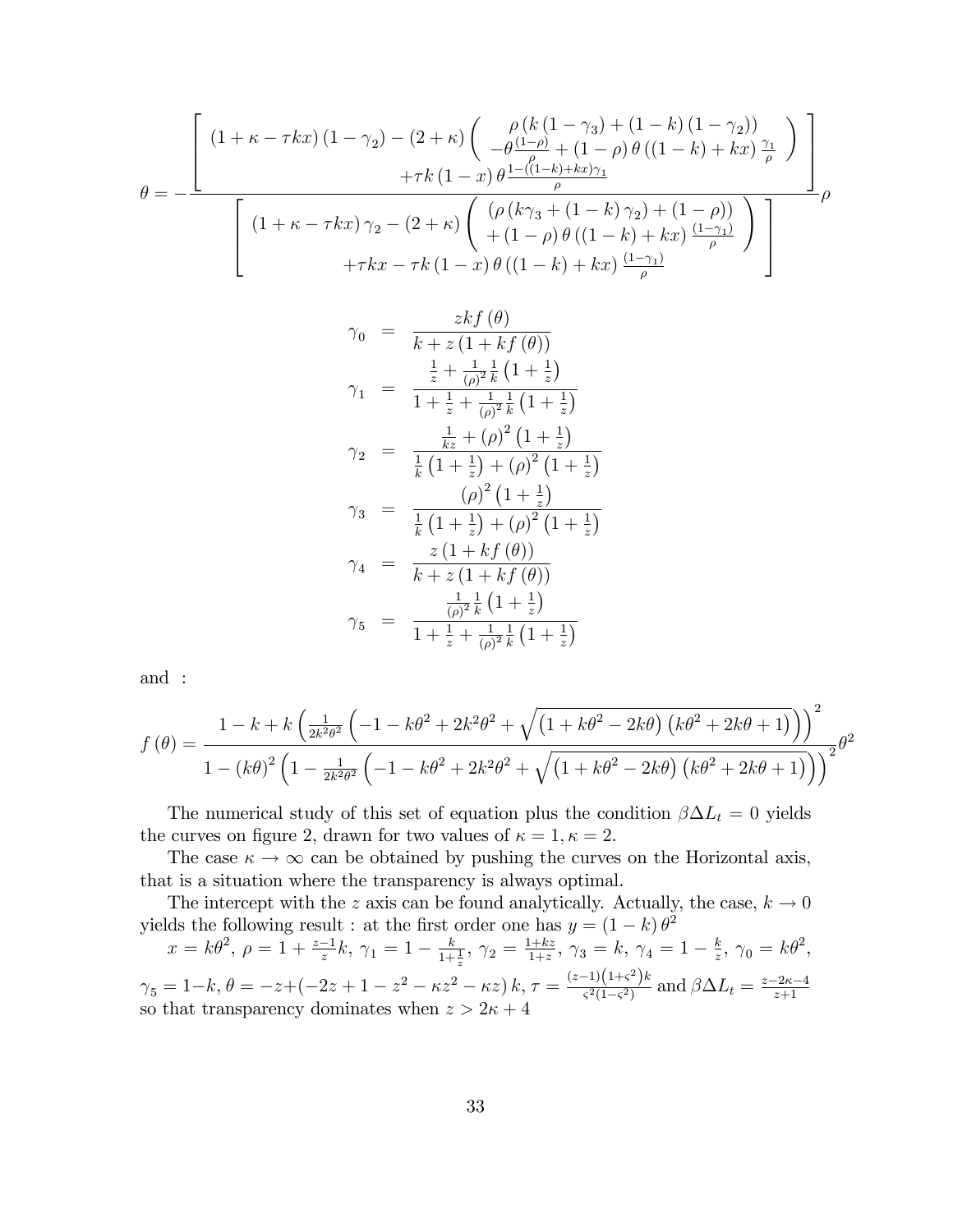$$\theta = -\frac{\left[\begin{array}{c}(1+\kappa-\tau kx)(1-\gamma_2)-(2+\kappa)\left(\begin{array}{c}\rho\left(k\left(1-\gamma_3\right)+(1-k)(1-\gamma_2)\right)\\ -\theta\frac{(1-\rho)}{\rho}+(1-\rho)\,\theta\left((1-k)+kx\right)\frac{\gamma_1}{\rho}\end{array}\right)\\ +\tau k(1-x)\,\theta\frac{1-((1-k)+kx)\gamma_1}{\rho}\end{array}\right]}{\left[\begin{array}{c}(1+\kappa-\tau kx)\,\gamma_2-(2+\kappa)\left(\begin{array}{c}\left(\rho\left(k\gamma_3+(1-k)\,\gamma_2\right)+(1-\rho)\right)\\ +(1-\rho)\,\theta\left((1-k)+kx\right)\frac{(1-\gamma_1)}{\rho}\end{array}\right)\\ +\tau kx-\tau k(1-x)\,\theta\left((1-k)+kx\right)\frac{(1-\gamma_1)}{\rho}\end{array}\right]}\rho$$

$$\begin{aligned}
\gamma_0 &= \frac{zkf(\theta)}{k+z\left(1+kf(\theta)\right)}\\
\gamma_1 &= \frac{\frac{1}{z}+\frac{1}{(\rho)^2}\frac{1}{k}\left(1+\frac{1}{z}\right)}{1+\frac{1}{z}+\frac{1}{(\rho)^2}\frac{1}{k}\left(1+\frac{1}{z}\right)}\\
\gamma_2 &= \frac{\frac{1}{kz}+(\rho)^2\left(1+\frac{1}{z}\right)}{\frac{1}{k}\left(1+\frac{1}{z}\right)+(\rho)^2\left(1+\frac{1}{z}\right)}\\
\gamma_3 &= \frac{(\rho)^2\left(1+\frac{1}{z}\right)}{\frac{1}{k}\left(1+\frac{1}{z}\right)+(\rho)^2\left(1+\frac{1}{z}\right)}\\
\gamma_4 &= \frac{z\left(1+kf(\theta)\right)}{k+z\left(1+kf(\theta)\right)}\\
\gamma_5 &= \frac{\frac{1}{(\rho)^2}\frac{1}{k}\left(1+\frac{1}{z}\right)}{1+\frac{1}{z}+\frac{1}{(\rho)^2}\frac{1}{k}\left(1+\frac{1}{z}\right)}
\end{aligned}$$

and :

$$f(\theta) = \frac{1-k+k\left(\frac{1}{2k^2\theta^2}\left(-1-k\theta^2+2k^2\theta^2+\sqrt{\left(1+k\theta^2-2k\theta\right)\left(k\theta^2+2k\theta+1\right)}\right)\right)^2}{1-(k\theta)^2\left(1-\frac{1}{2k^2\theta^2}\left(-1-k\theta^2+2k^2\theta^2+\sqrt{\left(1+k\theta^2-2k\theta\right)\left(k\theta^2+2k\theta+1\right)}\right)\right)^2}\theta^2$$

The numerical study of this set of equation plus the condition $\beta\Delta L_t = 0$ yields the curves on figure 2, drawn for two values of $\kappa = 1, \kappa = 2$.

The case $\kappa \to \infty$ can be obtained by pushing the curves on the Horizontal axis, that is a situation where the transparency is always optimal.

The intercept with the $z$ axis can be found analytically. Actually, the case, $k \to 0$ yields the following result : at the first order one has $y = (1-k)\,\theta^2$

$x = k\theta^2$, $\rho = 1 + \frac{z-1}{z}k$, $\gamma_1 = 1 - \frac{k}{1+\frac{1}{z}}$, $\gamma_2 = \frac{1+kz}{1+z}$, $\gamma_3 = k$, $\gamma_4 = 1 - \frac{k}{z}$, $\gamma_0 = k\theta^2$, $\gamma_5 = 1-k$, $\theta = -z + \left(-2z+1-z^2-\kappa z^2-\kappa z\right)k$, $\tau = \frac{(z-1)\left(1+\varsigma^2\right)k}{\varsigma^2\left(1-\varsigma^2\right)}$ and $\beta\Delta L_t = \frac{z-2\kappa-4}{z+1}$ so that transparency dominates when $z > 2\kappa + 4$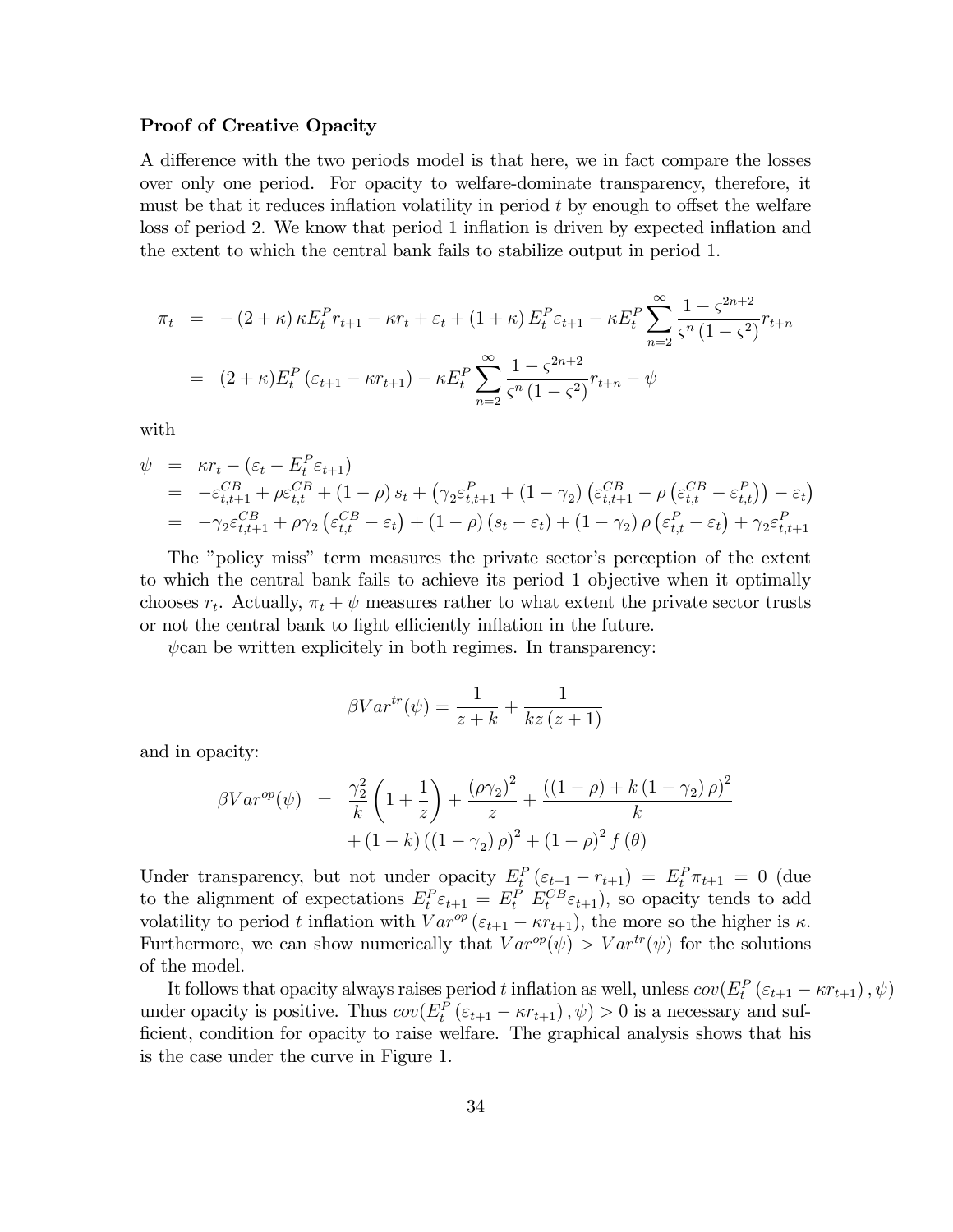### Proof of Creative Opacity

A difference with the two periods model is that here, we in fact compare the losses over only one period. For opacity to welfare-dominate transparency, therefore, it must be that it reduces inflation volatility in period $t$ by enough to offset the welfare loss of period 2. We know that period 1 inflation is driven by expected inflation and the extent to which the central bank fails to stabilize output in period 1.

$$
\begin{aligned}
\pi_t &= -(2+\kappa)\kappa E_t^P r_{t+1} - \kappa r_t + \varepsilon_t + (1+\kappa) E_t^P \varepsilon_{t+1} - \kappa E_t^P \sum_{n=2}^{\infty} \frac{1-\varsigma^{2n+2}}{\varsigma^n (1-\varsigma^2)} r_{t+n} \\
&= (2+\kappa) E_t^P (\varepsilon_{t+1} - \kappa r_{t+1}) - \kappa E_t^P \sum_{n=2}^{\infty} \frac{1-\varsigma^{2n+2}}{\varsigma^n (1-\varsigma^2)} r_{t+n} - \psi
\end{aligned}
$$

with

$$
\begin{aligned}
\psi &= \kappa r_t - (\varepsilon_t - E_t^P \varepsilon_{t+1}) \\
&= -\varepsilon_{t,t+1}^{CB} + \rho \varepsilon_{t,t}^{CB} + (1-\rho) s_t + \left(\gamma_2 \varepsilon_{t,t+1}^P + (1-\gamma_2)\left(\varepsilon_{t,t+1}^{CB} - \rho\left(\varepsilon_{t,t}^{CB} - \varepsilon_{t,t}^P\right)\right) - \varepsilon_t\right) \\
&= -\gamma_2 \varepsilon_{t,t+1}^{CB} + \rho\gamma_2\left(\varepsilon_{t,t}^{CB} - \varepsilon_t\right) + (1-\rho)(s_t - \varepsilon_t) + (1-\gamma_2)\rho\left(\varepsilon_{t,t}^P - \varepsilon_t\right) + \gamma_2 \varepsilon_{t,t+1}^P
\end{aligned}
$$

The "policy miss" term measures the private sector's perception of the extent to which the central bank fails to achieve its period 1 objective when it optimally chooses $r_t$. Actually, $\pi_t + \psi$ measures rather to what extent the private sector trusts or not the central bank to fight efficiently inflation in the future.

$\psi$can be written explicitely in both regimes. In transparency:

$$
\beta Var^{tr}(\psi) = \frac{1}{z+k} + \frac{1}{kz(z+1)}
$$

and in opacity:

$$
\begin{aligned}
\beta Var^{op}(\psi) &= \frac{\gamma_2^2}{k}\left(1+\frac{1}{z}\right) + \frac{(\rho\gamma_2)^2}{z} + \frac{((1-\rho)+k(1-\gamma_2)\rho)^2}{k} \\
&\quad + (1-k)\left((1-\gamma_2)\rho\right)^2 + (1-\rho)^2 f(\theta)
\end{aligned}
$$

Under transparency, but not under opacity $E_t^P(\varepsilon_{t+1} - r_{t+1}) = E_t^P \pi_{t+1} = 0$ (due to the alignment of expectations $E_t^P \varepsilon_{t+1} = E_t^P\ E_t^{CB} \varepsilon_{t+1}$), so opacity tends to add volatility to period $t$ inflation with $Var^{op}(\varepsilon_{t+1} - \kappa r_{t+1})$, the more so the higher is $\kappa$. Furthermore, we can show numerically that $Var^{op}(\psi) > Var^{tr}(\psi)$ for the solutions of the model.

It follows that opacity always raises period $t$ inflation as well, unless $cov(E_t^P(\varepsilon_{t+1} - \kappa r_{t+1}), \psi)$ under opacity is positive. Thus $cov(E_t^P(\varepsilon_{t+1} - \kappa r_{t+1}), \psi) > 0$ is a necessary and sufficient, condition for opacity to raise welfare. The graphical analysis shows that his is the case under the curve in Figure 1.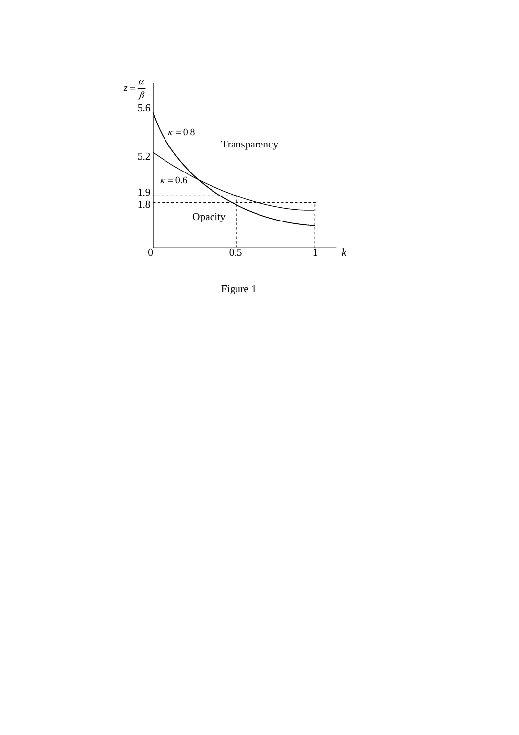$z = \frac{\alpha}{\beta}$

5.6

5.2

1.9

1.8

0

0.5

1

$k$

$\kappa = 0.8$

$\kappa = 0.6$

Transparency

Opacity

Figure 1